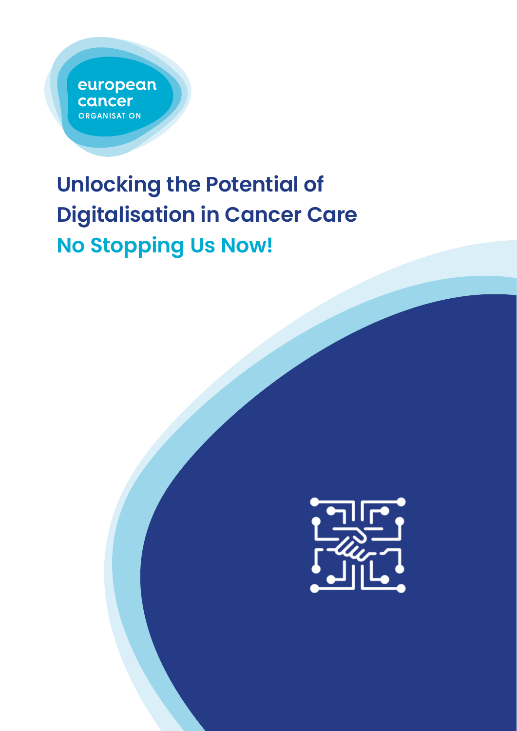european cancer ORGANISATION

# Unlocking the Potential of Digitalisation in Cancer Care

## No Stopping Us Now!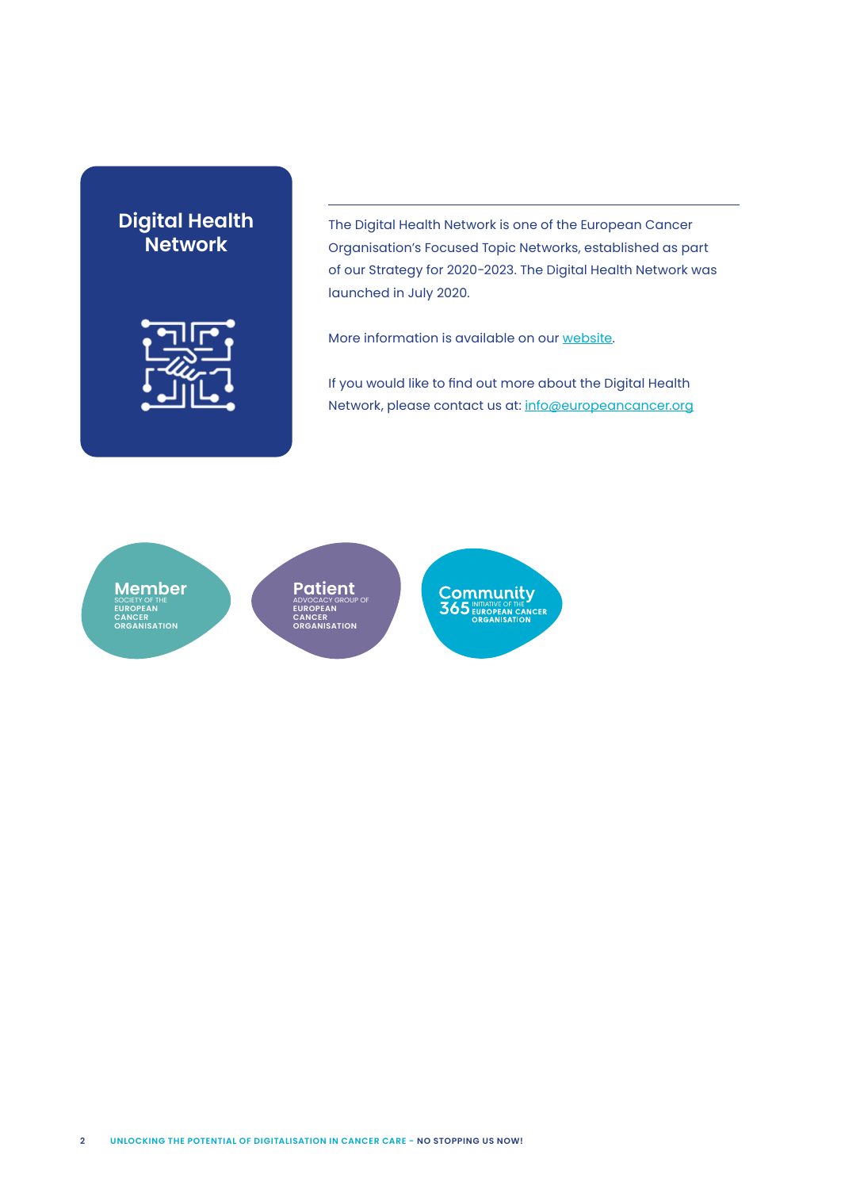# Digital Health Network

The Digital Health Network is one of the European Cancer Organisation's Focused Topic Networks, established as part of our Strategy for 2020-2023. The Digital Health Network was launched in July 2020.

More information is available on our website.

If you would like to find out more about the Digital Health Network, please contact us at: info@europeancancer.org

**Member** SOCIETY OF THE EUROPEAN CANCER ORGANISATION

**Patient** ADVOCACY GROUP OF EUROPEAN CANCER ORGANISATION

**Community 365** INITIATIVE OF THE EUROPEAN CANCER ORGANISATION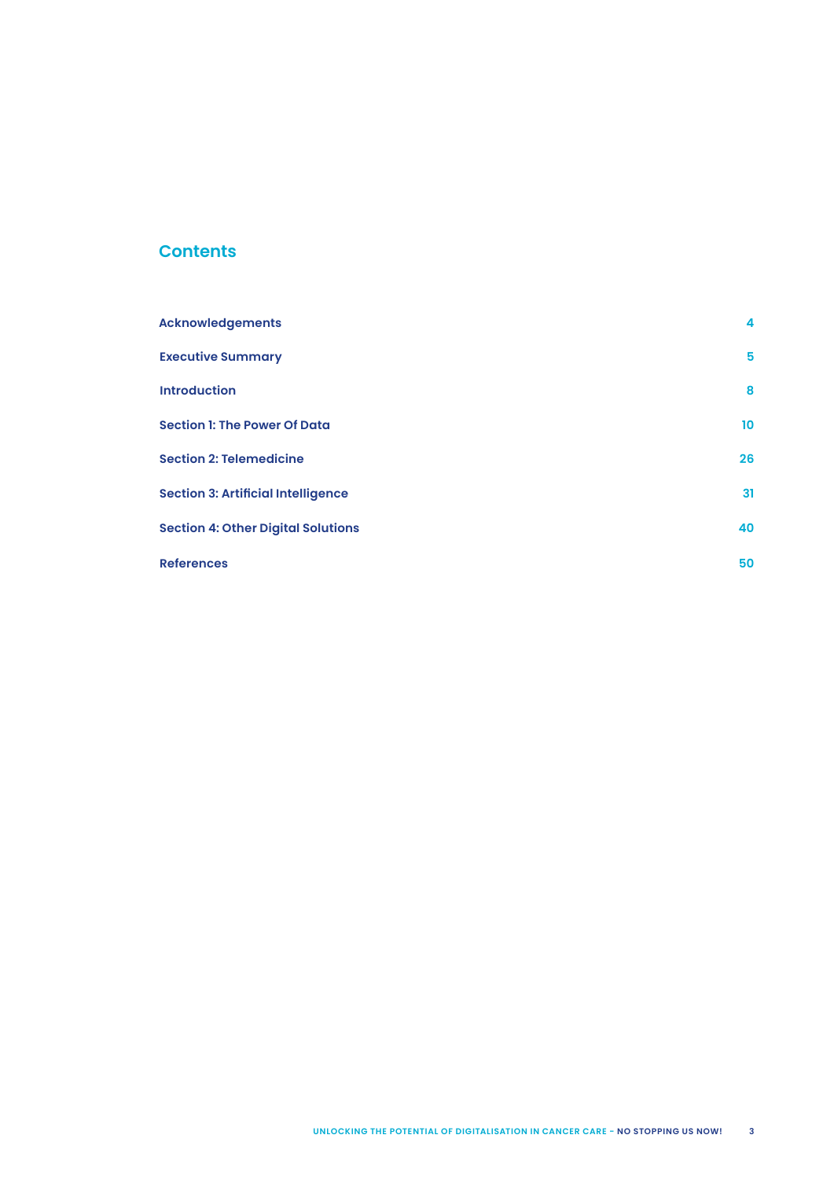## Contents

| | |
|---|---|
| **Acknowledgements** | 4 |
| **Executive Summary** | 5 |
| **Introduction** | 8 |
| **Section 1: The Power Of Data** | 10 |
| **Section 2: Telemedicine** | 26 |
| **Section 3: Artificial Intelligence** | 31 |
| **Section 4: Other Digital Solutions** | 40 |
| **References** | 50 |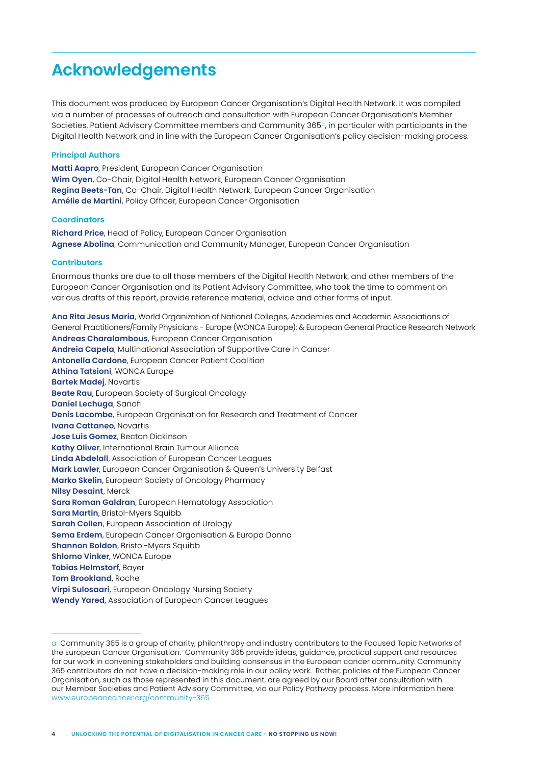# Acknowledgements

This document was produced by European Cancer Organisation's Digital Health Network. It was compiled via a number of processes of outreach and consultation with European Cancer Organisation's Member Societies, Patient Advisory Committee members and Community 365[a], in particular with participants in the Digital Health Network and in line with the European Cancer Organisation's policy decision-making process.

### Principal Authors

**Matti Aapro**, President, European Cancer Organisation
**Wim Oyen**, Co-Chair, Digital Health Network, European Cancer Organisation
**Regina Beets-Tan**, Co-Chair, Digital Health Network, European Cancer Organisation
**Amélie de Martini**, Policy Officer, European Cancer Organisation

### Coordinators

**Richard Price**, Head of Policy, European Cancer Organisation
**Agnese Abolina**, Communication and Community Manager, European Cancer Organisation

### Contributors

Enormous thanks are due to all those members of the Digital Health Network, and other members of the European Cancer Organisation and its Patient Advisory Committee, who took the time to comment on various drafts of this report, provide reference material, advice and other forms of input.

**Ana Rita Jesus Maria**, World Organization of National Colleges, Academies and Academic Associations of General Practitioners/Family Physicians - Europe (WONCA Europe): & European General Practice Research Network
**Andreas Charalambous**, European Cancer Organisation
**Andreia Capela**, Multinational Association of Supportive Care in Cancer
**Antonella Cardone**, European Cancer Patient Coalition
**Athina Tatsioni**, WONCA Europe
**Bartek Madej**, Novartis
**Beate Rau**, European Society of Surgical Oncology
**Daniel Lechuga**, Sanofi
**Denis Lacombe**, European Organisation for Research and Treatment of Cancer
**Ivana Cattaneo**, Novartis
**Jose Luis Gomez**, Becton Dickinson
**Kathy Oliver**, International Brain Tumour Alliance
**Linda Abdelall**, Association of European Cancer Leagues
**Mark Lawler**, European Cancer Organisation & Queen's University Belfast
**Marko Skelin**, European Society of Oncology Pharmacy
**Nilsy Desaint**, Merck
**Sara Roman Galdran**, European Hematology Association
**Sara Martin**, Bristol-Myers Squibb
**Sarah Collen**, European Association of Urology
**Sema Erdem**, European Cancer Organisation & Europa Donna
**Shannon Boldon**, Bristol-Myers Squibb
**Shlomo Vinker**, WONCA Europe
**Tobias Helmstorf**, Bayer
**Tom Brookland**, Roche
**Virpi Sulosaari**, European Oncology Nursing Society
**Wendy Yared**, Association of European Cancer Leagues

---

[a] Community 365 is a group of charity, philanthropy and industry contributors to the Focused Topic Networks of the European Cancer Organisation. Community 365 provide ideas, guidance, practical support and resources for our work in convening stakeholders and building consensus in the European cancer community. Community 365 contributors do not have a decision-making role in our policy work. Rather, policies of the European Cancer Organisation, such as those represented in this document, are agreed by our Board after consultation with our Member Societies and Patient Advisory Committee, via our Policy Pathway process. More information here: www.europeancancer.org/community-365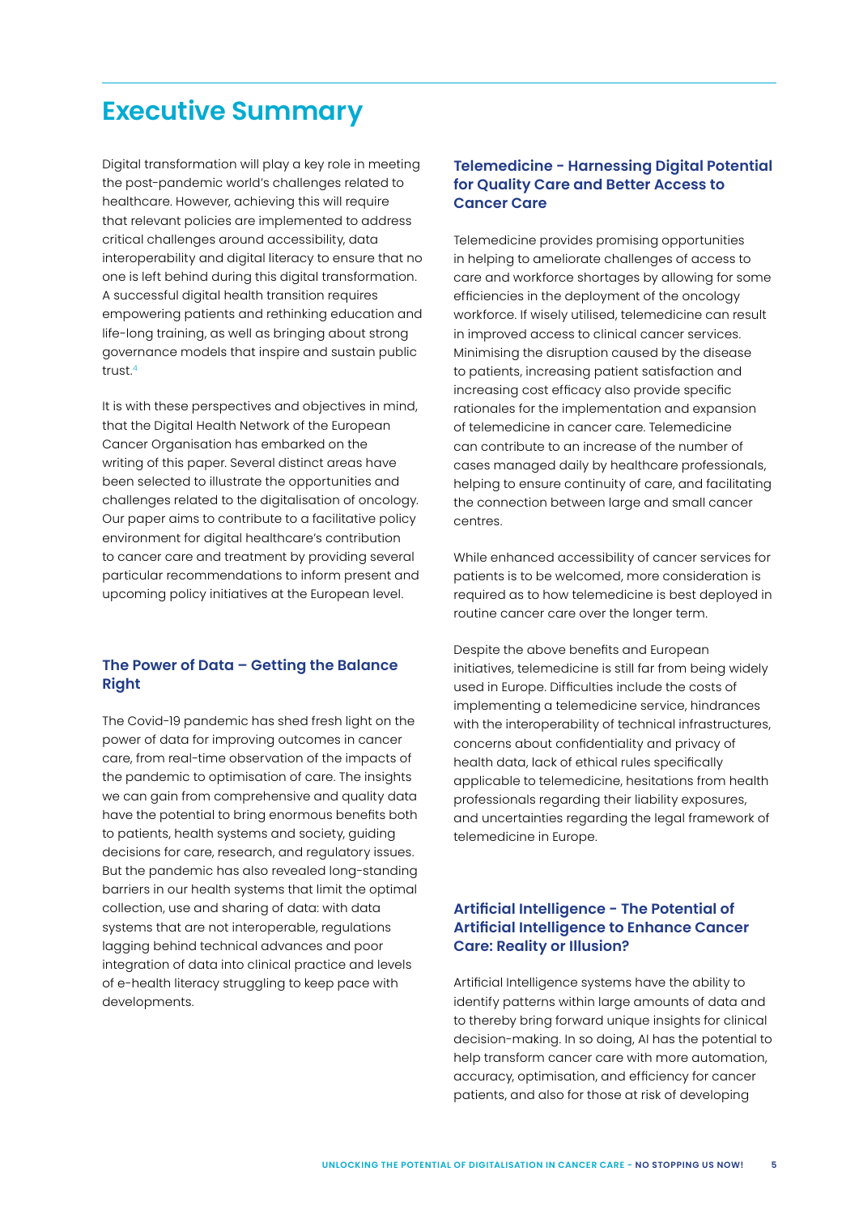# Executive Summary

Digital transformation will play a key role in meeting the post-pandemic world's challenges related to healthcare. However, achieving this will require that relevant policies are implemented to address critical challenges around accessibility, data interoperability and digital literacy to ensure that no one is left behind during this digital transformation. A successful digital health transition requires empowering patients and rethinking education and life-long training, as well as bringing about strong governance models that inspire and sustain public trust.[4]

It is with these perspectives and objectives in mind, that the Digital Health Network of the European Cancer Organisation has embarked on the writing of this paper. Several distinct areas have been selected to illustrate the opportunities and challenges related to the digitalisation of oncology. Our paper aims to contribute to a facilitative policy environment for digital healthcare's contribution to cancer care and treatment by providing several particular recommendations to inform present and upcoming policy initiatives at the European level.

### The Power of Data – Getting the Balance Right

The Covid-19 pandemic has shed fresh light on the power of data for improving outcomes in cancer care, from real-time observation of the impacts of the pandemic to optimisation of care. The insights we can gain from comprehensive and quality data have the potential to bring enormous benefits both to patients, health systems and society, guiding decisions for care, research, and regulatory issues. But the pandemic has also revealed long-standing barriers in our health systems that limit the optimal collection, use and sharing of data: with data systems that are not interoperable, regulations lagging behind technical advances and poor integration of data into clinical practice and levels of e-health literacy struggling to keep pace with developments.

### Telemedicine - Harnessing Digital Potential for Quality Care and Better Access to Cancer Care

Telemedicine provides promising opportunities in helping to ameliorate challenges of access to care and workforce shortages by allowing for some efficiencies in the deployment of the oncology workforce. If wisely utilised, telemedicine can result in improved access to clinical cancer services. Minimising the disruption caused by the disease to patients, increasing patient satisfaction and increasing cost efficacy also provide specific rationales for the implementation and expansion of telemedicine in cancer care. Telemedicine can contribute to an increase of the number of cases managed daily by healthcare professionals, helping to ensure continuity of care, and facilitating the connection between large and small cancer centres.

While enhanced accessibility of cancer services for patients is to be welcomed, more consideration is required as to how telemedicine is best deployed in routine cancer care over the longer term.

Despite the above benefits and European initiatives, telemedicine is still far from being widely used in Europe. Difficulties include the costs of implementing a telemedicine service, hindrances with the interoperability of technical infrastructures, concerns about confidentiality and privacy of health data, lack of ethical rules specifically applicable to telemedicine, hesitations from health professionals regarding their liability exposures, and uncertainties regarding the legal framework of telemedicine in Europe.

### Artificial Intelligence - The Potential of Artificial Intelligence to Enhance Cancer Care: Reality or Illusion?

Artificial Intelligence systems have the ability to identify patterns within large amounts of data and to thereby bring forward unique insights for clinical decision-making. In so doing, AI has the potential to help transform cancer care with more automation, accuracy, optimisation, and efficiency for cancer patients, and also for those at risk of developing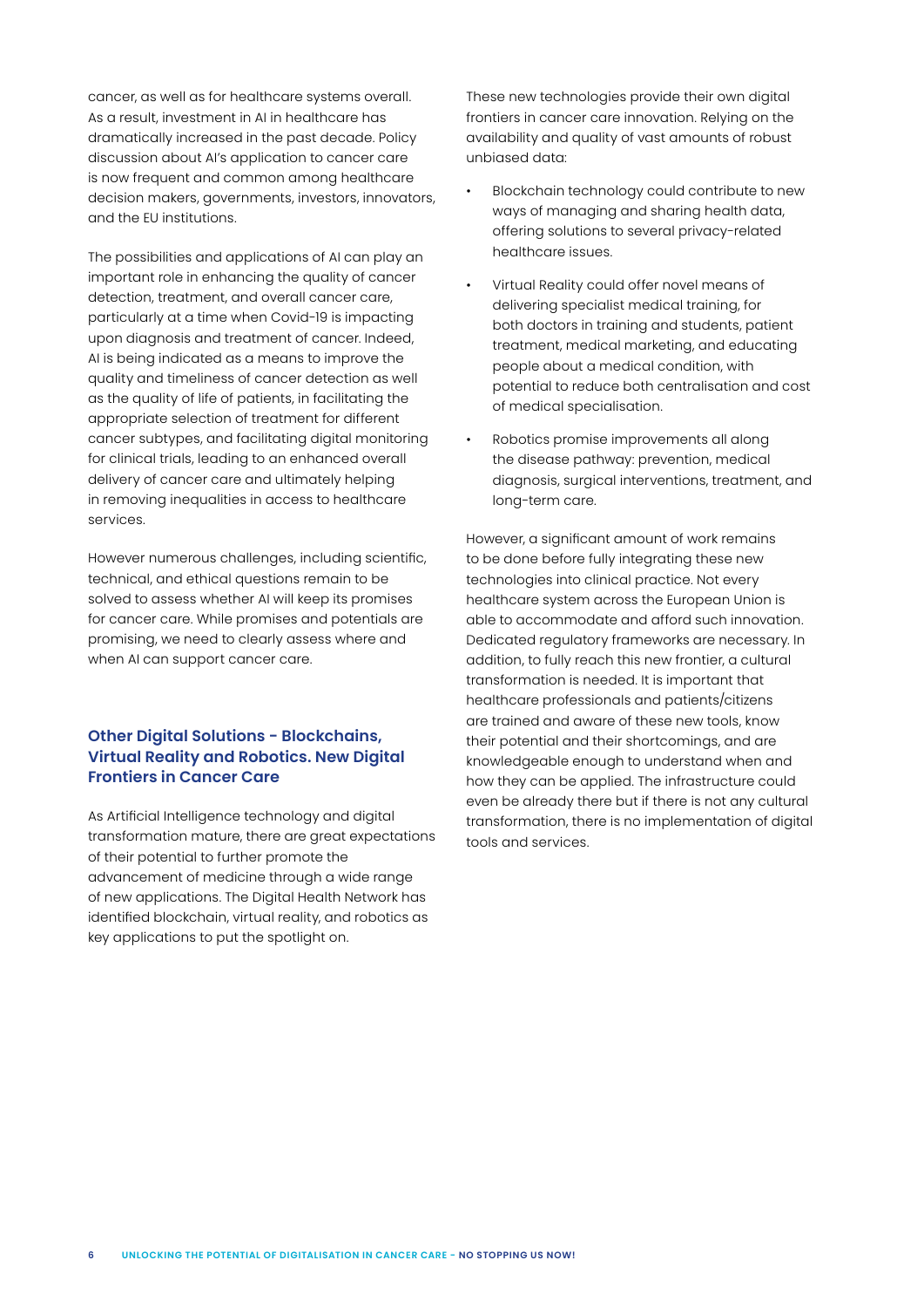cancer, as well as for healthcare systems overall. As a result, investment in AI in healthcare has dramatically increased in the past decade. Policy discussion about AI's application to cancer care is now frequent and common among healthcare decision makers, governments, investors, innovators, and the EU institutions.

The possibilities and applications of AI can play an important role in enhancing the quality of cancer detection, treatment, and overall cancer care, particularly at a time when Covid-19 is impacting upon diagnosis and treatment of cancer. Indeed, AI is being indicated as a means to improve the quality and timeliness of cancer detection as well as the quality of life of patients, in facilitating the appropriate selection of treatment for different cancer subtypes, and facilitating digital monitoring for clinical trials, leading to an enhanced overall delivery of cancer care and ultimately helping in removing inequalities in access to healthcare services.

However numerous challenges, including scientific, technical, and ethical questions remain to be solved to assess whether AI will keep its promises for cancer care. While promises and potentials are promising, we need to clearly assess where and when AI can support cancer care.

### Other Digital Solutions - Blockchains, Virtual Reality and Robotics. New Digital Frontiers in Cancer Care

As Artificial Intelligence technology and digital transformation mature, there are great expectations of their potential to further promote the advancement of medicine through a wide range of new applications. The Digital Health Network has identified blockchain, virtual reality, and robotics as key applications to put the spotlight on.

These new technologies provide their own digital frontiers in cancer care innovation. Relying on the availability and quality of vast amounts of robust unbiased data:

- Blockchain technology could contribute to new ways of managing and sharing health data, offering solutions to several privacy-related healthcare issues.
- Virtual Reality could offer novel means of delivering specialist medical training, for both doctors in training and students, patient treatment, medical marketing, and educating people about a medical condition, with potential to reduce both centralisation and cost of medical specialisation.
- Robotics promise improvements all along the disease pathway: prevention, medical diagnosis, surgical interventions, treatment, and long-term care.

However, a significant amount of work remains to be done before fully integrating these new technologies into clinical practice. Not every healthcare system across the European Union is able to accommodate and afford such innovation. Dedicated regulatory frameworks are necessary. In addition, to fully reach this new frontier, a cultural transformation is needed. It is important that healthcare professionals and patients/citizens are trained and aware of these new tools, know their potential and their shortcomings, and are knowledgeable enough to understand when and how they can be applied. The infrastructure could even be already there but if there is not any cultural transformation, there is no implementation of digital tools and services.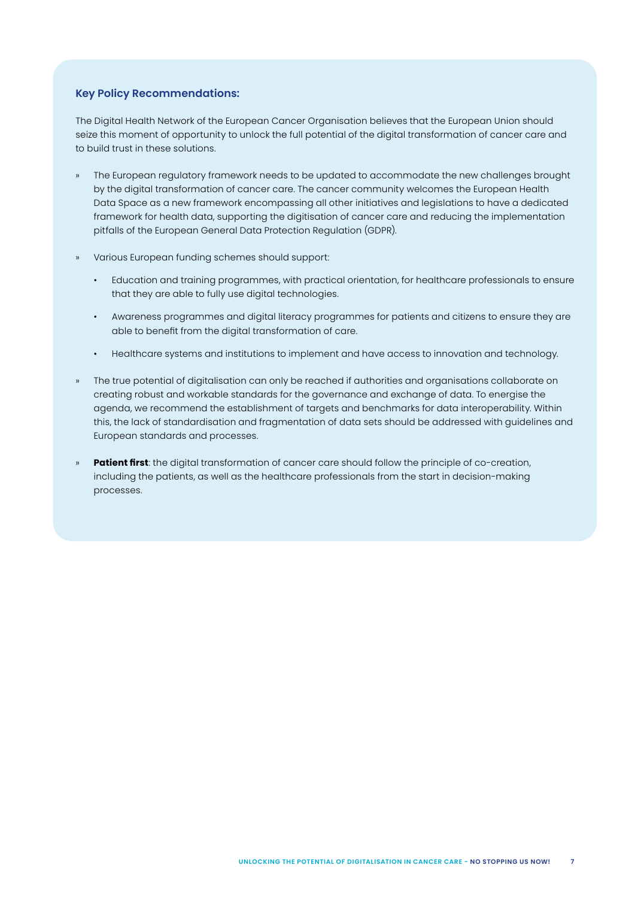### Key Policy Recommendations:

The Digital Health Network of the European Cancer Organisation believes that the European Union should seize this moment of opportunity to unlock the full potential of the digital transformation of cancer care and to build trust in these solutions.

- The European regulatory framework needs to be updated to accommodate the new challenges brought by the digital transformation of cancer care. The cancer community welcomes the European Health Data Space as a new framework encompassing all other initiatives and legislations to have a dedicated framework for health data, supporting the digitisation of cancer care and reducing the implementation pitfalls of the European General Data Protection Regulation (GDPR).
- Various European funding schemes should support:
  - Education and training programmes, with practical orientation, for healthcare professionals to ensure that they are able to fully use digital technologies.
  - Awareness programmes and digital literacy programmes for patients and citizens to ensure they are able to benefit from the digital transformation of care.
  - Healthcare systems and institutions to implement and have access to innovation and technology.
- The true potential of digitalisation can only be reached if authorities and organisations collaborate on creating robust and workable standards for the governance and exchange of data. To energise the agenda, we recommend the establishment of targets and benchmarks for data interoperability. Within this, the lack of standardisation and fragmentation of data sets should be addressed with guidelines and European standards and processes.
- **Patient first**: the digital transformation of cancer care should follow the principle of co-creation, including the patients, as well as the healthcare professionals from the start in decision-making processes.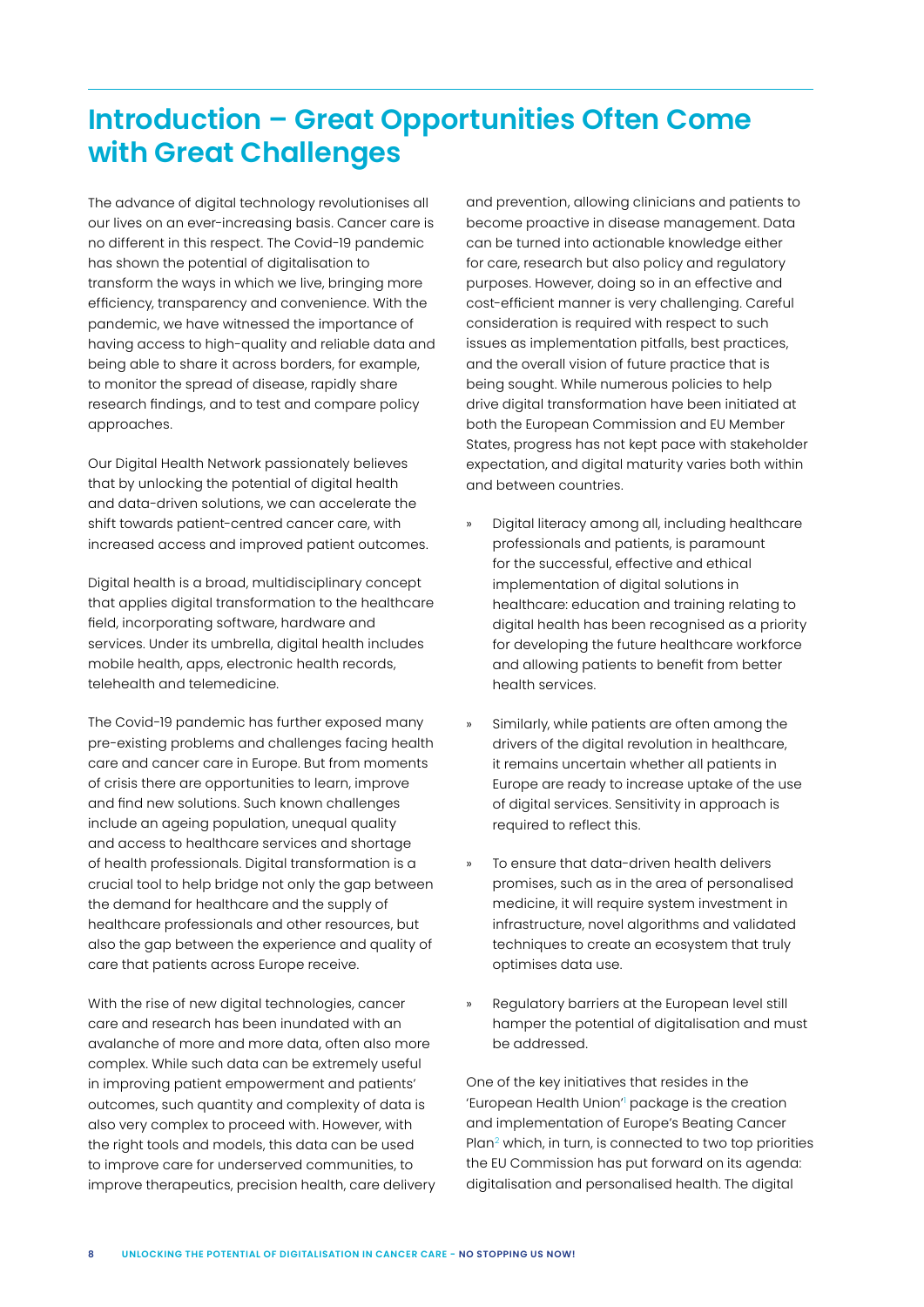# Introduction – Great Opportunities Often Come with Great Challenges

The advance of digital technology revolutionises all our lives on an ever-increasing basis. Cancer care is no different in this respect. The Covid-19 pandemic has shown the potential of digitalisation to transform the ways in which we live, bringing more efficiency, transparency and convenience. With the pandemic, we have witnessed the importance of having access to high-quality and reliable data and being able to share it across borders, for example, to monitor the spread of disease, rapidly share research findings, and to test and compare policy approaches.

Our Digital Health Network passionately believes that by unlocking the potential of digital health and data-driven solutions, we can accelerate the shift towards patient-centred cancer care, with increased access and improved patient outcomes.

Digital health is a broad, multidisciplinary concept that applies digital transformation to the healthcare field, incorporating software, hardware and services. Under its umbrella, digital health includes mobile health, apps, electronic health records, telehealth and telemedicine.

The Covid-19 pandemic has further exposed many pre-existing problems and challenges facing health care and cancer care in Europe. But from moments of crisis there are opportunities to learn, improve and find new solutions. Such known challenges include an ageing population, unequal quality and access to healthcare services and shortage of health professionals. Digital transformation is a crucial tool to help bridge not only the gap between the demand for healthcare and the supply of healthcare professionals and other resources, but also the gap between the experience and quality of care that patients across Europe receive.

With the rise of new digital technologies, cancer care and research has been inundated with an avalanche of more and more data, often also more complex. While such data can be extremely useful in improving patient empowerment and patients' outcomes, such quantity and complexity of data is also very complex to proceed with. However, with the right tools and models, this data can be used to improve care for underserved communities, to improve therapeutics, precision health, care delivery and prevention, allowing clinicians and patients to become proactive in disease management. Data can be turned into actionable knowledge either for care, research but also policy and regulatory purposes. However, doing so in an effective and cost-efficient manner is very challenging. Careful consideration is required with respect to such issues as implementation pitfalls, best practices, and the overall vision of future practice that is being sought. While numerous policies to help drive digital transformation have been initiated at both the European Commission and EU Member States, progress has not kept pace with stakeholder expectation, and digital maturity varies both within and between countries.

- Digital literacy among all, including healthcare professionals and patients, is paramount for the successful, effective and ethical implementation of digital solutions in healthcare: education and training relating to digital health has been recognised as a priority for developing the future healthcare workforce and allowing patients to benefit from better health services.
- Similarly, while patients are often among the drivers of the digital revolution in healthcare, it remains uncertain whether all patients in Europe are ready to increase uptake of the use of digital services. Sensitivity in approach is required to reflect this.
- To ensure that data-driven health delivers promises, such as in the area of personalised medicine, it will require system investment in infrastructure, novel algorithms and validated techniques to create an ecosystem that truly optimises data use.
- Regulatory barriers at the European level still hamper the potential of digitalisation and must be addressed.

One of the key initiatives that resides in the 'European Health Union'[1] package is the creation and implementation of Europe's Beating Cancer Plan[2] which, in turn, is connected to two top priorities the EU Commission has put forward on its agenda: digitalisation and personalised health. The digital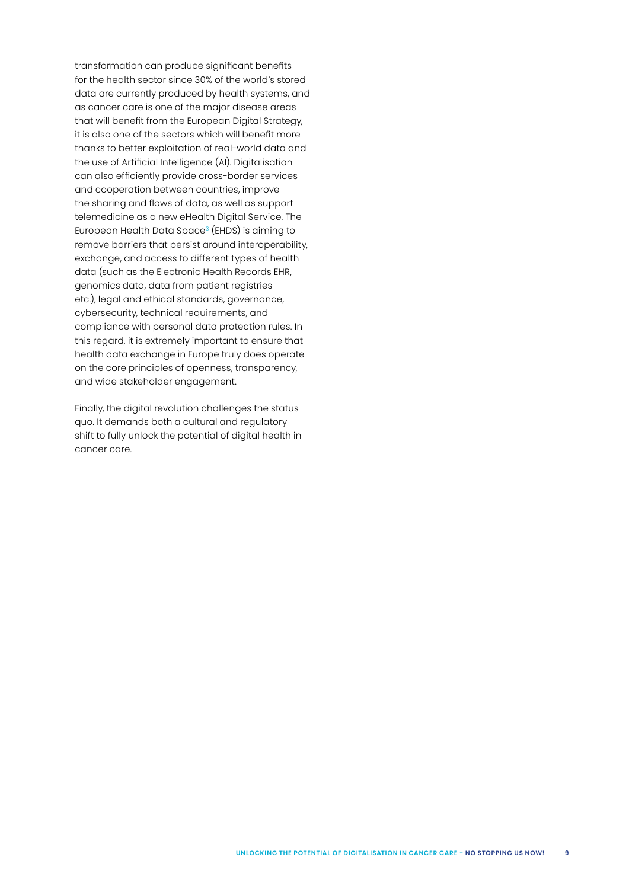transformation can produce significant benefits for the health sector since 30% of the world's stored data are currently produced by health systems, and as cancer care is one of the major disease areas that will benefit from the European Digital Strategy, it is also one of the sectors which will benefit more thanks to better exploitation of real-world data and the use of Artificial Intelligence (AI). Digitalisation can also efficiently provide cross-border services and cooperation between countries, improve the sharing and flows of data, as well as support telemedicine as a new eHealth Digital Service. The European Health Data Space[3] (EHDS) is aiming to remove barriers that persist around interoperability, exchange, and access to different types of health data (such as the Electronic Health Records EHR, genomics data, data from patient registries etc.), legal and ethical standards, governance, cybersecurity, technical requirements, and compliance with personal data protection rules. In this regard, it is extremely important to ensure that health data exchange in Europe truly does operate on the core principles of openness, transparency, and wide stakeholder engagement.

Finally, the digital revolution challenges the status quo. It demands both a cultural and regulatory shift to fully unlock the potential of digital health in cancer care.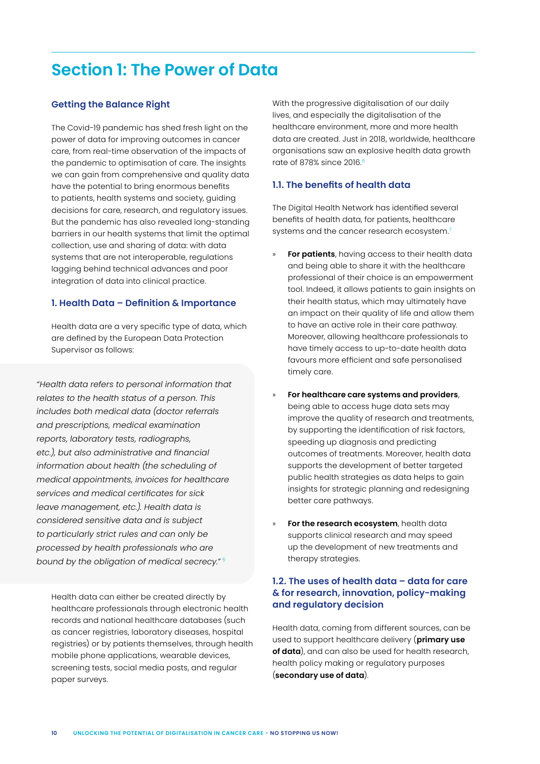# Section 1: The Power of Data

### Getting the Balance Right

The Covid-19 pandemic has shed fresh light on the power of data for improving outcomes in cancer care, from real-time observation of the impacts of the pandemic to optimisation of care. The insights we can gain from comprehensive and quality data have the potential to bring enormous benefits to patients, health systems and society, guiding decisions for care, research, and regulatory issues. But the pandemic has also revealed long-standing barriers in our health systems that limit the optimal collection, use and sharing of data: with data systems that are not interoperable, regulations lagging behind technical advances and poor integration of data into clinical practice.

### 1. Health Data – Definition & Importance

Health data are a very specific type of data, which are defined by the European Data Protection Supervisor as follows:

> *"Health data refers to personal information that relates to the health status of a person. This includes both medical data (doctor referrals and prescriptions, medical examination reports, laboratory tests, radiographs, etc.), but also administrative and financial information about health (the scheduling of medical appointments, invoices for healthcare services and medical certificates for sick leave management, etc.). Health data is considered sensitive data and is subject to particularly strict rules and can only be processed by health professionals who are bound by the obligation of medical secrecy."* [5]

Health data can either be created directly by healthcare professionals through electronic health records and national healthcare databases (such as cancer registries, laboratory diseases, hospital registries) or by patients themselves, through health mobile phone applications, wearable devices, screening tests, social media posts, and regular paper surveys.

With the progressive digitalisation of our daily lives, and especially the digitalisation of the healthcare environment, more and more health data are created. Just in 2018, worldwide, healthcare organisations saw an explosive health data growth rate of 878% since 2016.[6]

### 1.1. The benefits of health data

The Digital Health Network has identified several benefits of health data, for patients, healthcare systems and the cancer research ecosystem.[7]

- **For patients**, having access to their health data and being able to share it with the healthcare professional of their choice is an empowerment tool. Indeed, it allows patients to gain insights on their health status, which may ultimately have an impact on their quality of life and allow them to have an active role in their care pathway. Moreover, allowing healthcare professionals to have timely access to up-to-date health data favours more efficient and safe personalised timely care.
- **For healthcare care systems and providers**, being able to access huge data sets may improve the quality of research and treatments, by supporting the identification of risk factors, speeding up diagnosis and predicting outcomes of treatments. Moreover, health data supports the development of better targeted public health strategies as data helps to gain insights for strategic planning and redesigning better care pathways.
- **For the research ecosystem**, health data supports clinical research and may speed up the development of new treatments and therapy strategies.

### 1.2. The uses of health data – data for care & for research, innovation, policy-making and regulatory decision

Health data, coming from different sources, can be used to support healthcare delivery (**primary use of data**), and can also be used for health research, health policy making or regulatory purposes (**secondary use of data**).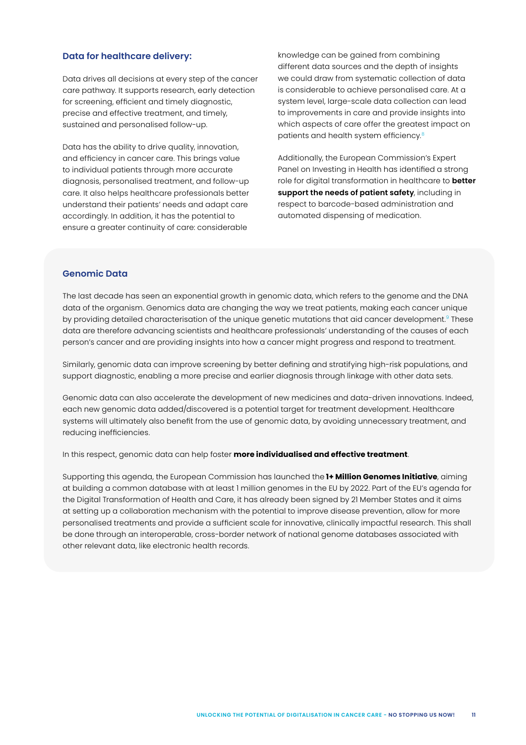### Data for healthcare delivery:

Data drives all decisions at every step of the cancer care pathway. It supports research, early detection for screening, efficient and timely diagnostic, precise and effective treatment, and timely, sustained and personalised follow-up.

Data has the ability to drive quality, innovation, and efficiency in cancer care. This brings value to individual patients through more accurate diagnosis, personalised treatment, and follow-up care. It also helps healthcare professionals better understand their patients' needs and adapt care accordingly. In addition, it has the potential to ensure a greater continuity of care: considerable knowledge can be gained from combining different data sources and the depth of insights we could draw from systematic collection of data is considerable to achieve personalised care. At a system level, large-scale data collection can lead to improvements in care and provide insights into which aspects of care offer the greatest impact on patients and health system efficiency.[8]

Additionally, the European Commission's Expert Panel on Investing in Health has identified a strong role for digital transformation in healthcare to **better support the needs of patient safety**, including in respect to barcode-based administration and automated dispensing of medication.

### Genomic Data

The last decade has seen an exponential growth in genomic data, which refers to the genome and the DNA data of the organism. Genomics data are changing the way we treat patients, making each cancer unique by providing detailed characterisation of the unique genetic mutations that aid cancer development.[9] These data are therefore advancing scientists and healthcare professionals' understanding of the causes of each person's cancer and are providing insights into how a cancer might progress and respond to treatment.

Similarly, genomic data can improve screening by better defining and stratifying high-risk populations, and support diagnostic, enabling a more precise and earlier diagnosis through linkage with other data sets.

Genomic data can also accelerate the development of new medicines and data-driven innovations. Indeed, each new genomic data added/discovered is a potential target for treatment development. Healthcare systems will ultimately also benefit from the use of genomic data, by avoiding unnecessary treatment, and reducing inefficiencies.

In this respect, genomic data can help foster **more individualised and effective treatment**.

Supporting this agenda, the European Commission has launched the **1+ Million Genomes Initiative**, aiming at building a common database with at least 1 million genomes in the EU by 2022. Part of the EU's agenda for the Digital Transformation of Health and Care, it has already been signed by 21 Member States and it aims at setting up a collaboration mechanism with the potential to improve disease prevention, allow for more personalised treatments and provide a sufficient scale for innovative, clinically impactful research. This shall be done through an interoperable, cross-border network of national genome databases associated with other relevant data, like electronic health records.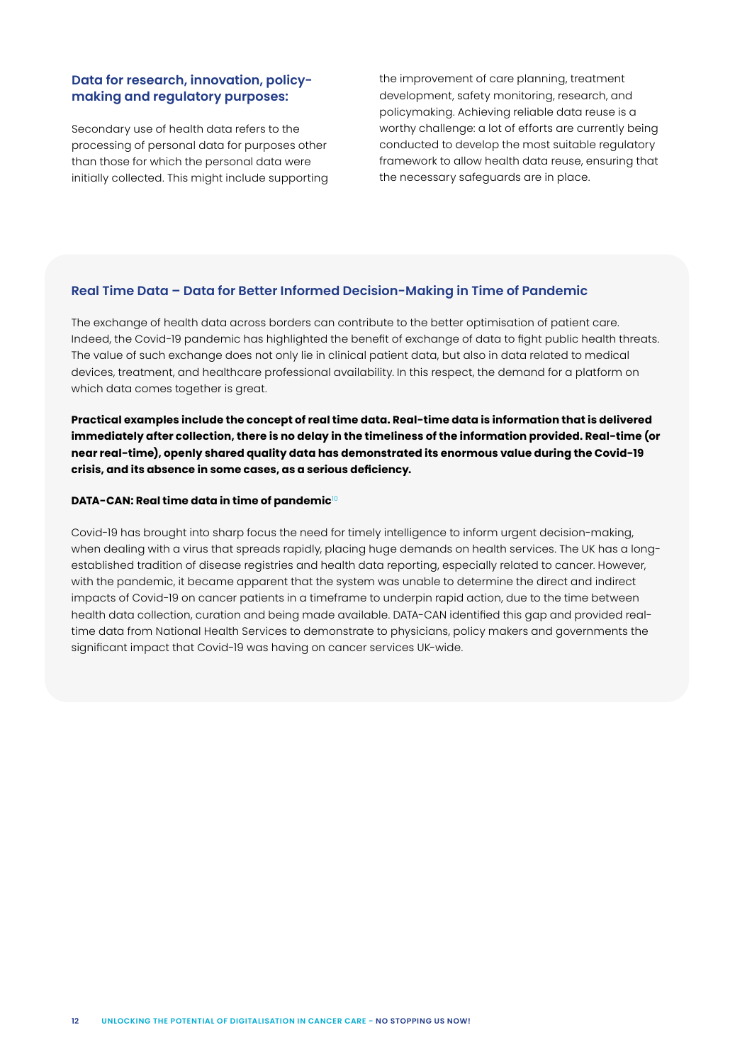### Data for research, innovation, policy-making and regulatory purposes:

Secondary use of health data refers to the processing of personal data for purposes other than those for which the personal data were initially collected. This might include supporting the improvement of care planning, treatment development, safety monitoring, research, and policymaking. Achieving reliable data reuse is a worthy challenge: a lot of efforts are currently being conducted to develop the most suitable regulatory framework to allow health data reuse, ensuring that the necessary safeguards are in place.

### Real Time Data – Data for Better Informed Decision-Making in Time of Pandemic

The exchange of health data across borders can contribute to the better optimisation of patient care. Indeed, the Covid-19 pandemic has highlighted the benefit of exchange of data to fight public health threats. The value of such exchange does not only lie in clinical patient data, but also in data related to medical devices, treatment, and healthcare professional availability. In this respect, the demand for a platform on which data comes together is great.

**Practical examples include the concept of real time data. Real-time data is information that is delivered immediately after collection, there is no delay in the timeliness of the information provided. Real-time (or near real-time), openly shared quality data has demonstrated its enormous value during the Covid-19 crisis, and its absence in some cases, as a serious deficiency.**

**DATA-CAN: Real time data in time of pandemic**[10]

Covid-19 has brought into sharp focus the need for timely intelligence to inform urgent decision-making, when dealing with a virus that spreads rapidly, placing huge demands on health services. The UK has a long-established tradition of disease registries and health data reporting, especially related to cancer. However, with the pandemic, it became apparent that the system was unable to determine the direct and indirect impacts of Covid-19 on cancer patients in a timeframe to underpin rapid action, due to the time between health data collection, curation and being made available. DATA-CAN identified this gap and provided real-time data from National Health Services to demonstrate to physicians, policy makers and governments the significant impact that Covid-19 was having on cancer services UK-wide.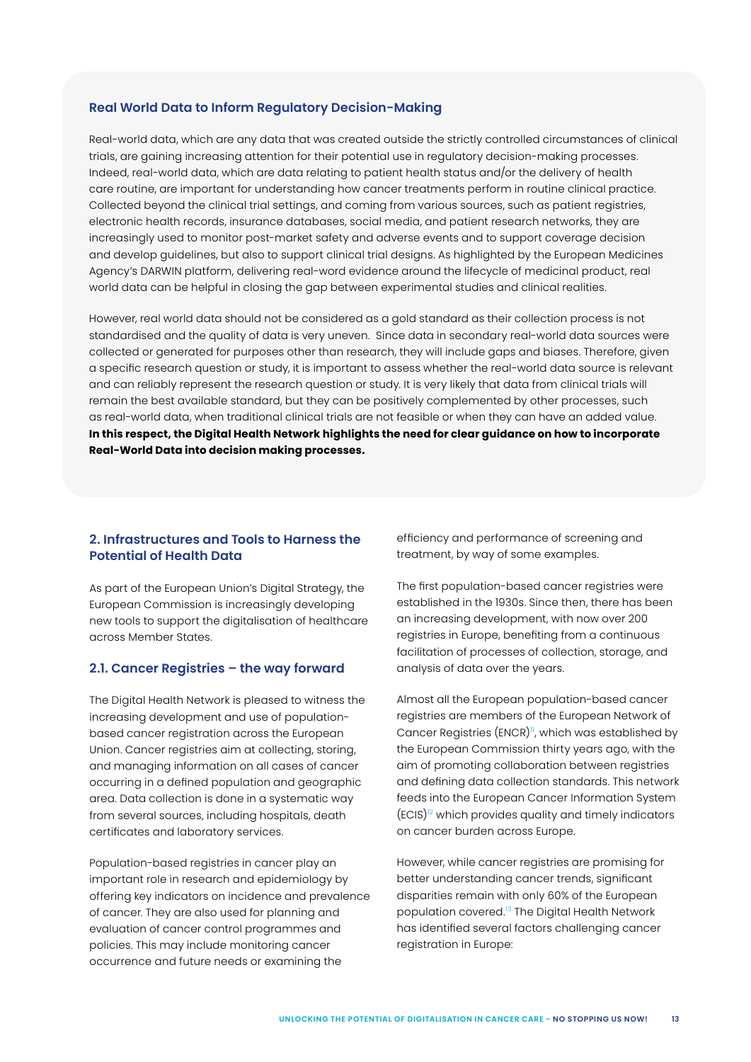### Real World Data to Inform Regulatory Decision-Making

Real-world data, which are any data that was created outside the strictly controlled circumstances of clinical trials, are gaining increasing attention for their potential use in regulatory decision-making processes. Indeed, real-world data, which are data relating to patient health status and/or the delivery of health care routine, are important for understanding how cancer treatments perform in routine clinical practice. Collected beyond the clinical trial settings, and coming from various sources, such as patient registries, electronic health records, insurance databases, social media, and patient research networks, they are increasingly used to monitor post-market safety and adverse events and to support coverage decision and develop guidelines, but also to support clinical trial designs. As highlighted by the European Medicines Agency's DARWIN platform, delivering real-word evidence around the lifecycle of medicinal product, real world data can be helpful in closing the gap between experimental studies and clinical realities.

However, real world data should not be considered as a gold standard as their collection process is not standardised and the quality of data is very uneven. Since data in secondary real-world data sources were collected or generated for purposes other than research, they will include gaps and biases. Therefore, given a specific research question or study, it is important to assess whether the real-world data source is relevant and can reliably represent the research question or study. It is very likely that data from clinical trials will remain the best available standard, but they can be positively complemented by other processes, such as real-world data, when traditional clinical trials are not feasible or when they can have an added value. **In this respect, the Digital Health Network highlights the need for clear guidance on how to incorporate Real-World Data into decision making processes.**

## 2. Infrastructures and Tools to Harness the Potential of Health Data

As part of the European Union's Digital Strategy, the European Commission is increasingly developing new tools to support the digitalisation of healthcare across Member States.

### 2.1. Cancer Registries – the way forward

The Digital Health Network is pleased to witness the increasing development and use of population-based cancer registration across the European Union. Cancer registries aim at collecting, storing, and managing information on all cases of cancer occurring in a defined population and geographic area. Data collection is done in a systematic way from several sources, including hospitals, death certificates and laboratory services.

Population-based registries in cancer play an important role in research and epidemiology by offering key indicators on incidence and prevalence of cancer. They are also used for planning and evaluation of cancer control programmes and policies. This may include monitoring cancer occurrence and future needs or examining the efficiency and performance of screening and treatment, by way of some examples.

The first population-based cancer registries were established in the 1930s. Since then, there has been an increasing development, with now over 200 registries in Europe, benefiting from a continuous facilitation of processes of collection, storage, and analysis of data over the years.

Almost all the European population-based cancer registries are members of the European Network of Cancer Registries (ENCR)[11], which was established by the European Commission thirty years ago, with the aim of promoting collaboration between registries and defining data collection standards. This network feeds into the European Cancer Information System (ECIS)[12] which provides quality and timely indicators on cancer burden across Europe.

However, while cancer registries are promising for better understanding cancer trends, significant disparities remain with only 60% of the European population covered.[13] The Digital Health Network has identified several factors challenging cancer registration in Europe: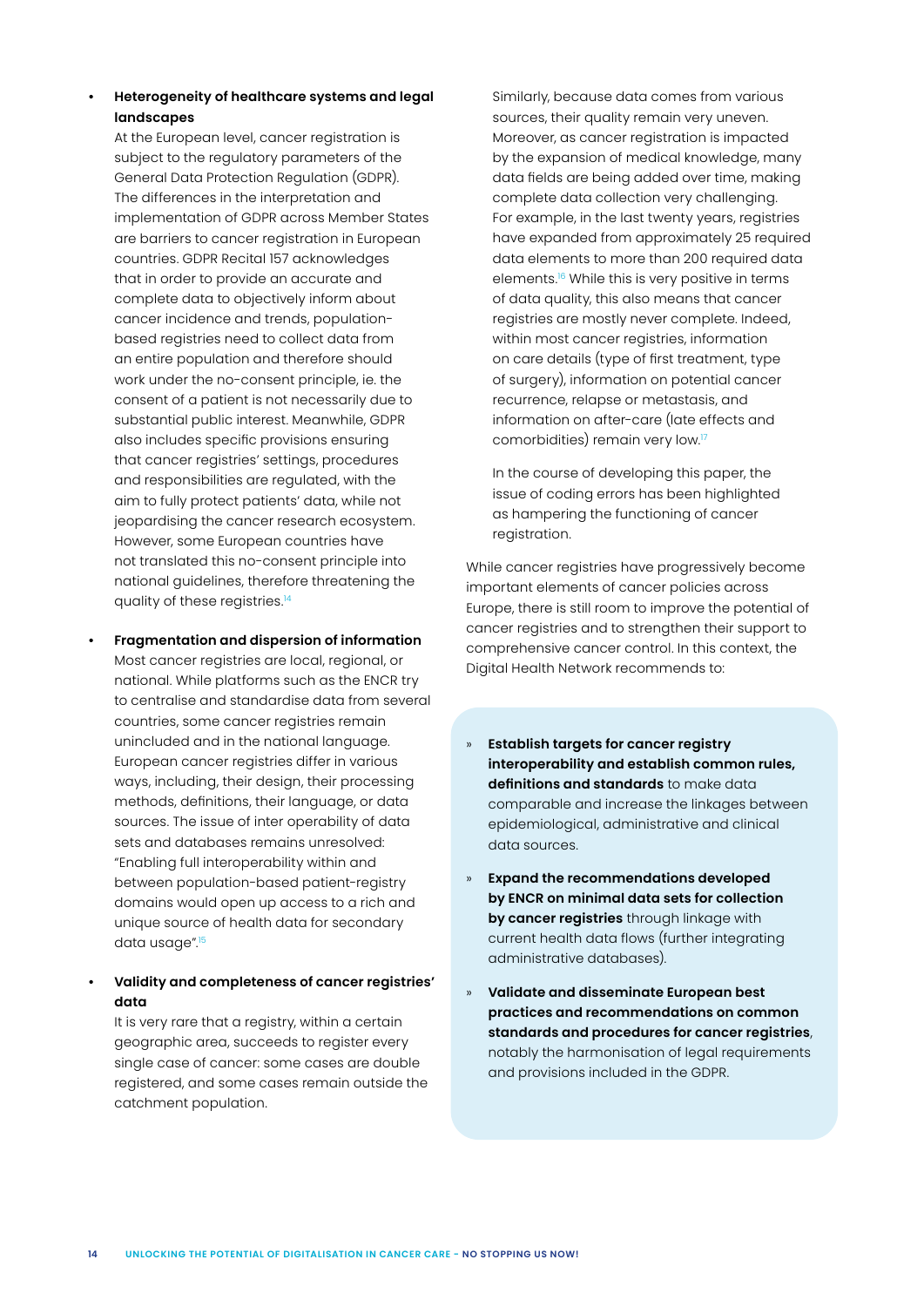- **Heterogeneity of healthcare systems and legal landscapes**
  At the European level, cancer registration is subject to the regulatory parameters of the General Data Protection Regulation (GDPR). The differences in the interpretation and implementation of GDPR across Member States are barriers to cancer registration in European countries. GDPR Recital 157 acknowledges that in order to provide an accurate and complete data to objectively inform about cancer incidence and trends, population-based registries need to collect data from an entire population and therefore should work under the no-consent principle, ie. the consent of a patient is not necessarily due to substantial public interest. Meanwhile, GDPR also includes specific provisions ensuring that cancer registries' settings, procedures and responsibilities are regulated, with the aim to fully protect patients' data, while not jeopardising the cancer research ecosystem. However, some European countries have not translated this no-consent principle into national guidelines, therefore threatening the quality of these registries.[14]

- **Fragmentation and dispersion of information**
  Most cancer registries are local, regional, or national. While platforms such as the ENCR try to centralise and standardise data from several countries, some cancer registries remain unincluded and in the national language. European cancer registries differ in various ways, including, their design, their processing methods, definitions, their language, or data sources. The issue of inter operability of data sets and databases remains unresolved: "Enabling full interoperability within and between population-based patient-registry domains would open up access to a rich and unique source of health data for secondary data usage".[15]

- **Validity and completeness of cancer registries' data**
  It is very rare that a registry, within a certain geographic area, succeeds to register every single case of cancer: some cases are double registered, and some cases remain outside the catchment population.

  Similarly, because data comes from various sources, their quality remain very uneven. Moreover, as cancer registration is impacted by the expansion of medical knowledge, many data fields are being added over time, making complete data collection very challenging. For example, in the last twenty years, registries have expanded from approximately 25 required data elements to more than 200 required data elements.[16] While this is very positive in terms of data quality, this also means that cancer registries are mostly never complete. Indeed, within most cancer registries, information on care details (type of first treatment, type of surgery), information on potential cancer recurrence, relapse or metastasis, and information on after-care (late effects and comorbidities) remain very low.[17]

  In the course of developing this paper, the issue of coding errors has been highlighted as hampering the functioning of cancer registration.

While cancer registries have progressively become important elements of cancer policies across Europe, there is still room to improve the potential of cancer registries and to strengthen their support to comprehensive cancer control. In this context, the Digital Health Network recommends to:

- **Establish targets for cancer registry interoperability and establish common rules, definitions and standards** to make data comparable and increase the linkages between epidemiological, administrative and clinical data sources.
- **Expand the recommendations developed by ENCR on minimal data sets for collection by cancer registries** through linkage with current health data flows (further integrating administrative databases).
- **Validate and disseminate European best practices and recommendations on common standards and procedures for cancer registries**, notably the harmonisation of legal requirements and provisions included in the GDPR.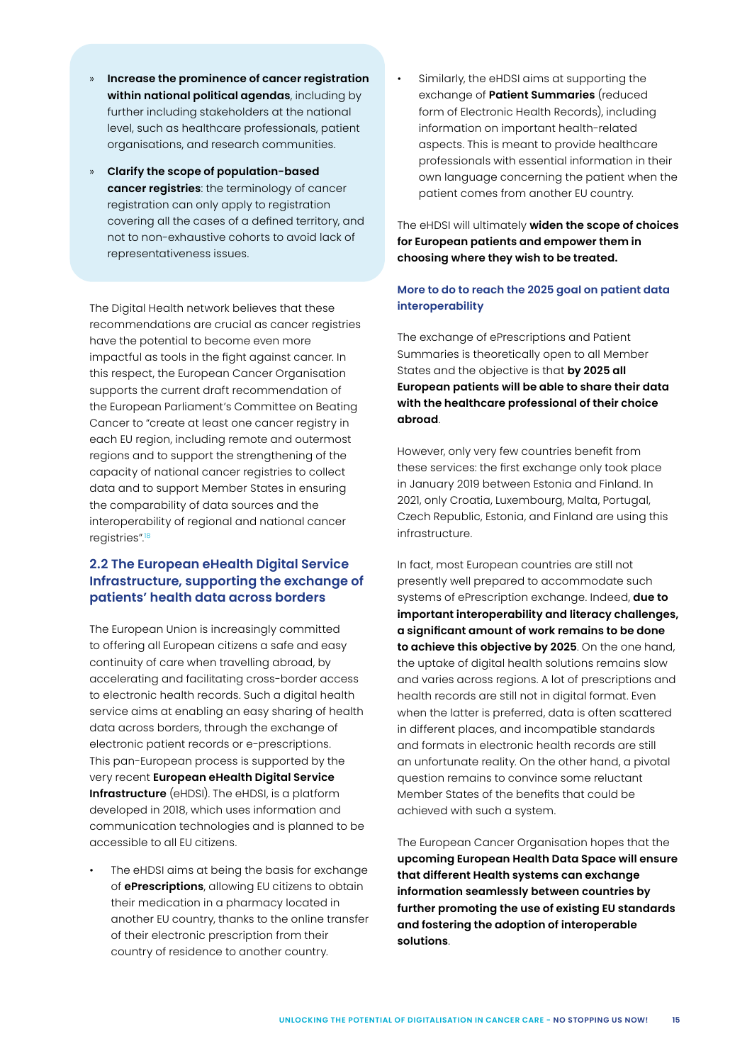- **Increase the prominence of cancer registration within national political agendas**, including by further including stakeholders at the national level, such as healthcare professionals, patient organisations, and research communities.
- **Clarify the scope of population-based cancer registries**: the terminology of cancer registration can only apply to registration covering all the cases of a defined territory, and not to non-exhaustive cohorts to avoid lack of representativeness issues.

The Digital Health network believes that these recommendations are crucial as cancer registries have the potential to become even more impactful as tools in the fight against cancer. In this respect, the European Cancer Organisation supports the current draft recommendation of the European Parliament's Committee on Beating Cancer to "create at least one cancer registry in each EU region, including remote and outermost regions and to support the strengthening of the capacity of national cancer registries to collect data and to support Member States in ensuring the comparability of data sources and the interoperability of regional and national cancer registries".[18]

## 2.2 The European eHealth Digital Service Infrastructure, supporting the exchange of patients' health data across borders

The European Union is increasingly committed to offering all European citizens a safe and easy continuity of care when travelling abroad, by accelerating and facilitating cross-border access to electronic health records. Such a digital health service aims at enabling an easy sharing of health data across borders, through the exchange of electronic patient records or e-prescriptions. This pan-European process is supported by the very recent **European eHealth Digital Service Infrastructure** (eHDSI). The eHDSI, is a platform developed in 2018, which uses information and communication technologies and is planned to be accessible to all EU citizens.

- The eHDSI aims at being the basis for exchange of **ePrescriptions**, allowing EU citizens to obtain their medication in a pharmacy located in another EU country, thanks to the online transfer of their electronic prescription from their country of residence to another country.
- Similarly, the eHDSI aims at supporting the exchange of **Patient Summaries** (reduced form of Electronic Health Records), including information on important health-related aspects. This is meant to provide healthcare professionals with essential information in their own language concerning the patient when the patient comes from another EU country.

The eHDSI will ultimately **widen the scope of choices for European patients and empower them in choosing where they wish to be treated.**

### More to do to reach the 2025 goal on patient data interoperability

The exchange of ePrescriptions and Patient Summaries is theoretically open to all Member States and the objective is that **by 2025 all European patients will be able to share their data with the healthcare professional of their choice abroad**.

However, only very few countries benefit from these services: the first exchange only took place in January 2019 between Estonia and Finland. In 2021, only Croatia, Luxembourg, Malta, Portugal, Czech Republic, Estonia, and Finland are using this infrastructure.

In fact, most European countries are still not presently well prepared to accommodate such systems of ePrescription exchange. Indeed, **due to important interoperability and literacy challenges, a significant amount of work remains to be done to achieve this objective by 2025**. On the one hand, the uptake of digital health solutions remains slow and varies across regions. A lot of prescriptions and health records are still not in digital format. Even when the latter is preferred, data is often scattered in different places, and incompatible standards and formats in electronic health records are still an unfortunate reality. On the other hand, a pivotal question remains to convince some reluctant Member States of the benefits that could be achieved with such a system.

The European Cancer Organisation hopes that the **upcoming European Health Data Space will ensure that different Health systems can exchange information seamlessly between countries by further promoting the use of existing EU standards and fostering the adoption of interoperable solutions**.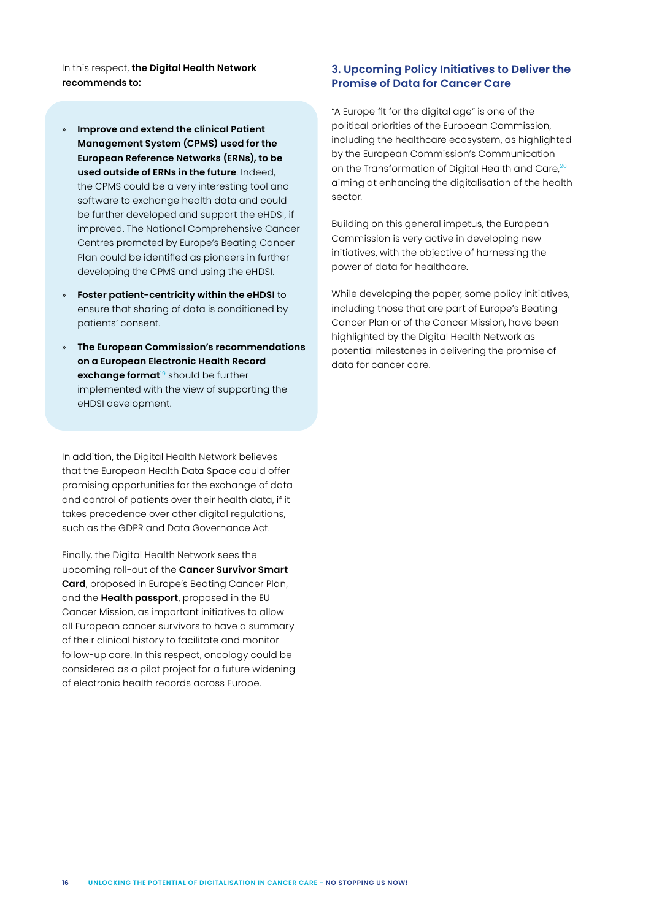In this respect, **the Digital Health Network recommends to:**

- **Improve and extend the clinical Patient Management System (CPMS) used for the European Reference Networks (ERNs), to be used outside of ERNs in the future**. Indeed, the CPMS could be a very interesting tool and software to exchange health data and could be further developed and support the eHDSI, if improved. The National Comprehensive Cancer Centres promoted by Europe's Beating Cancer Plan could be identified as pioneers in further developing the CPMS and using the eHDSI.
- **Foster patient-centricity within the eHDSI** to ensure that sharing of data is conditioned by patients' consent.
- **The European Commission's recommendations on a European Electronic Health Record exchange format**[19] should be further implemented with the view of supporting the eHDSI development.

In addition, the Digital Health Network believes that the European Health Data Space could offer promising opportunities for the exchange of data and control of patients over their health data, if it takes precedence over other digital regulations, such as the GDPR and Data Governance Act.

Finally, the Digital Health Network sees the upcoming roll-out of the **Cancer Survivor Smart Card**, proposed in Europe's Beating Cancer Plan, and the **Health passport**, proposed in the EU Cancer Mission, as important initiatives to allow all European cancer survivors to have a summary of their clinical history to facilitate and monitor follow-up care. In this respect, oncology could be considered as a pilot project for a future widening of electronic health records across Europe.

## 3. Upcoming Policy Initiatives to Deliver the Promise of Data for Cancer Care

"A Europe fit for the digital age" is one of the political priorities of the European Commission, including the healthcare ecosystem, as highlighted by the European Commission's Communication on the Transformation of Digital Health and Care,[20] aiming at enhancing the digitalisation of the health sector.

Building on this general impetus, the European Commission is very active in developing new initiatives, with the objective of harnessing the power of data for healthcare.

While developing the paper, some policy initiatives, including those that are part of Europe's Beating Cancer Plan or of the Cancer Mission, have been highlighted by the Digital Health Network as potential milestones in delivering the promise of data for cancer care.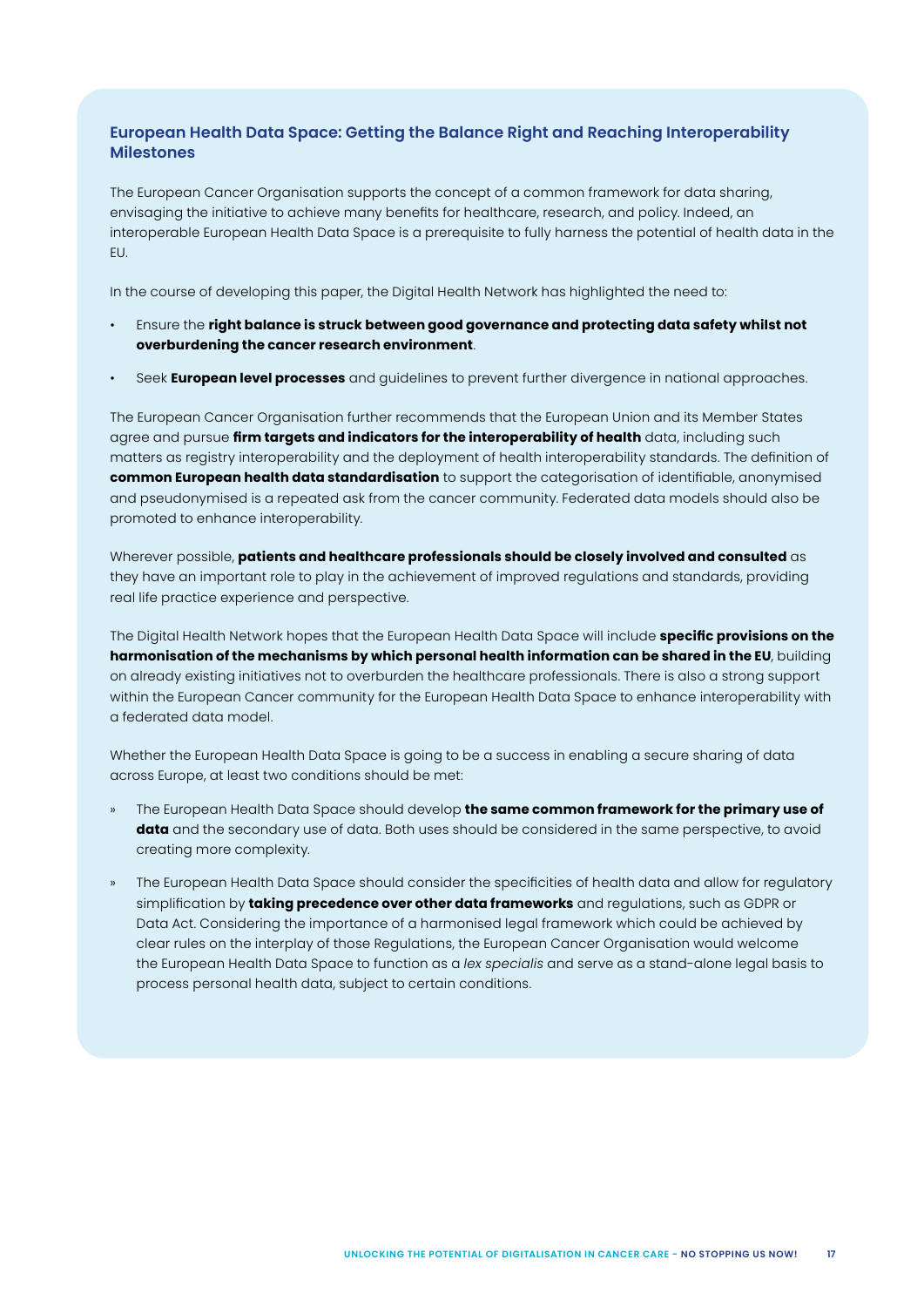### European Health Data Space: Getting the Balance Right and Reaching Interoperability Milestones

The European Cancer Organisation supports the concept of a common framework for data sharing, envisaging the initiative to achieve many benefits for healthcare, research, and policy. Indeed, an interoperable European Health Data Space is a prerequisite to fully harness the potential of health data in the EU.

In the course of developing this paper, the Digital Health Network has highlighted the need to:

- Ensure the **right balance is struck between good governance and protecting data safety whilst not overburdening the cancer research environment**.
- Seek **European level processes** and guidelines to prevent further divergence in national approaches.

The European Cancer Organisation further recommends that the European Union and its Member States agree and pursue **firm targets and indicators for the interoperability of health** data, including such matters as registry interoperability and the deployment of health interoperability standards. The definition of **common European health data standardisation** to support the categorisation of identifiable, anonymised and pseudonymised is a repeated ask from the cancer community. Federated data models should also be promoted to enhance interoperability.

Wherever possible, **patients and healthcare professionals should be closely involved and consulted** as they have an important role to play in the achievement of improved regulations and standards, providing real life practice experience and perspective.

The Digital Health Network hopes that the European Health Data Space will include **specific provisions on the harmonisation of the mechanisms by which personal health information can be shared in the EU**, building on already existing initiatives not to overburden the healthcare professionals. There is also a strong support within the European Cancer community for the European Health Data Space to enhance interoperability with a federated data model.

Whether the European Health Data Space is going to be a success in enabling a secure sharing of data across Europe, at least two conditions should be met:

- The European Health Data Space should develop **the same common framework for the primary use of data** and the secondary use of data. Both uses should be considered in the same perspective, to avoid creating more complexity.
- The European Health Data Space should consider the specificities of health data and allow for regulatory simplification by **taking precedence over other data frameworks** and regulations, such as GDPR or Data Act. Considering the importance of a harmonised legal framework which could be achieved by clear rules on the interplay of those Regulations, the European Cancer Organisation would welcome the European Health Data Space to function as a *lex specialis* and serve as a stand-alone legal basis to process personal health data, subject to certain conditions.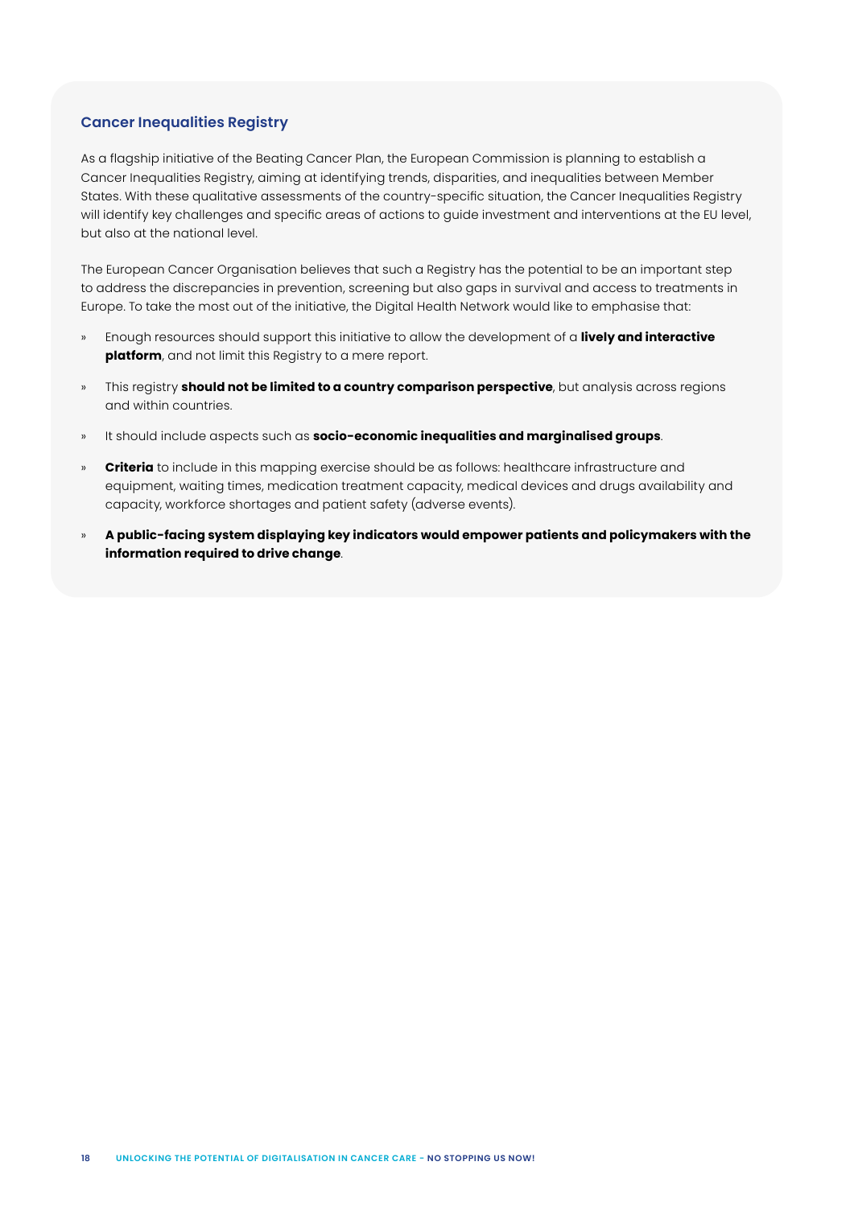### Cancer Inequalities Registry

As a flagship initiative of the Beating Cancer Plan, the European Commission is planning to establish a Cancer Inequalities Registry, aiming at identifying trends, disparities, and inequalities between Member States. With these qualitative assessments of the country-specific situation, the Cancer Inequalities Registry will identify key challenges and specific areas of actions to guide investment and interventions at the EU level, but also at the national level.

The European Cancer Organisation believes that such a Registry has the potential to be an important step to address the discrepancies in prevention, screening but also gaps in survival and access to treatments in Europe. To take the most out of the initiative, the Digital Health Network would like to emphasise that:

- Enough resources should support this initiative to allow the development of a **lively and interactive platform**, and not limit this Registry to a mere report.
- This registry **should not be limited to a country comparison perspective**, but analysis across regions and within countries.
- It should include aspects such as **socio-economic inequalities and marginalised groups**.
- **Criteria** to include in this mapping exercise should be as follows: healthcare infrastructure and equipment, waiting times, medication treatment capacity, medical devices and drugs availability and capacity, workforce shortages and patient safety (adverse events).
- **A public-facing system displaying key indicators would empower patients and policymakers with the information required to drive change**.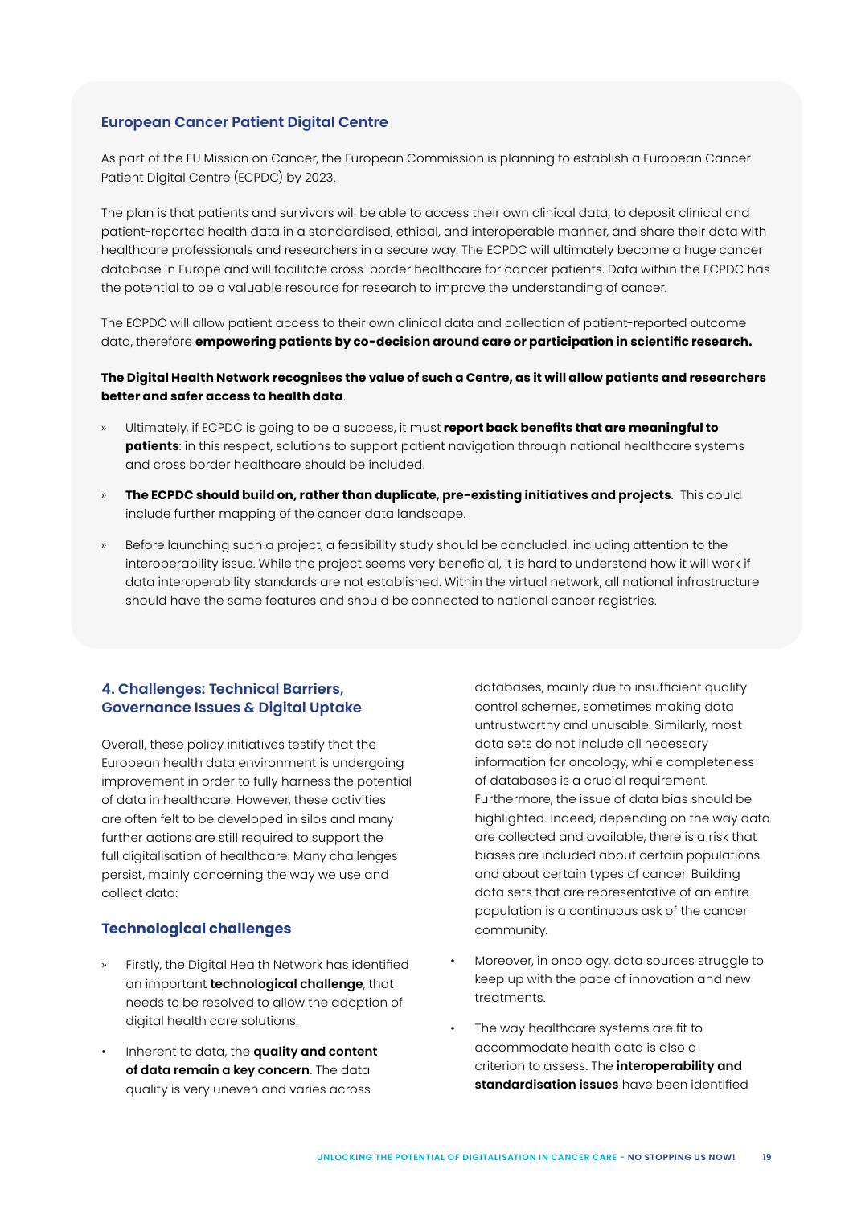### European Cancer Patient Digital Centre

As part of the EU Mission on Cancer, the European Commission is planning to establish a European Cancer Patient Digital Centre (ECPDC) by 2023.

The plan is that patients and survivors will be able to access their own clinical data, to deposit clinical and patient-reported health data in a standardised, ethical, and interoperable manner, and share their data with healthcare professionals and researchers in a secure way. The ECPDC will ultimately become a huge cancer database in Europe and will facilitate cross-border healthcare for cancer patients. Data within the ECPDC has the potential to be a valuable resource for research to improve the understanding of cancer.

The ECPDC will allow patient access to their own clinical data and collection of patient-reported outcome data, therefore **empowering patients by co-decision around care or participation in scientific research.**

**The Digital Health Network recognises the value of such a Centre, as it will allow patients and researchers better and safer access to health data**.

» Ultimately, if ECPDC is going to be a success, it must **report back benefits that are meaningful to patients**: in this respect, solutions to support patient navigation through national healthcare systems and cross border healthcare should be included.

» **The ECPDC should build on, rather than duplicate, pre-existing initiatives and projects**. This could include further mapping of the cancer data landscape.

» Before launching such a project, a feasibility study should be concluded, including attention to the interoperability issue. While the project seems very beneficial, it is hard to understand how it will work if data interoperability standards are not established. Within the virtual network, all national infrastructure should have the same features and should be connected to national cancer registries.

## 4. Challenges: Technical Barriers, Governance Issues & Digital Uptake

Overall, these policy initiatives testify that the European health data environment is undergoing improvement in order to fully harness the potential of data in healthcare. However, these activities are often felt to be developed in silos and many further actions are still required to support the full digitalisation of healthcare. Many challenges persist, mainly concerning the way we use and collect data:

### Technological challenges

» Firstly, the Digital Health Network has identified an important **technological challenge**, that needs to be resolved to allow the adoption of digital health care solutions.

- Inherent to data, the **quality and content of data remain a key concern**. The data quality is very uneven and varies across databases, mainly due to insufficient quality control schemes, sometimes making data untrustworthy and unusable. Similarly, most data sets do not include all necessary information for oncology, while completeness of databases is a crucial requirement. Furthermore, the issue of data bias should be highlighted. Indeed, depending on the way data are collected and available, there is a risk that biases are included about certain populations and about certain types of cancer. Building data sets that are representative of an entire population is a continuous ask of the cancer community.
- Moreover, in oncology, data sources struggle to keep up with the pace of innovation and new treatments.
- The way healthcare systems are fit to accommodate health data is also a criterion to assess. The **interoperability and standardisation issues** have been identified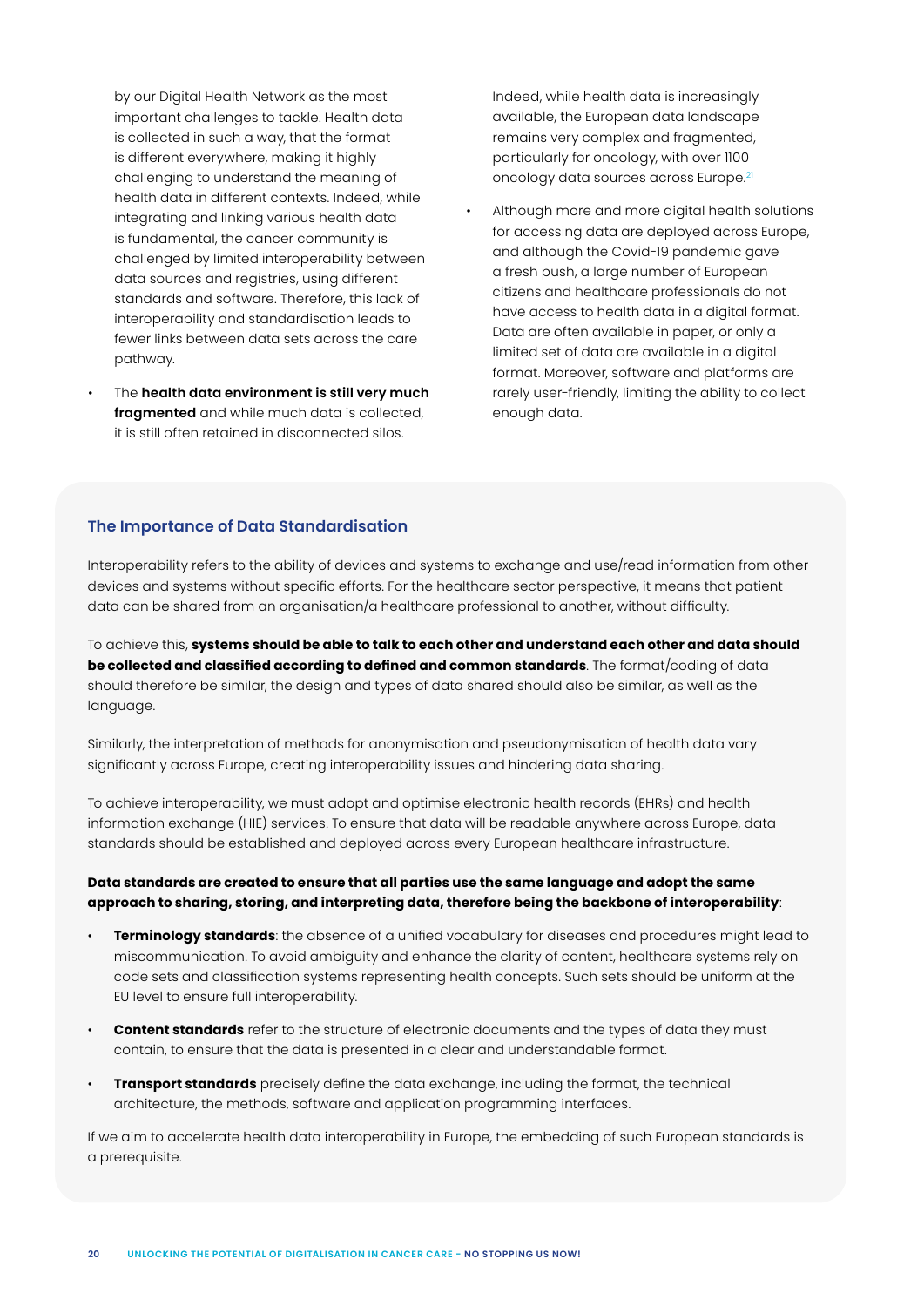by our Digital Health Network as the most important challenges to tackle. Health data is collected in such a way, that the format is different everywhere, making it highly challenging to understand the meaning of health data in different contexts. Indeed, while integrating and linking various health data is fundamental, the cancer community is challenged by limited interoperability between data sources and registries, using different standards and software. Therefore, this lack of interoperability and standardisation leads to fewer links between data sets across the care pathway.

- The **health data environment is still very much fragmented** and while much data is collected, it is still often retained in disconnected silos. Indeed, while health data is increasingly available, the European data landscape remains very complex and fragmented, particularly for oncology, with over 1100 oncology data sources across Europe.[21]
- Although more and more digital health solutions for accessing data are deployed across Europe, and although the Covid-19 pandemic gave a fresh push, a large number of European citizens and healthcare professionals do not have access to health data in a digital format. Data are often available in paper, or only a limited set of data are available in a digital format. Moreover, software and platforms are rarely user-friendly, limiting the ability to collect enough data.

### The Importance of Data Standardisation

Interoperability refers to the ability of devices and systems to exchange and use/read information from other devices and systems without specific efforts. For the healthcare sector perspective, it means that patient data can be shared from an organisation/a healthcare professional to another, without difficulty.

To achieve this, **systems should be able to talk to each other and understand each other and data should be collected and classified according to defined and common standards**. The format/coding of data should therefore be similar, the design and types of data shared should also be similar, as well as the language.

Similarly, the interpretation of methods for anonymisation and pseudonymisation of health data vary significantly across Europe, creating interoperability issues and hindering data sharing.

To achieve interoperability, we must adopt and optimise electronic health records (EHRs) and health information exchange (HIE) services. To ensure that data will be readable anywhere across Europe, data standards should be established and deployed across every European healthcare infrastructure.

**Data standards are created to ensure that all parties use the same language and adopt the same approach to sharing, storing, and interpreting data, therefore being the backbone of interoperability**:

- **Terminology standards**: the absence of a unified vocabulary for diseases and procedures might lead to miscommunication. To avoid ambiguity and enhance the clarity of content, healthcare systems rely on code sets and classification systems representing health concepts. Such sets should be uniform at the EU level to ensure full interoperability.
- **Content standards** refer to the structure of electronic documents and the types of data they must contain, to ensure that the data is presented in a clear and understandable format.
- **Transport standards** precisely define the data exchange, including the format, the technical architecture, the methods, software and application programming interfaces.

If we aim to accelerate health data interoperability in Europe, the embedding of such European standards is a prerequisite.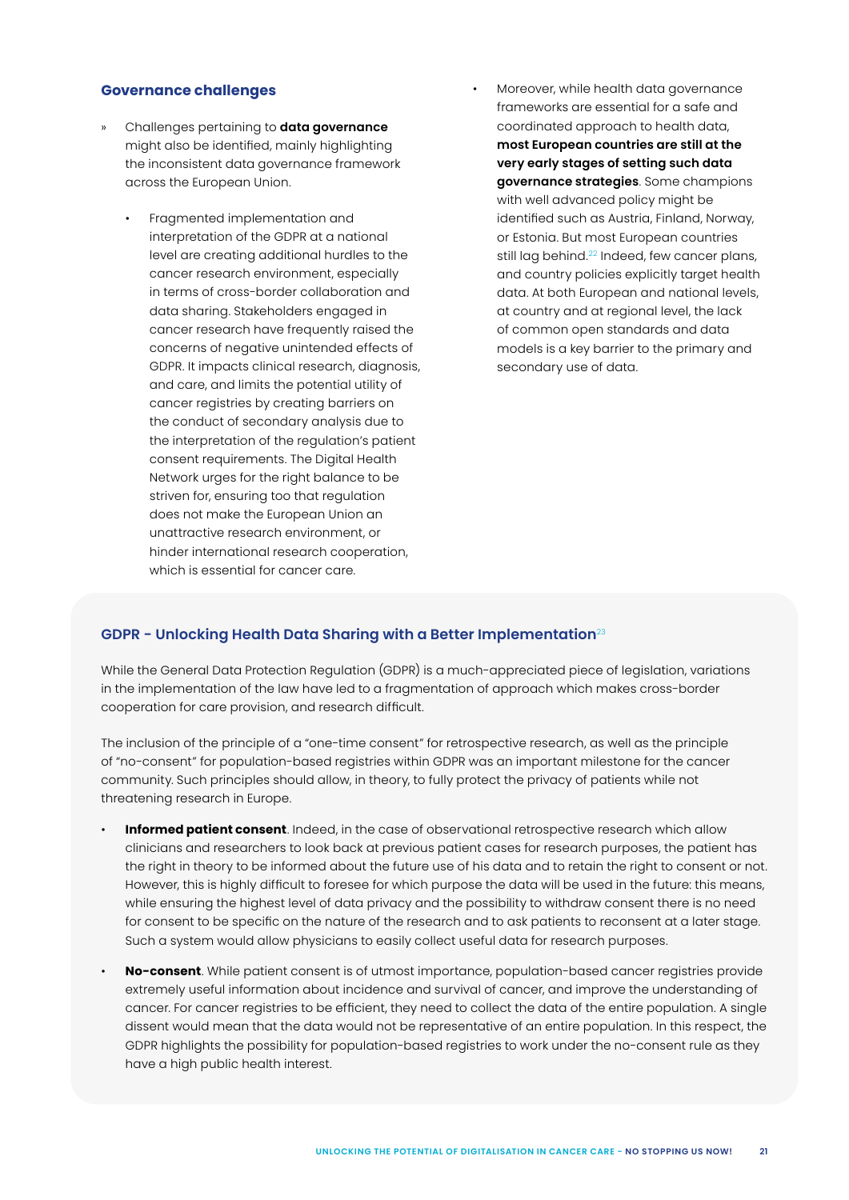### Governance challenges

- Challenges pertaining to **data governance** might also be identified, mainly highlighting the inconsistent data governance framework across the European Union.

  - Fragmented implementation and interpretation of the GDPR at a national level are creating additional hurdles to the cancer research environment, especially in terms of cross-border collaboration and data sharing. Stakeholders engaged in cancer research have frequently raised the concerns of negative unintended effects of GDPR. It impacts clinical research, diagnosis, and care, and limits the potential utility of cancer registries by creating barriers on the conduct of secondary analysis due to the interpretation of the regulation's patient consent requirements. The Digital Health Network urges for the right balance to be striven for, ensuring too that regulation does not make the European Union an unattractive research environment, or hinder international research cooperation, which is essential for cancer care.

  - Moreover, while health data governance frameworks are essential for a safe and coordinated approach to health data, **most European countries are still at the very early stages of setting such data governance strategies**. Some champions with well advanced policy might be identified such as Austria, Finland, Norway, or Estonia. But most European countries still lag behind.[22] Indeed, few cancer plans, and country policies explicitly target health data. At both European and national levels, at country and at regional level, the lack of common open standards and data models is a key barrier to the primary and secondary use of data.

### GDPR - Unlocking Health Data Sharing with a Better Implementation[23]

While the General Data Protection Regulation (GDPR) is a much-appreciated piece of legislation, variations in the implementation of the law have led to a fragmentation of approach which makes cross-border cooperation for care provision, and research difficult.

The inclusion of the principle of a "one-time consent" for retrospective research, as well as the principle of "no-consent" for population-based registries within GDPR was an important milestone for the cancer community. Such principles should allow, in theory, to fully protect the privacy of patients while not threatening research in Europe.

- **Informed patient consent**. Indeed, in the case of observational retrospective research which allow clinicians and researchers to look back at previous patient cases for research purposes, the patient has the right in theory to be informed about the future use of his data and to retain the right to consent or not. However, this is highly difficult to foresee for which purpose the data will be used in the future: this means, while ensuring the highest level of data privacy and the possibility to withdraw consent there is no need for consent to be specific on the nature of the research and to ask patients to reconsent at a later stage. Such a system would allow physicians to easily collect useful data for research purposes.

- **No-consent**. While patient consent is of utmost importance, population-based cancer registries provide extremely useful information about incidence and survival of cancer, and improve the understanding of cancer. For cancer registries to be efficient, they need to collect the data of the entire population. A single dissent would mean that the data would not be representative of an entire population. In this respect, the GDPR highlights the possibility for population-based registries to work under the no-consent rule as they have a high public health interest.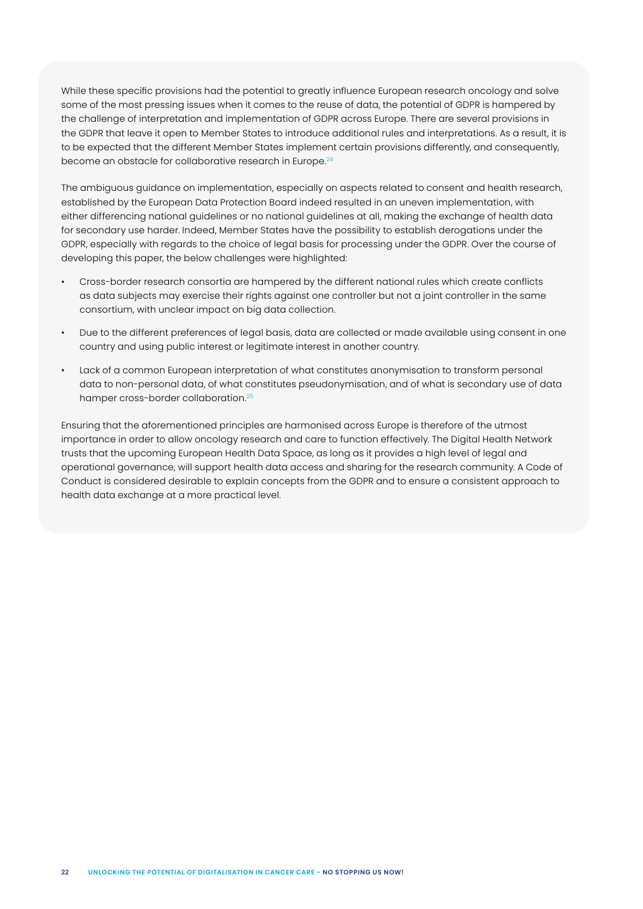While these specific provisions had the potential to greatly influence European research oncology and solve some of the most pressing issues when it comes to the reuse of data, the potential of GDPR is hampered by the challenge of interpretation and implementation of GDPR across Europe. There are several provisions in the GDPR that leave it open to Member States to introduce additional rules and interpretations. As a result, it is to be expected that the different Member States implement certain provisions differently, and consequently, become an obstacle for collaborative research in Europe.[24]

The ambiguous guidance on implementation, especially on aspects related to consent and health research, established by the European Data Protection Board indeed resulted in an uneven implementation, with either differencing national guidelines or no national guidelines at all, making the exchange of health data for secondary use harder. Indeed, Member States have the possibility to establish derogations under the GDPR, especially with regards to the choice of legal basis for processing under the GDPR. Over the course of developing this paper, the below challenges were highlighted:

- Cross-border research consortia are hampered by the different national rules which create conflicts as data subjects may exercise their rights against one controller but not a joint controller in the same consortium, with unclear impact on big data collection.
- Due to the different preferences of legal basis, data are collected or made available using consent in one country and using public interest or legitimate interest in another country.
- Lack of a common European interpretation of what constitutes anonymisation to transform personal data to non-personal data, of what constitutes pseudonymisation, and of what is secondary use of data hamper cross-border collaboration.[25]

Ensuring that the aforementioned principles are harmonised across Europe is therefore of the utmost importance in order to allow oncology research and care to function effectively. The Digital Health Network trusts that the upcoming European Health Data Space, as long as it provides a high level of legal and operational governance, will support health data access and sharing for the research community. A Code of Conduct is considered desirable to explain concepts from the GDPR and to ensure a consistent approach to health data exchange at a more practical level.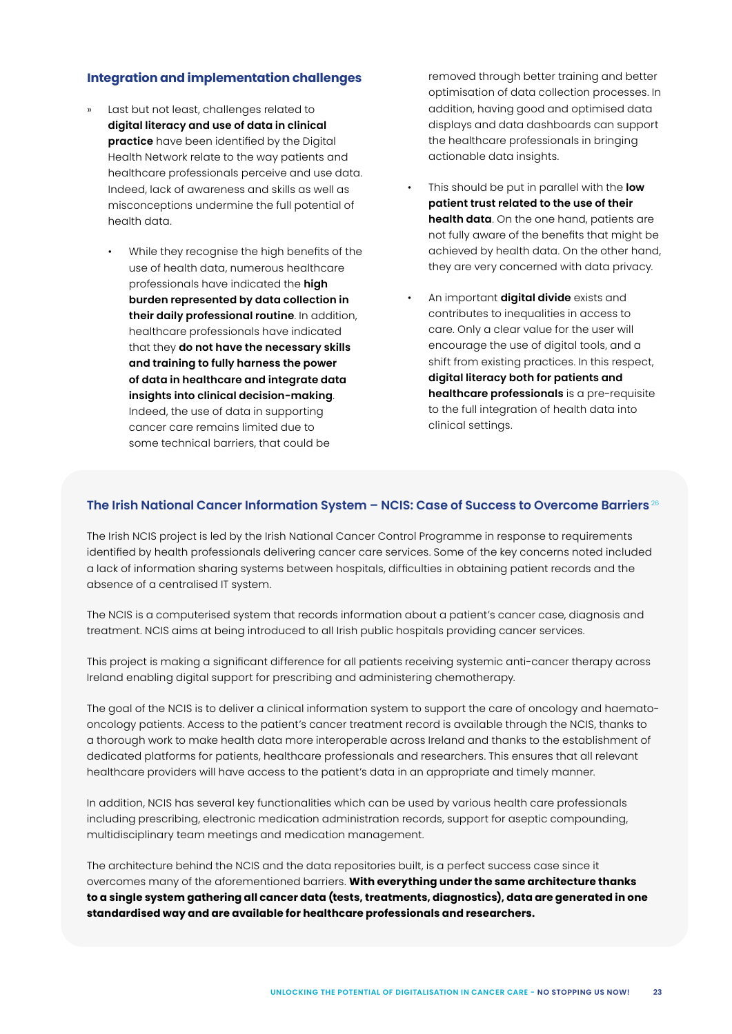### Integration and implementation challenges

- Last but not least, challenges related to **digital literacy and use of data in clinical practice** have been identified by the Digital Health Network relate to the way patients and healthcare professionals perceive and use data. Indeed, lack of awareness and skills as well as misconceptions undermine the full potential of health data.
  - While they recognise the high benefits of the use of health data, numerous healthcare professionals have indicated the **high burden represented by data collection in their daily professional routine**. In addition, healthcare professionals have indicated that they **do not have the necessary skills and training to fully harness the power of data in healthcare and integrate data insights into clinical decision-making**. Indeed, the use of data in supporting cancer care remains limited due to some technical barriers, that could be removed through better training and better optimisation of data collection processes. In addition, having good and optimised data displays and data dashboards can support the healthcare professionals in bringing actionable data insights.
  - This should be put in parallel with the **low patient trust related to the use of their health data**. On the one hand, patients are not fully aware of the benefits that might be achieved by health data. On the other hand, they are very concerned with data privacy.
  - An important **digital divide** exists and contributes to inequalities in access to care. Only a clear value for the user will encourage the use of digital tools, and a shift from existing practices. In this respect, **digital literacy both for patients and healthcare professionals** is a pre-requisite to the full integration of health data into clinical settings.

### The Irish National Cancer Information System – NCIS: Case of Success to Overcome Barriers[26]

The Irish NCIS project is led by the Irish National Cancer Control Programme in response to requirements identified by health professionals delivering cancer care services. Some of the key concerns noted included a lack of information sharing systems between hospitals, difficulties in obtaining patient records and the absence of a centralised IT system.

The NCIS is a computerised system that records information about a patient's cancer case, diagnosis and treatment. NCIS aims at being introduced to all Irish public hospitals providing cancer services.

This project is making a significant difference for all patients receiving systemic anti-cancer therapy across Ireland enabling digital support for prescribing and administering chemotherapy.

The goal of the NCIS is to deliver a clinical information system to support the care of oncology and haemato-oncology patients. Access to the patient's cancer treatment record is available through the NCIS, thanks to a thorough work to make health data more interoperable across Ireland and thanks to the establishment of dedicated platforms for patients, healthcare professionals and researchers. This ensures that all relevant healthcare providers will have access to the patient's data in an appropriate and timely manner.

In addition, NCIS has several key functionalities which can be used by various health care professionals including prescribing, electronic medication administration records, support for aseptic compounding, multidisciplinary team meetings and medication management.

The architecture behind the NCIS and the data repositories built, is a perfect success case since it overcomes many of the aforementioned barriers. **With everything under the same architecture thanks to a single system gathering all cancer data (tests, treatments, diagnostics), data are generated in one standardised way and are available for healthcare professionals and researchers.**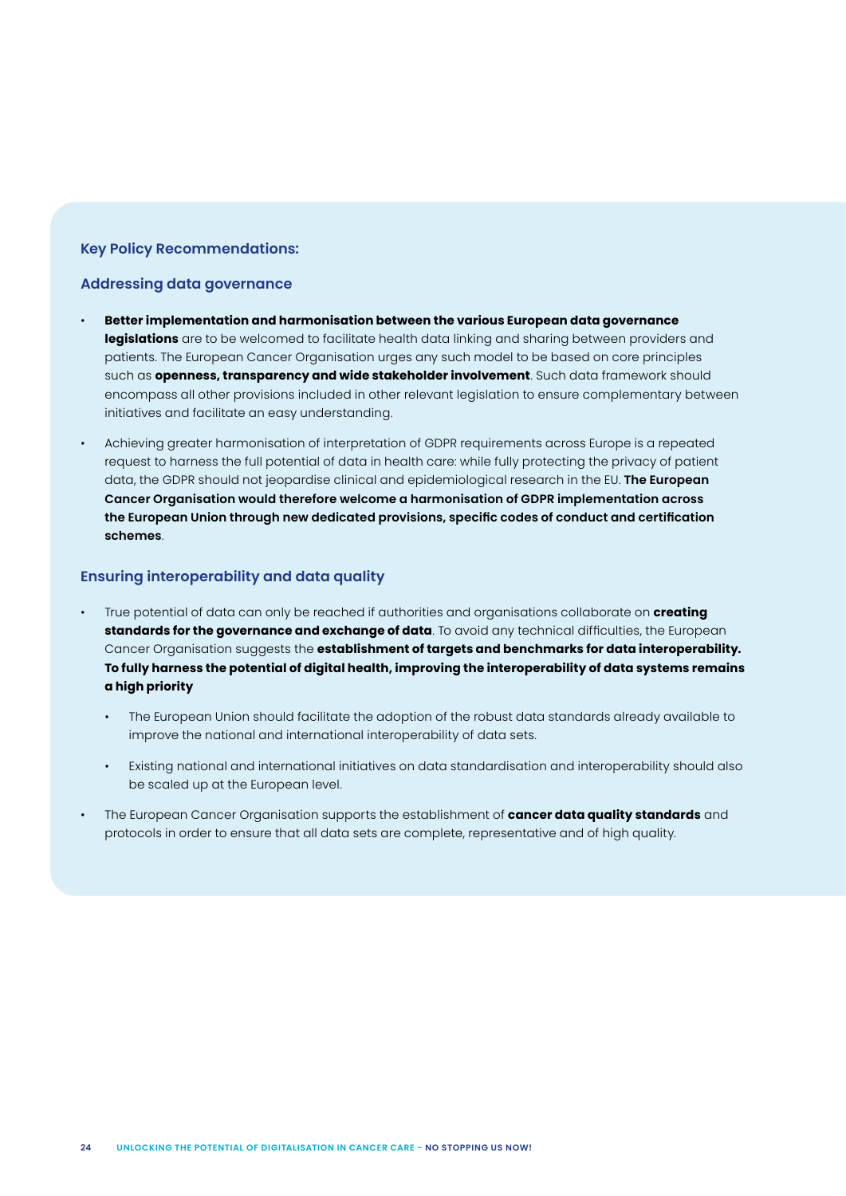### Key Policy Recommendations:

### Addressing data governance

- **Better implementation and harmonisation between the various European data governance legislations** are to be welcomed to facilitate health data linking and sharing between providers and patients. The European Cancer Organisation urges any such model to be based on core principles such as **openness, transparency and wide stakeholder involvement**. Such data framework should encompass all other provisions included in other relevant legislation to ensure complementary between initiatives and facilitate an easy understanding.

- Achieving greater harmonisation of interpretation of GDPR requirements across Europe is a repeated request to harness the full potential of data in health care: while fully protecting the privacy of patient data, the GDPR should not jeopardise clinical and epidemiological research in the EU. **The European Cancer Organisation would therefore welcome a harmonisation of GDPR implementation across the European Union through new dedicated provisions, specific codes of conduct and certification schemes**.

### Ensuring interoperability and data quality

- True potential of data can only be reached if authorities and organisations collaborate on **creating standards for the governance and exchange of data**. To avoid any technical difficulties, the European Cancer Organisation suggests the **establishment of targets and benchmarks for data interoperability. To fully harness the potential of digital health, improving the interoperability of data systems remains a high priority**

  - The European Union should facilitate the adoption of the robust data standards already available to improve the national and international interoperability of data sets.

  - Existing national and international initiatives on data standardisation and interoperability should also be scaled up at the European level.

- The European Cancer Organisation supports the establishment of **cancer data quality standards** and protocols in order to ensure that all data sets are complete, representative and of high quality.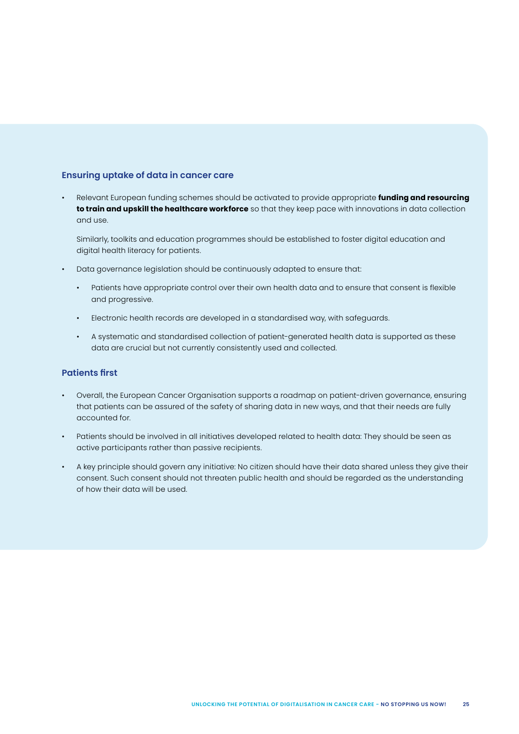### Ensuring uptake of data in cancer care

- Relevant European funding schemes should be activated to provide appropriate **funding and resourcing to train and upskill the healthcare workforce** so that they keep pace with innovations in data collection and use.

  Similarly, toolkits and education programmes should be established to foster digital education and digital health literacy for patients.

- Data governance legislation should be continuously adapted to ensure that:

  - Patients have appropriate control over their own health data and to ensure that consent is flexible and progressive.

  - Electronic health records are developed in a standardised way, with safeguards.

  - A systematic and standardised collection of patient-generated health data is supported as these data are crucial but not currently consistently used and collected.

### Patients first

- Overall, the European Cancer Organisation supports a roadmap on patient-driven governance, ensuring that patients can be assured of the safety of sharing data in new ways, and that their needs are fully accounted for.

- Patients should be involved in all initiatives developed related to health data: They should be seen as active participants rather than passive recipients.

- A key principle should govern any initiative: No citizen should have their data shared unless they give their consent. Such consent should not threaten public health and should be regarded as the understanding of how their data will be used.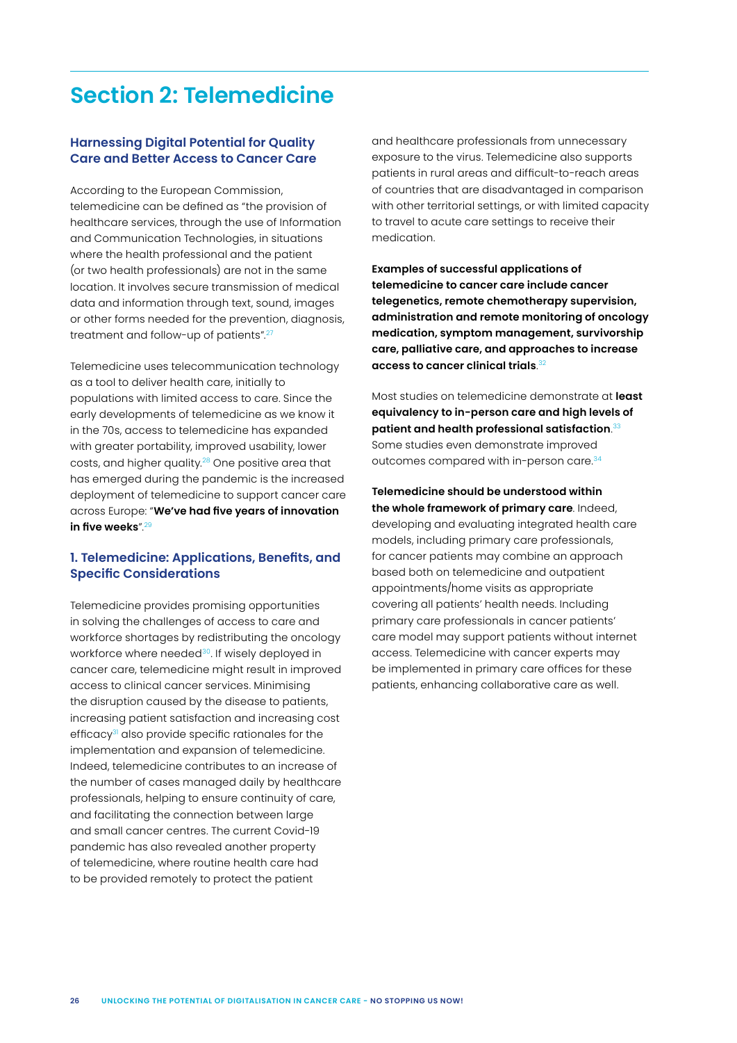# Section 2: Telemedicine

### Harnessing Digital Potential for Quality Care and Better Access to Cancer Care

According to the European Commission, telemedicine can be defined as "the provision of healthcare services, through the use of Information and Communication Technologies, in situations where the health professional and the patient (or two health professionals) are not in the same location. It involves secure transmission of medical data and information through text, sound, images or other forms needed for the prevention, diagnosis, treatment and follow-up of patients".[27]

Telemedicine uses telecommunication technology as a tool to deliver health care, initially to populations with limited access to care. Since the early developments of telemedicine as we know it in the 70s, access to telemedicine has expanded with greater portability, improved usability, lower costs, and higher quality.[28] One positive area that has emerged during the pandemic is the increased deployment of telemedicine to support cancer care across Europe: "**We've had five years of innovation in five weeks**".[29]

### 1. Telemedicine: Applications, Benefits, and Specific Considerations

Telemedicine provides promising opportunities in solving the challenges of access to care and workforce shortages by redistributing the oncology workforce where needed[30]. If wisely deployed in cancer care, telemedicine might result in improved access to clinical cancer services. Minimising the disruption caused by the disease to patients, increasing patient satisfaction and increasing cost efficacy[31] also provide specific rationales for the implementation and expansion of telemedicine. Indeed, telemedicine contributes to an increase of the number of cases managed daily by healthcare professionals, helping to ensure continuity of care, and facilitating the connection between large and small cancer centres. The current Covid-19 pandemic has also revealed another property of telemedicine, where routine health care had to be provided remotely to protect the patient and healthcare professionals from unnecessary exposure to the virus. Telemedicine also supports patients in rural areas and difficult-to-reach areas of countries that are disadvantaged in comparison with other territorial settings, or with limited capacity to travel to acute care settings to receive their medication.

**Examples of successful applications of telemedicine to cancer care include cancer telegenetics, remote chemotherapy supervision, administration and remote monitoring of oncology medication, symptom management, survivorship care, palliative care, and approaches to increase access to cancer clinical trials**.[32]

Most studies on telemedicine demonstrate at **least equivalency to in-person care and high levels of patient and health professional satisfaction**.[33] Some studies even demonstrate improved outcomes compared with in-person care.[34]

**Telemedicine should be understood within the whole framework of primary care**. Indeed, developing and evaluating integrated health care models, including primary care professionals, for cancer patients may combine an approach based both on telemedicine and outpatient appointments/home visits as appropriate covering all patients' health needs. Including primary care professionals in cancer patients' care model may support patients without internet access. Telemedicine with cancer experts may be implemented in primary care offices for these patients, enhancing collaborative care as well.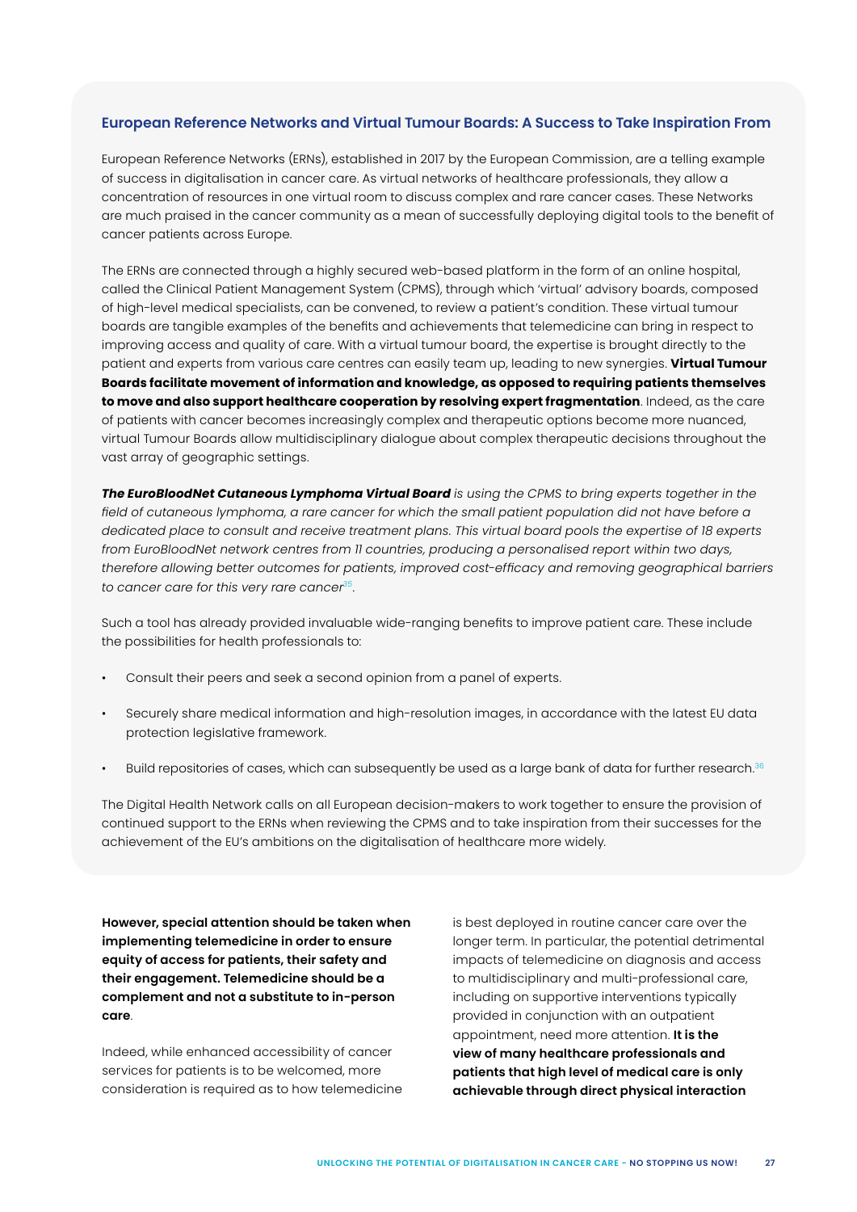### European Reference Networks and Virtual Tumour Boards: A Success to Take Inspiration From

European Reference Networks (ERNs), established in 2017 by the European Commission, are a telling example of success in digitalisation in cancer care. As virtual networks of healthcare professionals, they allow a concentration of resources in one virtual room to discuss complex and rare cancer cases. These Networks are much praised in the cancer community as a mean of successfully deploying digital tools to the benefit of cancer patients across Europe.

The ERNs are connected through a highly secured web-based platform in the form of an online hospital, called the Clinical Patient Management System (CPMS), through which 'virtual' advisory boards, composed of high-level medical specialists, can be convened, to review a patient's condition. These virtual tumour boards are tangible examples of the benefits and achievements that telemedicine can bring in respect to improving access and quality of care. With a virtual tumour board, the expertise is brought directly to the patient and experts from various care centres can easily team up, leading to new synergies. **Virtual Tumour Boards facilitate movement of information and knowledge, as opposed to requiring patients themselves to move and also support healthcare cooperation by resolving expert fragmentation**. Indeed, as the care of patients with cancer becomes increasingly complex and therapeutic options become more nuanced, virtual Tumour Boards allow multidisciplinary dialogue about complex therapeutic decisions throughout the vast array of geographic settings.

***The EuroBloodNet Cutaneous Lymphoma Virtual Board*** *is using the CPMS to bring experts together in the field of cutaneous lymphoma, a rare cancer for which the small patient population did not have before a dedicated place to consult and receive treatment plans. This virtual board pools the expertise of 18 experts from EuroBloodNet network centres from 11 countries, producing a personalised report within two days, therefore allowing better outcomes for patients, improved cost-efficacy and removing geographical barriers to cancer care for this very rare cancer*[35].

Such a tool has already provided invaluable wide-ranging benefits to improve patient care. These include the possibilities for health professionals to:

- Consult their peers and seek a second opinion from a panel of experts.
- Securely share medical information and high-resolution images, in accordance with the latest EU data protection legislative framework.
- Build repositories of cases, which can subsequently be used as a large bank of data for further research.[36]

The Digital Health Network calls on all European decision-makers to work together to ensure the provision of continued support to the ERNs when reviewing the CPMS and to take inspiration from their successes for the achievement of the EU's ambitions on the digitalisation of healthcare more widely.

**However, special attention should be taken when implementing telemedicine in order to ensure equity of access for patients, their safety and their engagement. Telemedicine should be a complement and not a substitute to in-person care**.

Indeed, while enhanced accessibility of cancer services for patients is to be welcomed, more consideration is required as to how telemedicine is best deployed in routine cancer care over the longer term. In particular, the potential detrimental impacts of telemedicine on diagnosis and access to multidisciplinary and multi-professional care, including on supportive interventions typically provided in conjunction with an outpatient appointment, need more attention. **It is the view of many healthcare professionals and patients that high level of medical care is only achievable through direct physical interaction**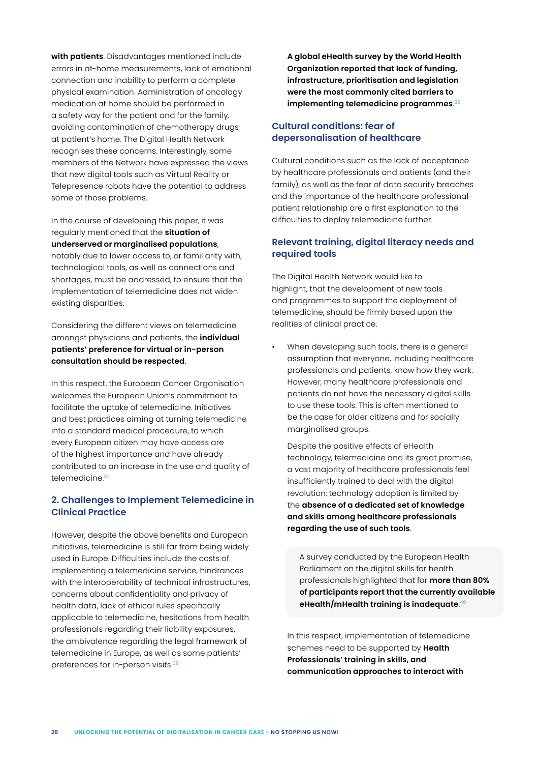**with patients**. Disadvantages mentioned include errors in at-home measurements, lack of emotional connection and inability to perform a complete physical examination. Administration of oncology medication at home should be performed in a safety way for the patient and for the family, avoiding contamination of chemotherapy drugs at patient's home. The Digital Health Network recognises these concerns. Interestingly, some members of the Network have expressed the views that new digital tools such as Virtual Reality or Telepresence robots have the potential to address some of those problems.

In the course of developing this paper, it was regularly mentioned that the **situation of underserved or marginalised populations**, notably due to lower access to, or familiarity with, technological tools, as well as connections and shortages, must be addressed, to ensure that the implementation of telemedicine does not widen existing disparities.

Considering the different views on telemedicine amongst physicians and patients, the **individual patients' preference for virtual or in-person consultation should be respected**.

In this respect, the European Cancer Organisation welcomes the European Union's commitment to facilitate the uptake of telemedicine. Initiatives and best practices aiming at turning telemedicine into a standard medical procedure, to which every European citizen may have access are of the highest importance and have already contributed to an increase in the use and quality of telemedicine.[37]

## 2. Challenges to Implement Telemedicine in Clinical Practice

However, despite the above benefits and European initiatives, telemedicine is still far from being widely used in Europe. Difficulties include the costs of implementing a telemedicine service, hindrances with the interoperability of technical infrastructures, concerns about confidentiality and privacy of health data, lack of ethical rules specifically applicable to telemedicine, hesitations from health professionals regarding their liability exposures, the ambivalence regarding the legal framework of telemedicine in Europe, as well as some patients' preferences for in-person visits.[38]

**A global eHealth survey by the World Health Organization reported that lack of funding, infrastructure, prioritisation and legislation were the most commonly cited barriers to implementing telemedicine programmes**.[39]

### Cultural conditions: fear of depersonalisation of healthcare

Cultural conditions such as the lack of acceptance by healthcare professionals and patients (and their family), as well as the fear of data security breaches and the importance of the healthcare professional-patient relationship are a first explanation to the difficulties to deploy telemedicine further.

### Relevant training, digital literacy needs and required tools

The Digital Health Network would like to highlight, that the development of new tools and programmes to support the deployment of telemedicine, should be firmly based upon the realities of clinical practice.

- When developing such tools, there is a general assumption that everyone, including healthcare professionals and patients, know how they work. However, many healthcare professionals and patients do not have the necessary digital skills to use these tools. This is often mentioned to be the case for older citizens and for socially marginalised groups.

  Despite the positive effects of eHealth technology, telemedicine and its great promise, a vast majority of healthcare professionals feel insufficiently trained to deal with the digital revolution: technology adoption is limited by the **absence of a dedicated set of knowledge and skills among healthcare professionals regarding the use of such tools**.

  A survey conducted by the European Health Parliament on the digital skills for health professionals highlighted that for **more than 80% of participants report that the currently available eHealth/mHealth training is inadequate**.[40]

  In this respect, implementation of telemedicine schemes need to be supported by **Health Professionals' training in skills, and communication approaches to interact with**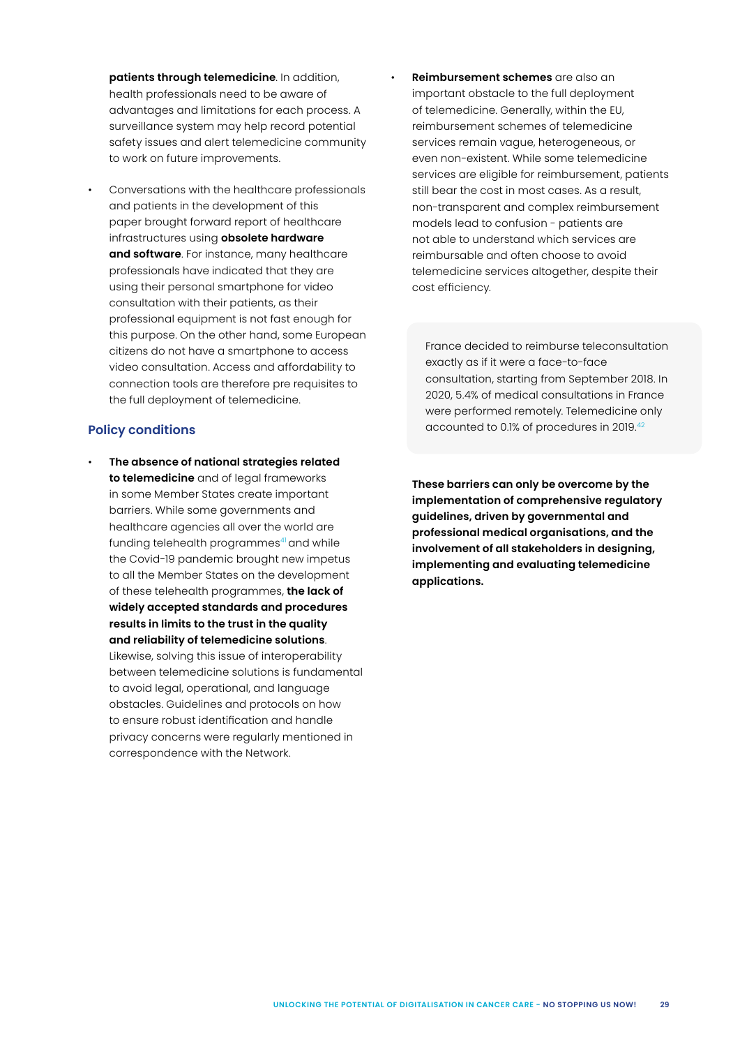**patients through telemedicine**. In addition, health professionals need to be aware of advantages and limitations for each process. A surveillance system may help record potential safety issues and alert telemedicine community to work on future improvements.

- Conversations with the healthcare professionals and patients in the development of this paper brought forward report of healthcare infrastructures using **obsolete hardware and software**. For instance, many healthcare professionals have indicated that they are using their personal smartphone for video consultation with their patients, as their professional equipment is not fast enough for this purpose. On the other hand, some European citizens do not have a smartphone to access video consultation. Access and affordability to connection tools are therefore pre requisites to the full deployment of telemedicine.

## Policy conditions

- **The absence of national strategies related to telemedicine** and of legal frameworks in some Member States create important barriers. While some governments and healthcare agencies all over the world are funding telehealth programmes[41] and while the Covid-19 pandemic brought new impetus to all the Member States on the development of these telehealth programmes, **the lack of widely accepted standards and procedures results in limits to the trust in the quality and reliability of telemedicine solutions**. Likewise, solving this issue of interoperability between telemedicine solutions is fundamental to avoid legal, operational, and language obstacles. Guidelines and protocols on how to ensure robust identification and handle privacy concerns were regularly mentioned in correspondence with the Network.

- **Reimbursement schemes** are also an important obstacle to the full deployment of telemedicine. Generally, within the EU, reimbursement schemes of telemedicine services remain vague, heterogeneous, or even non-existent. While some telemedicine services are eligible for reimbursement, patients still bear the cost in most cases. As a result, non-transparent and complex reimbursement models lead to confusion - patients are not able to understand which services are reimbursable and often choose to avoid telemedicine services altogether, despite their cost efficiency.

France decided to reimburse teleconsultation exactly as if it were a face-to-face consultation, starting from September 2018. In 2020, 5.4% of medical consultations in France were performed remotely. Telemedicine only accounted to 0.1% of procedures in 2019.[42]

**These barriers can only be overcome by the implementation of comprehensive regulatory guidelines, driven by governmental and professional medical organisations, and the involvement of all stakeholders in designing, implementing and evaluating telemedicine applications.**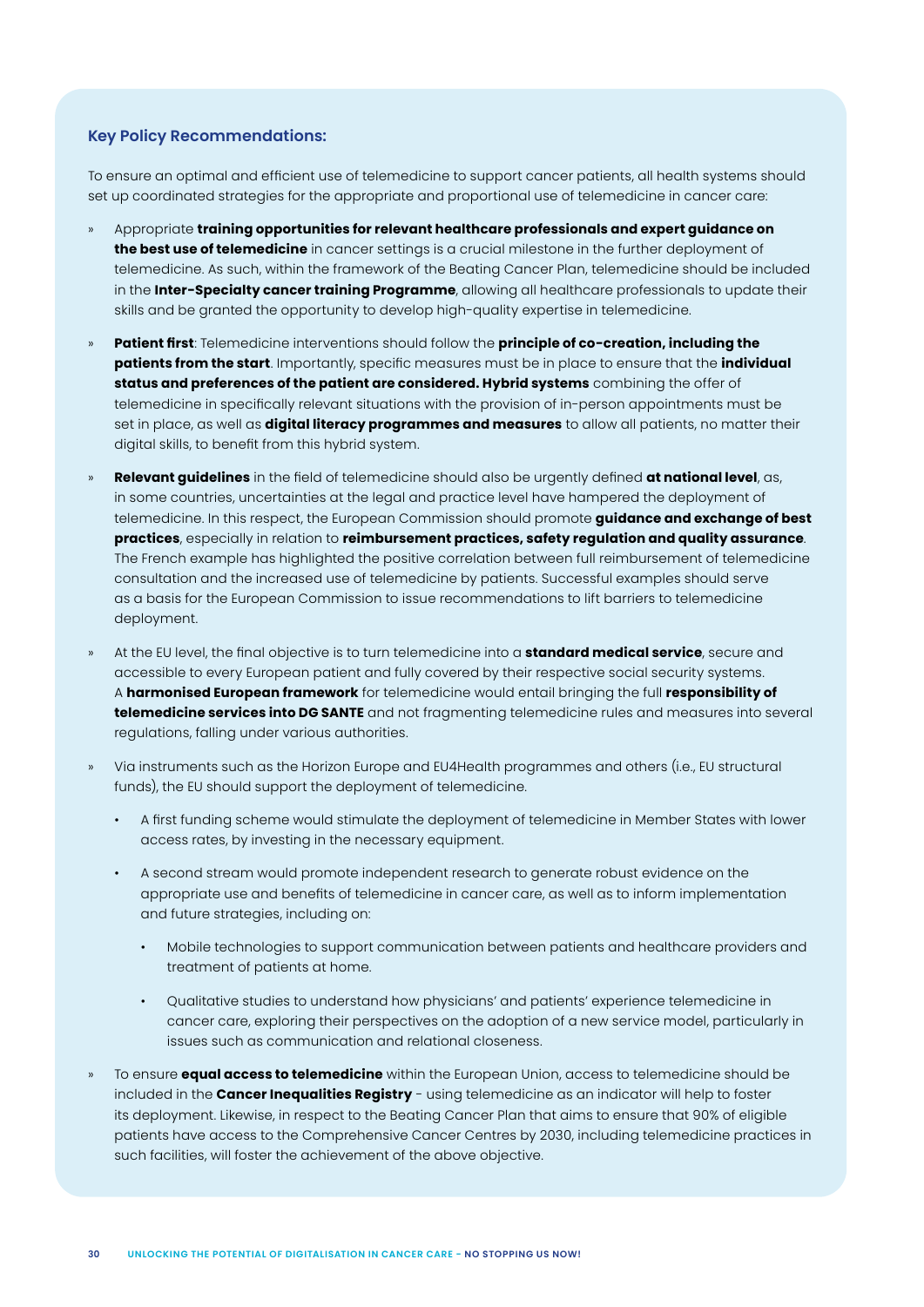### Key Policy Recommendations:

To ensure an optimal and efficient use of telemedicine to support cancer patients, all health systems should set up coordinated strategies for the appropriate and proportional use of telemedicine in cancer care:

- Appropriate **training opportunities for relevant healthcare professionals and expert guidance on the best use of telemedicine** in cancer settings is a crucial milestone in the further deployment of telemedicine. As such, within the framework of the Beating Cancer Plan, telemedicine should be included in the **Inter-Specialty cancer training Programme**, allowing all healthcare professionals to update their skills and be granted the opportunity to develop high-quality expertise in telemedicine.
- **Patient first**: Telemedicine interventions should follow the **principle of co-creation, including the patients from the start**. Importantly, specific measures must be in place to ensure that the **individual status and preferences of the patient are considered. Hybrid systems** combining the offer of telemedicine in specifically relevant situations with the provision of in-person appointments must be set in place, as well as **digital literacy programmes and measures** to allow all patients, no matter their digital skills, to benefit from this hybrid system.
- **Relevant guidelines** in the field of telemedicine should also be urgently defined **at national level**, as, in some countries, uncertainties at the legal and practice level have hampered the deployment of telemedicine. In this respect, the European Commission should promote **guidance and exchange of best practices**, especially in relation to **reimbursement practices, safety regulation and quality assurance**. The French example has highlighted the positive correlation between full reimbursement of telemedicine consultation and the increased use of telemedicine by patients. Successful examples should serve as a basis for the European Commission to issue recommendations to lift barriers to telemedicine deployment.
- At the EU level, the final objective is to turn telemedicine into a **standard medical service**, secure and accessible to every European patient and fully covered by their respective social security systems. A **harmonised European framework** for telemedicine would entail bringing the full **responsibility of telemedicine services into DG SANTE** and not fragmenting telemedicine rules and measures into several regulations, falling under various authorities.
- Via instruments such as the Horizon Europe and EU4Health programmes and others (i.e., EU structural funds), the EU should support the deployment of telemedicine.
  - A first funding scheme would stimulate the deployment of telemedicine in Member States with lower access rates, by investing in the necessary equipment.
  - A second stream would promote independent research to generate robust evidence on the appropriate use and benefits of telemedicine in cancer care, as well as to inform implementation and future strategies, including on:
    - Mobile technologies to support communication between patients and healthcare providers and treatment of patients at home.
    - Qualitative studies to understand how physicians' and patients' experience telemedicine in cancer care, exploring their perspectives on the adoption of a new service model, particularly in issues such as communication and relational closeness.
- To ensure **equal access to telemedicine** within the European Union, access to telemedicine should be included in the **Cancer Inequalities Registry** - using telemedicine as an indicator will help to foster its deployment. Likewise, in respect to the Beating Cancer Plan that aims to ensure that 90% of eligible patients have access to the Comprehensive Cancer Centres by 2030, including telemedicine practices in such facilities, will foster the achievement of the above objective.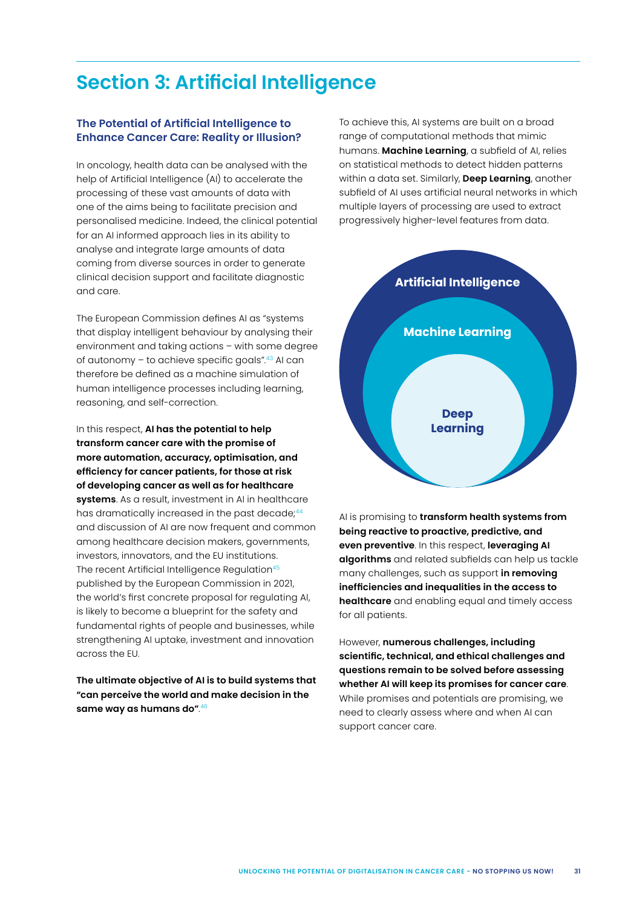# Section 3: Artificial Intelligence

## The Potential of Artificial Intelligence to Enhance Cancer Care: Reality or Illusion?

In oncology, health data can be analysed with the help of Artificial Intelligence (AI) to accelerate the processing of these vast amounts of data with one of the aims being to facilitate precision and personalised medicine. Indeed, the clinical potential for an AI informed approach lies in its ability to analyse and integrate large amounts of data coming from diverse sources in order to generate clinical decision support and facilitate diagnostic and care.

The European Commission defines AI as "systems that display intelligent behaviour by analysing their environment and taking actions – with some degree of autonomy – to achieve specific goals".[43] AI can therefore be defined as a machine simulation of human intelligence processes including learning, reasoning, and self-correction.

In this respect, **AI has the potential to help transform cancer care with the promise of more automation, accuracy, optimisation, and efficiency for cancer patients, for those at risk of developing cancer as well as for healthcare systems**. As a result, investment in AI in healthcare has dramatically increased in the past decade;[44] and discussion of AI are now frequent and common among healthcare decision makers, governments, investors, innovators, and the EU institutions. The recent Artificial Intelligence Regulation[45] published by the European Commission in 2021, the world's first concrete proposal for regulating AI, is likely to become a blueprint for the safety and fundamental rights of people and businesses, while strengthening AI uptake, investment and innovation across the EU.

**The ultimate objective of AI is to build systems that "can perceive the world and make decision in the same way as humans do"**.[46]

To achieve this, AI systems are built on a broad range of computational methods that mimic humans. **Machine Learning**, a subfield of AI, relies on statistical methods to detect hidden patterns within a data set. Similarly, **Deep Learning**, another subfield of AI uses artificial neural networks in which multiple layers of processing are used to extract progressively higher-level features from data.

Artificial Intelligence

Machine Learning

Deep Learning

AI is promising to **transform health systems from being reactive to proactive, predictive, and even preventive**. In this respect, **leveraging AI algorithms** and related subfields can help us tackle many challenges, such as support **in removing inefficiencies and inequalities in the access to healthcare** and enabling equal and timely access for all patients.

However, **numerous challenges, including scientific, technical, and ethical challenges and questions remain to be solved before assessing whether AI will keep its promises for cancer care**. While promises and potentials are promising, we need to clearly assess where and when AI can support cancer care.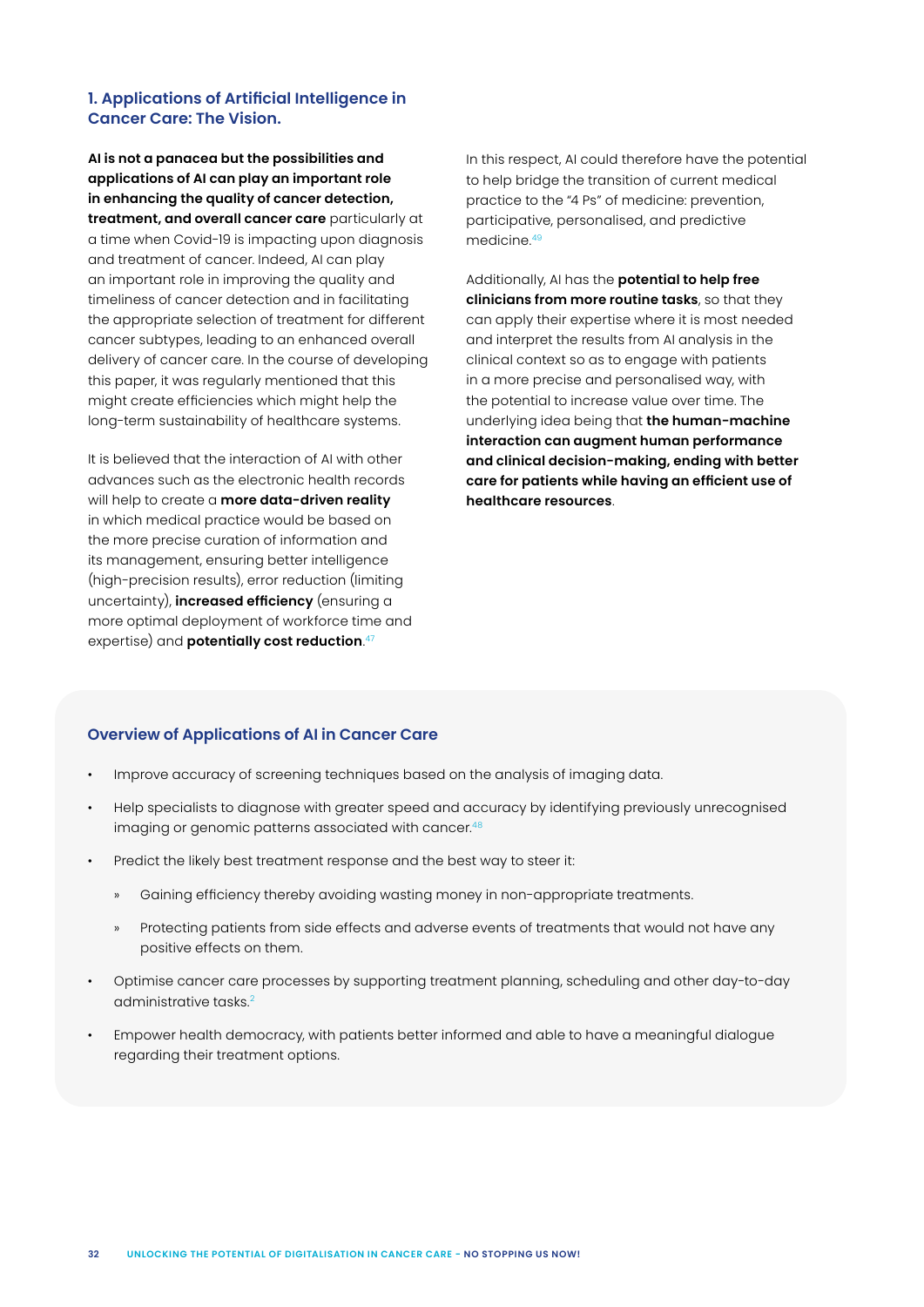## 1. Applications of Artificial Intelligence in Cancer Care: The Vision.

**AI is not a panacea but the possibilities and applications of AI can play an important role in enhancing the quality of cancer detection, treatment, and overall cancer care** particularly at a time when Covid-19 is impacting upon diagnosis and treatment of cancer. Indeed, AI can play an important role in improving the quality and timeliness of cancer detection and in facilitating the appropriate selection of treatment for different cancer subtypes, leading to an enhanced overall delivery of cancer care. In the course of developing this paper, it was regularly mentioned that this might create efficiencies which might help the long-term sustainability of healthcare systems.

It is believed that the interaction of AI with other advances such as the electronic health records will help to create a **more data-driven reality** in which medical practice would be based on the more precise curation of information and its management, ensuring better intelligence (high-precision results), error reduction (limiting uncertainty), **increased efficiency** (ensuring a more optimal deployment of workforce time and expertise) and **potentially cost reduction**.[47]

In this respect, AI could therefore have the potential to help bridge the transition of current medical practice to the "4 Ps" of medicine: prevention, participative, personalised, and predictive medicine.[49]

Additionally, AI has the **potential to help free clinicians from more routine tasks**, so that they can apply their expertise where it is most needed and interpret the results from AI analysis in the clinical context so as to engage with patients in a more precise and personalised way, with the potential to increase value over time. The underlying idea being that **the human-machine interaction can augment human performance and clinical decision-making, ending with better care for patients while having an efficient use of healthcare resources**.

### Overview of Applications of AI in Cancer Care

- Improve accuracy of screening techniques based on the analysis of imaging data.
- Help specialists to diagnose with greater speed and accuracy by identifying previously unrecognised imaging or genomic patterns associated with cancer.[48]
- Predict the likely best treatment response and the best way to steer it:
  - Gaining efficiency thereby avoiding wasting money in non-appropriate treatments.
  - Protecting patients from side effects and adverse events of treatments that would not have any positive effects on them.
- Optimise cancer care processes by supporting treatment planning, scheduling and other day-to-day administrative tasks.[2]
- Empower health democracy, with patients better informed and able to have a meaningful dialogue regarding their treatment options.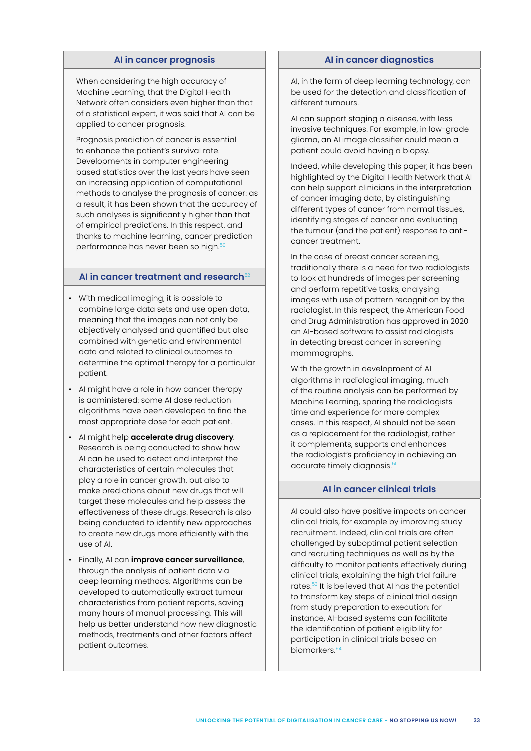## AI in cancer prognosis

When considering the high accuracy of Machine Learning, that the Digital Health Network often considers even higher than that of a statistical expert, it was said that AI can be applied to cancer prognosis.

Prognosis prediction of cancer is essential to enhance the patient's survival rate. Developments in computer engineering based statistics over the last years have seen an increasing application of computational methods to analyse the prognosis of cancer: as a result, it has been shown that the accuracy of such analyses is significantly higher than that of empirical predictions. In this respect, and thanks to machine learning, cancer prediction performance has never been so high.[50]

## AI in cancer treatment and research[52]

- With medical imaging, it is possible to combine large data sets and use open data, meaning that the images can not only be objectively analysed and quantified but also combined with genetic and environmental data and related to clinical outcomes to determine the optimal therapy for a particular patient.
- AI might have a role in how cancer therapy is administered: some AI dose reduction algorithms have been developed to find the most appropriate dose for each patient.
- AI might help **accelerate drug discovery**. Research is being conducted to show how AI can be used to detect and interpret the characteristics of certain molecules that play a role in cancer growth, but also to make predictions about new drugs that will target these molecules and help assess the effectiveness of these drugs. Research is also being conducted to identify new approaches to create new drugs more efficiently with the use of AI.
- Finally, AI can **improve cancer surveillance**, through the analysis of patient data via deep learning methods. Algorithms can be developed to automatically extract tumour characteristics from patient reports, saving many hours of manual processing. This will help us better understand how new diagnostic methods, treatments and other factors affect patient outcomes.

## AI in cancer diagnostics

AI, in the form of deep learning technology, can be used for the detection and classification of different tumours.

AI can support staging a disease, with less invasive techniques. For example, in low-grade glioma, an AI image classifier could mean a patient could avoid having a biopsy.

Indeed, while developing this paper, it has been highlighted by the Digital Health Network that AI can help support clinicians in the interpretation of cancer imaging data, by distinguishing different types of cancer from normal tissues, identifying stages of cancer and evaluating the tumour (and the patient) response to anti-cancer treatment.

In the case of breast cancer screening, traditionally there is a need for two radiologists to look at hundreds of images per screening and perform repetitive tasks, analysing images with use of pattern recognition by the radiologist. In this respect, the American Food and Drug Administration has approved in 2020 an AI-based software to assist radiologists in detecting breast cancer in screening mammographs.

With the growth in development of AI algorithms in radiological imaging, much of the routine analysis can be performed by Machine Learning, sparing the radiologists time and experience for more complex cases. In this respect, AI should not be seen as a replacement for the radiologist, rather it complements, supports and enhances the radiologist's proficiency in achieving an accurate timely diagnosis.[51]

## AI in cancer clinical trials

AI could also have positive impacts on cancer clinical trials, for example by improving study recruitment. Indeed, clinical trials are often challenged by suboptimal patient selection and recruiting techniques as well as by the difficulty to monitor patients effectively during clinical trials, explaining the high trial failure rates.[53] It is believed that AI has the potential to transform key steps of clinical trial design from study preparation to execution: for instance, AI-based systems can facilitate the identification of patient eligibility for participation in clinical trials based on biomarkers.[54]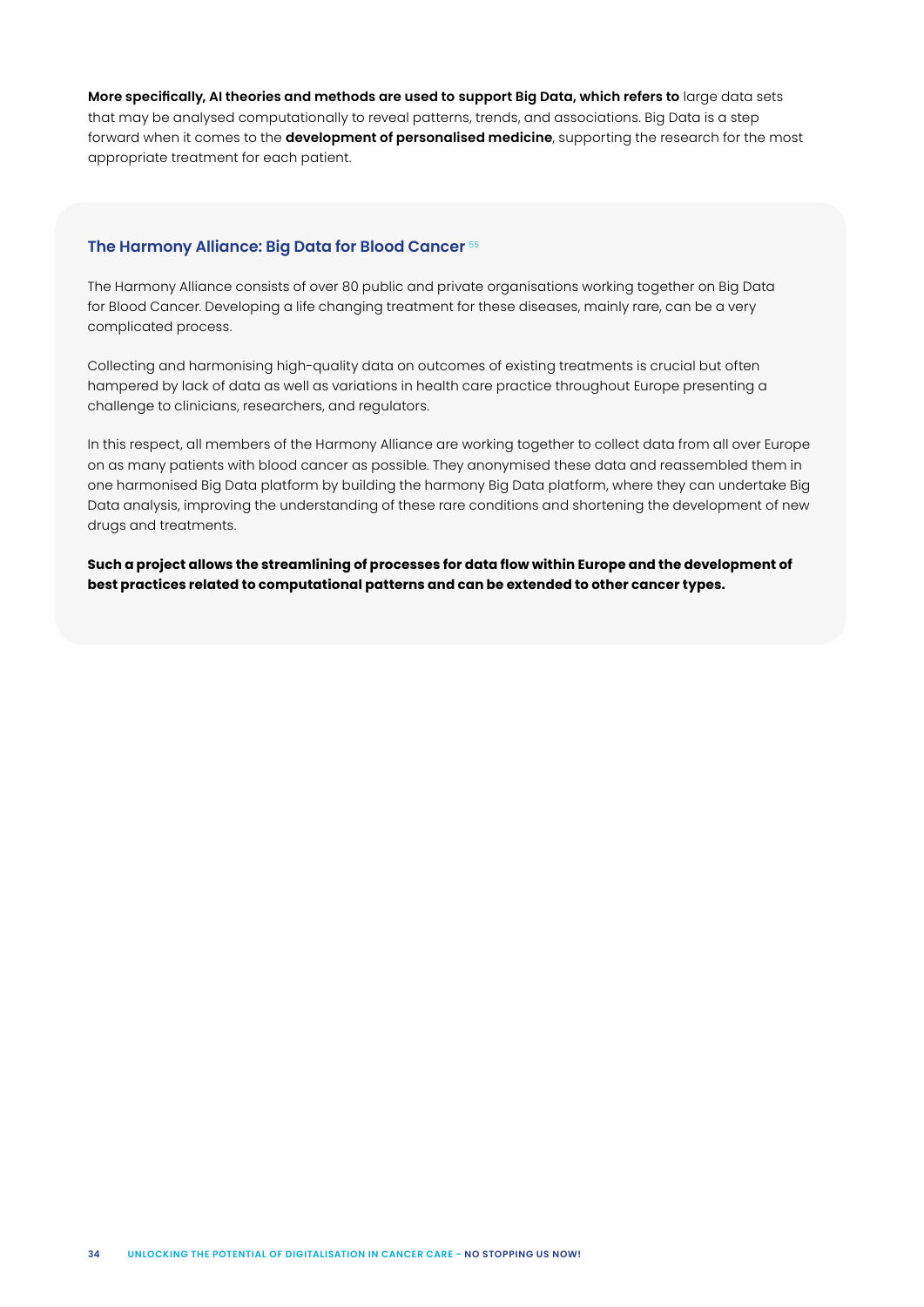**More specifically, AI theories and methods are used to support Big Data, which refers to** large data sets that may be analysed computationally to reveal patterns, trends, and associations. Big Data is a step forward when it comes to the **development of personalised medicine**, supporting the research for the most appropriate treatment for each patient.

### The Harmony Alliance: Big Data for Blood Cancer [55]

The Harmony Alliance consists of over 80 public and private organisations working together on Big Data for Blood Cancer. Developing a life changing treatment for these diseases, mainly rare, can be a very complicated process.

Collecting and harmonising high-quality data on outcomes of existing treatments is crucial but often hampered by lack of data as well as variations in health care practice throughout Europe presenting a challenge to clinicians, researchers, and regulators.

In this respect, all members of the Harmony Alliance are working together to collect data from all over Europe on as many patients with blood cancer as possible. They anonymised these data and reassembled them in one harmonised Big Data platform by building the harmony Big Data platform, where they can undertake Big Data analysis, improving the understanding of these rare conditions and shortening the development of new drugs and treatments.

**Such a project allows the streamlining of processes for data flow within Europe and the development of best practices related to computational patterns and can be extended to other cancer types.**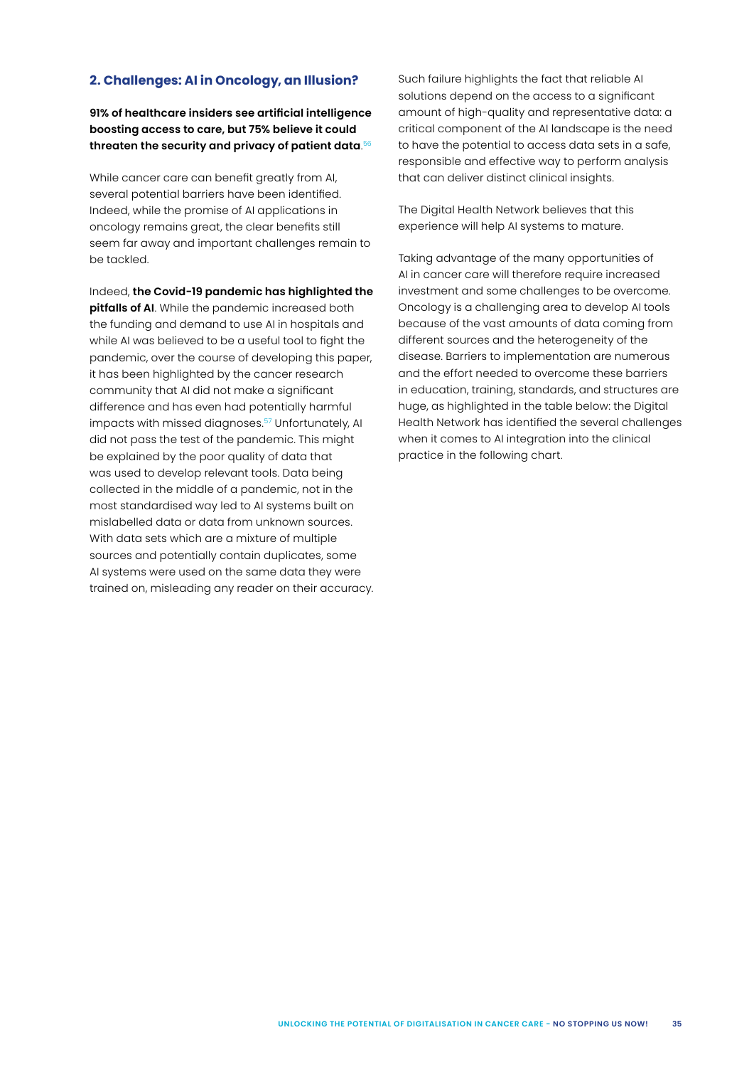## 2. Challenges: AI in Oncology, an Illusion?

**91% of healthcare insiders see artificial intelligence boosting access to care, but 75% believe it could threaten the security and privacy of patient data**.[56]

While cancer care can benefit greatly from AI, several potential barriers have been identified. Indeed, while the promise of AI applications in oncology remains great, the clear benefits still seem far away and important challenges remain to be tackled.

Indeed, **the Covid-19 pandemic has highlighted the pitfalls of AI**. While the pandemic increased both the funding and demand to use AI in hospitals and while AI was believed to be a useful tool to fight the pandemic, over the course of developing this paper, it has been highlighted by the cancer research community that AI did not make a significant difference and has even had potentially harmful impacts with missed diagnoses.[57] Unfortunately, AI did not pass the test of the pandemic. This might be explained by the poor quality of data that was used to develop relevant tools. Data being collected in the middle of a pandemic, not in the most standardised way led to AI systems built on mislabelled data or data from unknown sources. With data sets which are a mixture of multiple sources and potentially contain duplicates, some AI systems were used on the same data they were trained on, misleading any reader on their accuracy.

Such failure highlights the fact that reliable AI solutions depend on the access to a significant amount of high-quality and representative data: a critical component of the AI landscape is the need to have the potential to access data sets in a safe, responsible and effective way to perform analysis that can deliver distinct clinical insights.

The Digital Health Network believes that this experience will help AI systems to mature.

Taking advantage of the many opportunities of AI in cancer care will therefore require increased investment and some challenges to be overcome. Oncology is a challenging area to develop AI tools because of the vast amounts of data coming from different sources and the heterogeneity of the disease. Barriers to implementation are numerous and the effort needed to overcome these barriers in education, training, standards, and structures are huge, as highlighted in the table below: the Digital Health Network has identified the several challenges when it comes to AI integration into the clinical practice in the following chart.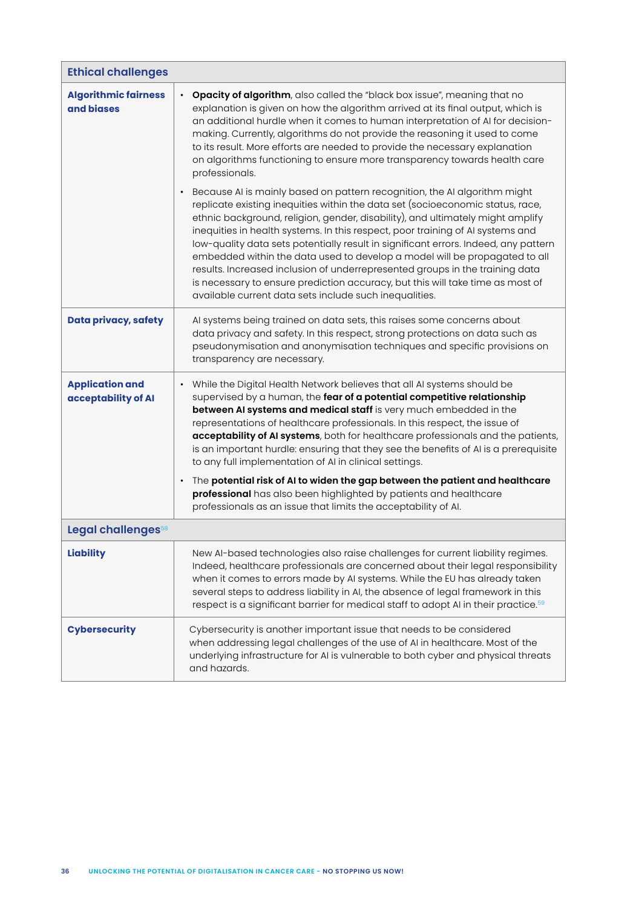| Ethical challenges | |
|---|---|
| **Algorithmic fairness and biases** | • **Opacity of algorithm**, also called the "black box issue", meaning that no explanation is given on how the algorithm arrived at its final output, which is an additional hurdle when it comes to human interpretation of AI for decision-making. Currently, algorithms do not provide the reasoning it used to come to its result. More efforts are needed to provide the necessary explanation on algorithms functioning to ensure more transparency towards health care professionals.<br>• Because AI is mainly based on pattern recognition, the AI algorithm might replicate existing inequities within the data set (socioeconomic status, race, ethnic background, religion, gender, disability), and ultimately might amplify inequities in health systems. In this respect, poor training of AI systems and low-quality data sets potentially result in significant errors. Indeed, any pattern embedded within the data used to develop a model will be propagated to all results. Increased inclusion of underrepresented groups in the training data is necessary to ensure prediction accuracy, but this will take time as most of available current data sets include such inequalities. |
| **Data privacy, safety** | AI systems being trained on data sets, this raises some concerns about data privacy and safety. In this respect, strong protections on data such as pseudonymisation and anonymisation techniques and specific provisions on transparency are necessary. |
| **Application and acceptability of AI** | • While the Digital Health Network believes that all AI systems should be supervised by a human, the **fear of a potential competitive relationship between AI systems and medical staff** is very much embedded in the representations of healthcare professionals. In this respect, the issue of **acceptability of AI systems**, both for healthcare professionals and the patients, is an important hurdle: ensuring that they see the benefits of AI is a prerequisite to any full implementation of AI in clinical settings.<br>• The **potential risk of AI to widen the gap between the patient and healthcare professional** has also been highlighted by patients and healthcare professionals as an issue that limits the acceptability of AI. |
| **Legal challenges**[58] | |
| **Liability** | New AI-based technologies also raise challenges for current liability regimes. Indeed, healthcare professionals are concerned about their legal responsibility when it comes to errors made by AI systems. While the EU has already taken several steps to address liability in AI, the absence of legal framework in this respect is a significant barrier for medical staff to adopt AI in their practice.[59] |
| **Cybersecurity** | Cybersecurity is another important issue that needs to be considered when addressing legal challenges of the use of AI in healthcare. Most of the underlying infrastructure for AI is vulnerable to both cyber and physical threats and hazards. |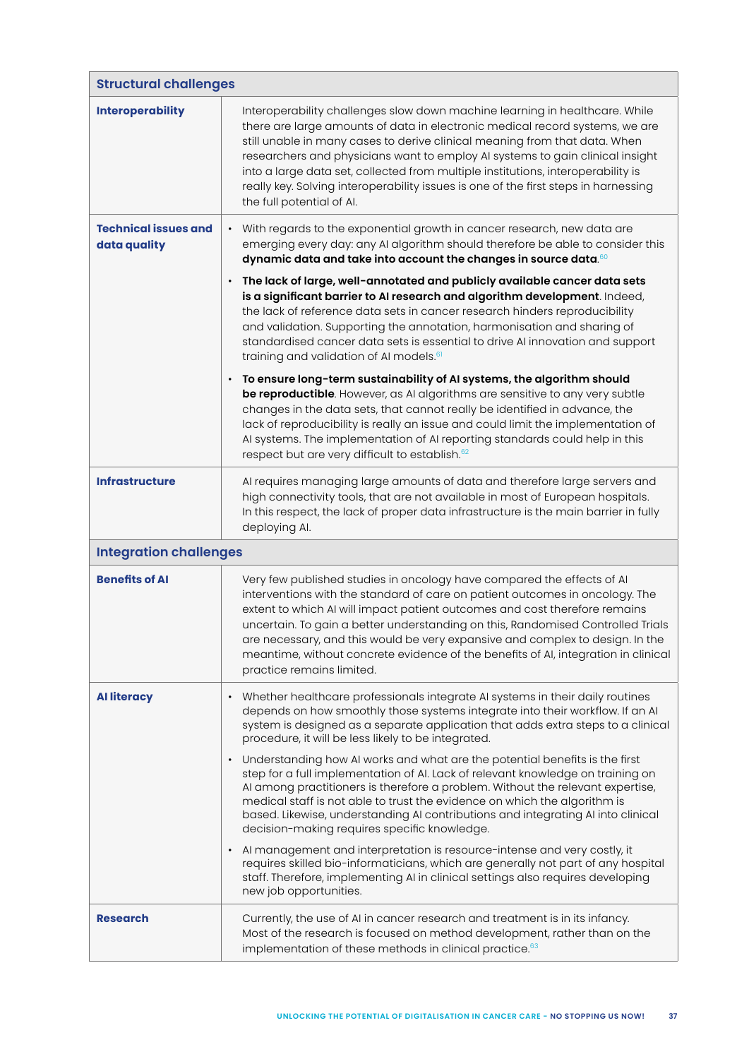| Structural challenges | |
|---|---|
| **Interoperability** | Interoperability challenges slow down machine learning in healthcare. While there are large amounts of data in electronic medical record systems, we are still unable in many cases to derive clinical meaning from that data. When researchers and physicians want to employ AI systems to gain clinical insight into a large data set, collected from multiple institutions, interoperability is really key. Solving interoperability issues is one of the first steps in harnessing the full potential of AI. |
| **Technical issues and data quality** | • With regards to the exponential growth in cancer research, new data are emerging every day: any AI algorithm should therefore be able to consider this **dynamic data and take into account the changes in source data**.[60]<br>• **The lack of large, well-annotated and publicly available cancer data sets is a significant barrier to AI research and algorithm development**. Indeed, the lack of reference data sets in cancer research hinders reproducibility and validation. Supporting the annotation, harmonisation and sharing of standardised cancer data sets is essential to drive AI innovation and support training and validation of AI models.[61]<br>• **To ensure long-term sustainability of AI systems, the algorithm should be reproductible**. However, as AI algorithms are sensitive to any very subtle changes in the data sets, that cannot really be identified in advance, the lack of reproducibility is really an issue and could limit the implementation of AI systems. The implementation of AI reporting standards could help in this respect but are very difficult to establish.[62] |
| **Infrastructure** | AI requires managing large amounts of data and therefore large servers and high connectivity tools, that are not available in most of European hospitals. In this respect, the lack of proper data infrastructure is the main barrier in fully deploying AI. |
| **Integration challenges** | |
| **Benefits of AI** | Very few published studies in oncology have compared the effects of AI interventions with the standard of care on patient outcomes in oncology. The extent to which AI will impact patient outcomes and cost therefore remains uncertain. To gain a better understanding on this, Randomised Controlled Trials are necessary, and this would be very expansive and complex to design. In the meantime, without concrete evidence of the benefits of AI, integration in clinical practice remains limited. |
| **AI literacy** | • Whether healthcare professionals integrate AI systems in their daily routines depends on how smoothly those systems integrate into their workflow. If an AI system is designed as a separate application that adds extra steps to a clinical procedure, it will be less likely to be integrated.<br>• Understanding how AI works and what are the potential benefits is the first step for a full implementation of AI. Lack of relevant knowledge on training on AI among practitioners is therefore a problem. Without the relevant expertise, medical staff is not able to trust the evidence on which the algorithm is based. Likewise, understanding AI contributions and integrating AI into clinical decision-making requires specific knowledge.<br>• AI management and interpretation is resource-intense and very costly, it requires skilled bio-informaticians, which are generally not part of any hospital staff. Therefore, implementing AI in clinical settings also requires developing new job opportunities. |
| **Research** | Currently, the use of AI in cancer research and treatment is in its infancy. Most of the research is focused on method development, rather than on the implementation of these methods in clinical practice.[63] |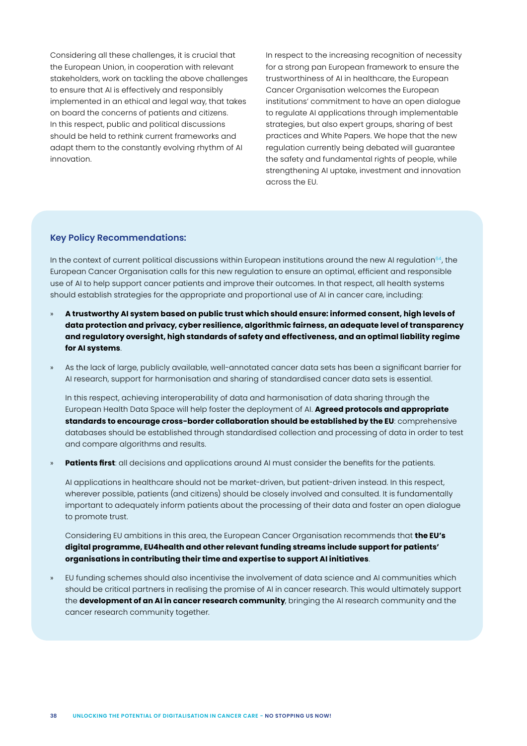Considering all these challenges, it is crucial that the European Union, in cooperation with relevant stakeholders, work on tackling the above challenges to ensure that AI is effectively and responsibly implemented in an ethical and legal way, that takes on board the concerns of patients and citizens. In this respect, public and political discussions should be held to rethink current frameworks and adapt them to the constantly evolving rhythm of AI innovation.

In respect to the increasing recognition of necessity for a strong pan European framework to ensure the trustworthiness of AI in healthcare, the European Cancer Organisation welcomes the European institutions' commitment to have an open dialogue to regulate AI applications through implementable strategies, but also expert groups, sharing of best practices and White Papers. We hope that the new regulation currently being debated will guarantee the safety and fundamental rights of people, while strengthening AI uptake, investment and innovation across the EU.

### Key Policy Recommendations:

In the context of current political discussions within European institutions around the new AI regulation[64], the European Cancer Organisation calls for this new regulation to ensure an optimal, efficient and responsible use of AI to help support cancer patients and improve their outcomes. In that respect, all health systems should establish strategies for the appropriate and proportional use of AI in cancer care, including:

- **A trustworthy AI system based on public trust which should ensure: informed consent, high levels of data protection and privacy, cyber resilience, algorithmic fairness, an adequate level of transparency and regulatory oversight, high standards of safety and effectiveness, and an optimal liability regime for AI systems**.

- As the lack of large, publicly available, well-annotated cancer data sets has been a significant barrier for AI research, support for harmonisation and sharing of standardised cancer data sets is essential.

  In this respect, achieving interoperability of data and harmonisation of data sharing through the European Health Data Space will help foster the deployment of AI. **Agreed protocols and appropriate standards to encourage cross-border collaboration should be established by the EU**: comprehensive databases should be established through standardised collection and processing of data in order to test and compare algorithms and results.

- **Patients first**: all decisions and applications around AI must consider the benefits for the patients.

  AI applications in healthcare should not be market-driven, but patient-driven instead. In this respect, wherever possible, patients (and citizens) should be closely involved and consulted. It is fundamentally important to adequately inform patients about the processing of their data and foster an open dialogue to promote trust.

  Considering EU ambitions in this area, the European Cancer Organisation recommends that **the EU's digital programme, EU4health and other relevant funding streams include support for patients' organisations in contributing their time and expertise to support AI initiatives**.

- EU funding schemes should also incentivise the involvement of data science and AI communities which should be critical partners in realising the promise of AI in cancer research. This would ultimately support the **development of an AI in cancer research community**, bringing the AI research community and the cancer research community together.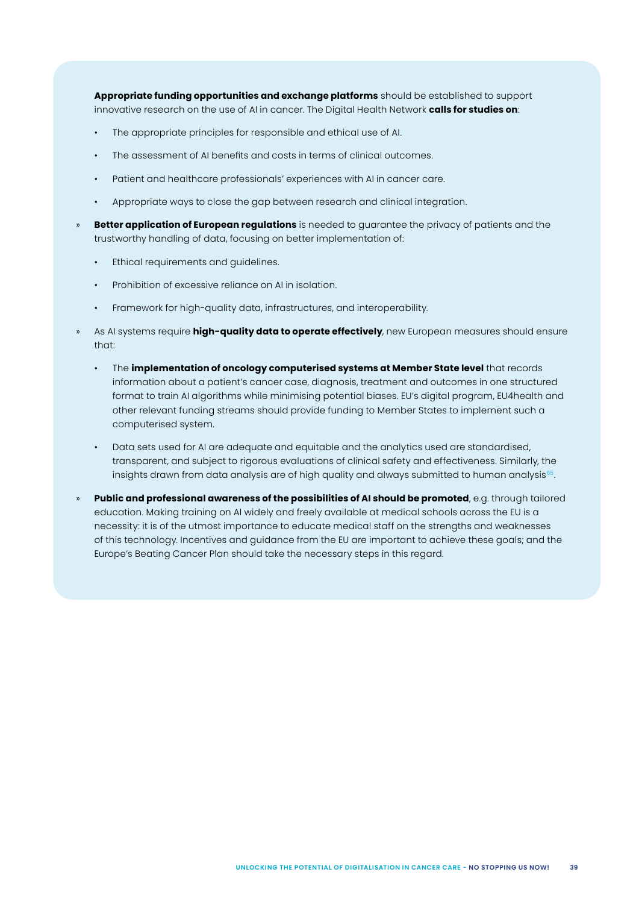**Appropriate funding opportunities and exchange platforms** should be established to support innovative research on the use of AI in cancer. The Digital Health Network **calls for studies on**:

- The appropriate principles for responsible and ethical use of AI.
- The assessment of AI benefits and costs in terms of clinical outcomes.
- Patient and healthcare professionals' experiences with AI in cancer care.
- Appropriate ways to close the gap between research and clinical integration.

» **Better application of European regulations** is needed to guarantee the privacy of patients and the trustworthy handling of data, focusing on better implementation of:

- Ethical requirements and guidelines.
- Prohibition of excessive reliance on AI in isolation.
- Framework for high-quality data, infrastructures, and interoperability.

» As AI systems require **high-quality data to operate effectively**, new European measures should ensure that:

- The **implementation of oncology computerised systems at Member State level** that records information about a patient's cancer case, diagnosis, treatment and outcomes in one structured format to train AI algorithms while minimising potential biases. EU's digital program, EU4health and other relevant funding streams should provide funding to Member States to implement such a computerised system.
- Data sets used for AI are adequate and equitable and the analytics used are standardised, transparent, and subject to rigorous evaluations of clinical safety and effectiveness. Similarly, the insights drawn from data analysis are of high quality and always submitted to human analysis[65].

» **Public and professional awareness of the possibilities of AI should be promoted**, e.g. through tailored education. Making training on AI widely and freely available at medical schools across the EU is a necessity: it is of the utmost importance to educate medical staff on the strengths and weaknesses of this technology. Incentives and guidance from the EU are important to achieve these goals; and the Europe's Beating Cancer Plan should take the necessary steps in this regard.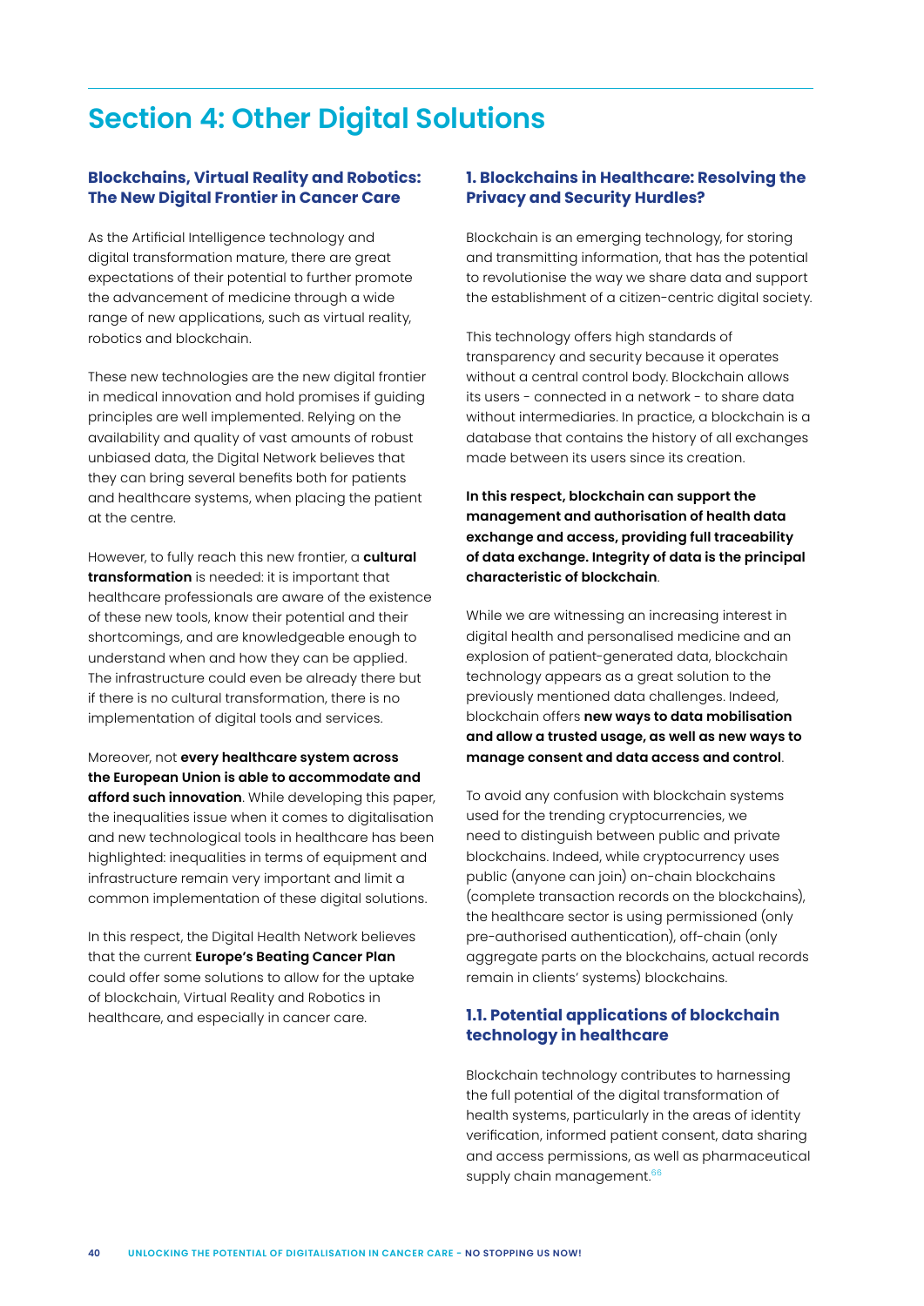# Section 4: Other Digital Solutions

### Blockchains, Virtual Reality and Robotics: The New Digital Frontier in Cancer Care

As the Artificial Intelligence technology and digital transformation mature, there are great expectations of their potential to further promote the advancement of medicine through a wide range of new applications, such as virtual reality, robotics and blockchain.

These new technologies are the new digital frontier in medical innovation and hold promises if guiding principles are well implemented. Relying on the availability and quality of vast amounts of robust unbiased data, the Digital Network believes that they can bring several benefits both for patients and healthcare systems, when placing the patient at the centre.

However, to fully reach this new frontier, a **cultural transformation** is needed: it is important that healthcare professionals are aware of the existence of these new tools, know their potential and their shortcomings, and are knowledgeable enough to understand when and how they can be applied. The infrastructure could even be already there but if there is no cultural transformation, there is no implementation of digital tools and services.

Moreover, not **every healthcare system across the European Union is able to accommodate and afford such innovation**. While developing this paper, the inequalities issue when it comes to digitalisation and new technological tools in healthcare has been highlighted: inequalities in terms of equipment and infrastructure remain very important and limit a common implementation of these digital solutions.

In this respect, the Digital Health Network believes that the current **Europe's Beating Cancer Plan** could offer some solutions to allow for the uptake of blockchain, Virtual Reality and Robotics in healthcare, and especially in cancer care.

### 1. Blockchains in Healthcare: Resolving the Privacy and Security Hurdles?

Blockchain is an emerging technology, for storing and transmitting information, that has the potential to revolutionise the way we share data and support the establishment of a citizen-centric digital society.

This technology offers high standards of transparency and security because it operates without a central control body. Blockchain allows its users - connected in a network - to share data without intermediaries. In practice, a blockchain is a database that contains the history of all exchanges made between its users since its creation.

**In this respect, blockchain can support the management and authorisation of health data exchange and access, providing full traceability of data exchange. Integrity of data is the principal characteristic of blockchain**.

While we are witnessing an increasing interest in digital health and personalised medicine and an explosion of patient-generated data, blockchain technology appears as a great solution to the previously mentioned data challenges. Indeed, blockchain offers **new ways to data mobilisation and allow a trusted usage, as well as new ways to manage consent and data access and control**.

To avoid any confusion with blockchain systems used for the trending cryptocurrencies, we need to distinguish between public and private blockchains. Indeed, while cryptocurrency uses public (anyone can join) on-chain blockchains (complete transaction records on the blockchains), the healthcare sector is using permissioned (only pre-authorised authentication), off-chain (only aggregate parts on the blockchains, actual records remain in clients' systems) blockchains.

#### 1.1. Potential applications of blockchain technology in healthcare

Blockchain technology contributes to harnessing the full potential of the digital transformation of health systems, particularly in the areas of identity verification, informed patient consent, data sharing and access permissions, as well as pharmaceutical supply chain management.[66]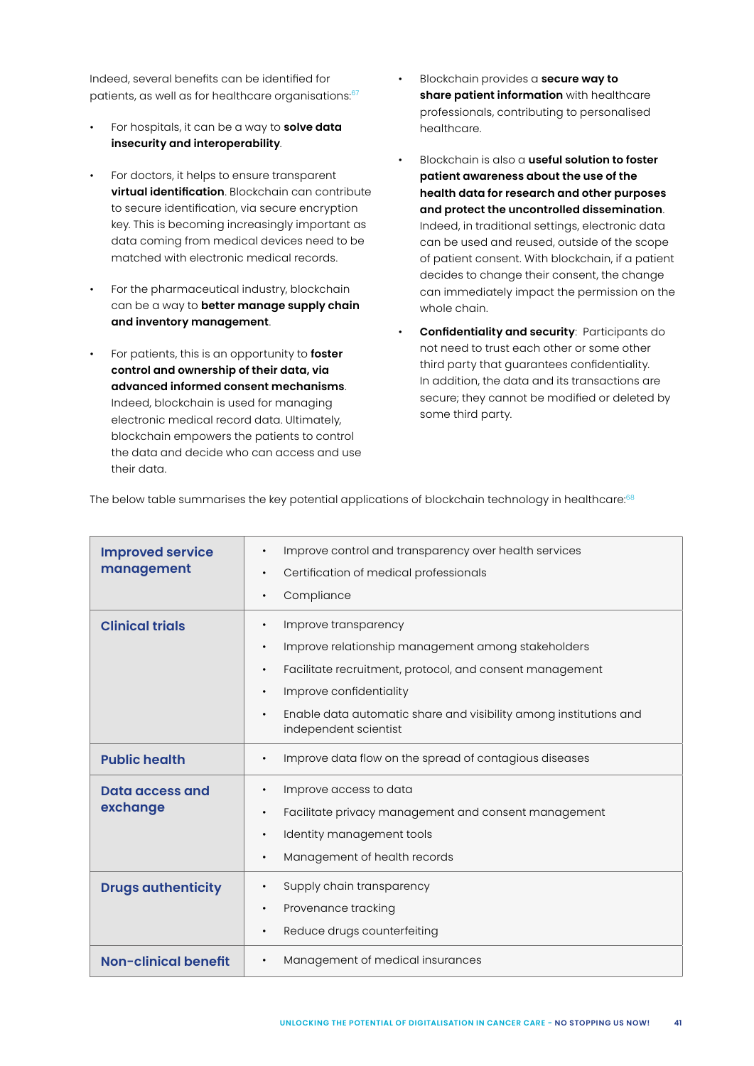Indeed, several benefits can be identified for patients, as well as for healthcare organisations:[67]

- For hospitals, it can be a way to **solve data insecurity and interoperability**.
- For doctors, it helps to ensure transparent **virtual identification**. Blockchain can contribute to secure identification, via secure encryption key. This is becoming increasingly important as data coming from medical devices need to be matched with electronic medical records.
- For the pharmaceutical industry, blockchain can be a way to **better manage supply chain and inventory management**.
- For patients, this is an opportunity to **foster control and ownership of their data, via advanced informed consent mechanisms**. Indeed, blockchain is used for managing electronic medical record data. Ultimately, blockchain empowers the patients to control the data and decide who can access and use their data.
- Blockchain provides a **secure way to share patient information** with healthcare professionals, contributing to personalised healthcare.
- Blockchain is also a **useful solution to foster patient awareness about the use of the health data for research and other purposes and protect the uncontrolled dissemination**. Indeed, in traditional settings, electronic data can be used and reused, outside of the scope of patient consent. With blockchain, if a patient decides to change their consent, the change can immediately impact the permission on the whole chain.
- **Confidentiality and security**: Participants do not need to trust each other or some other third party that guarantees confidentiality. In addition, the data and its transactions are secure; they cannot be modified or deleted by some third party.

The below table summarises the key potential applications of blockchain technology in healthcare:[68]

| Application | Potential uses |
|---|---|
| **Improved service management** | • Improve control and transparency over health services<br>• Certification of medical professionals<br>• Compliance |
| **Clinical trials** | • Improve transparency<br>• Improve relationship management among stakeholders<br>• Facilitate recruitment, protocol, and consent management<br>• Improve confidentiality<br>• Enable data automatic share and visibility among institutions and independent scientist |
| **Public health** | • Improve data flow on the spread of contagious diseases |
| **Data access and exchange** | • Improve access to data<br>• Facilitate privacy management and consent management<br>• Identity management tools<br>• Management of health records |
| **Drugs authenticity** | • Supply chain transparency<br>• Provenance tracking<br>• Reduce drugs counterfeiting |
| **Non-clinical benefit** | • Management of medical insurances |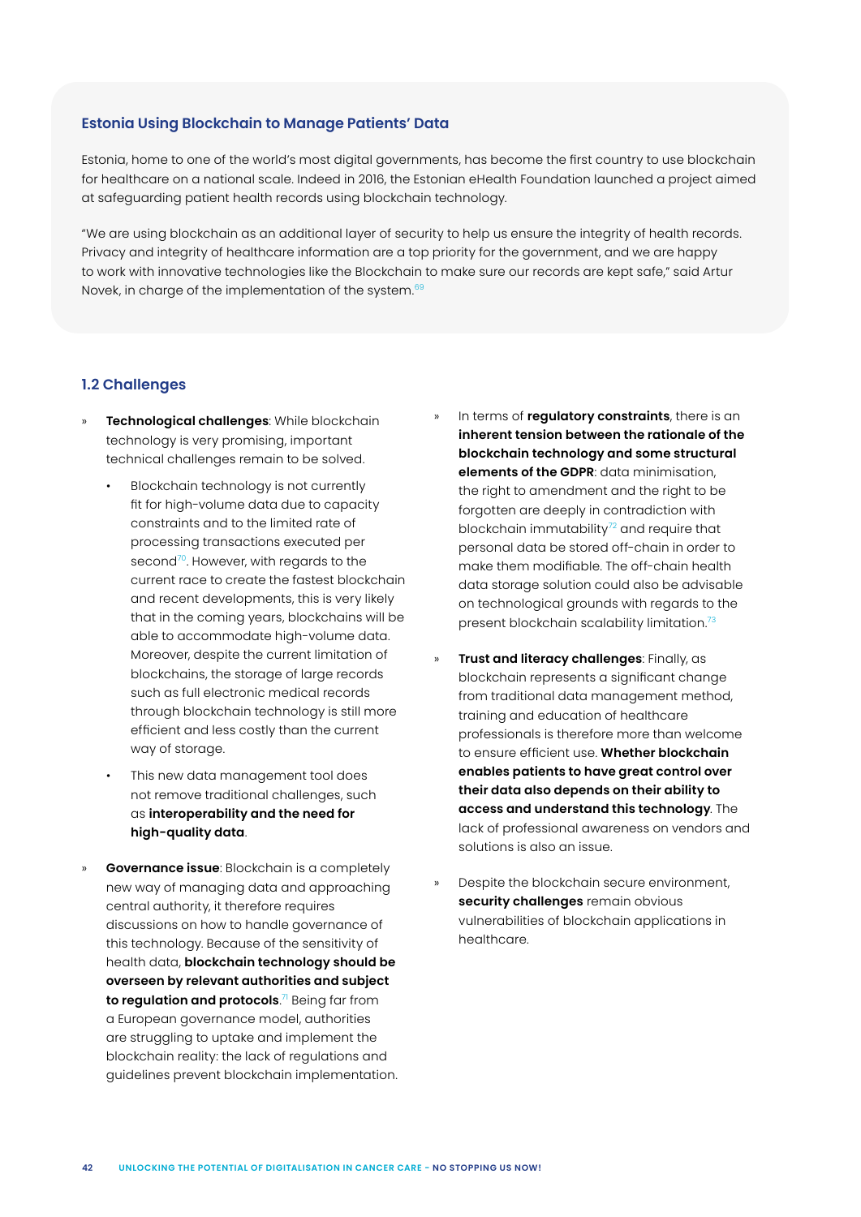### Estonia Using Blockchain to Manage Patients' Data

Estonia, home to one of the world's most digital governments, has become the first country to use blockchain for healthcare on a national scale. Indeed in 2016, the Estonian eHealth Foundation launched a project aimed at safeguarding patient health records using blockchain technology.

"We are using blockchain as an additional layer of security to help us ensure the integrity of health records. Privacy and integrity of healthcare information are a top priority for the government, and we are happy to work with innovative technologies like the Blockchain to make sure our records are kept safe," said Artur Novek, in charge of the implementation of the system.[69]

### 1.2 Challenges

- **Technological challenges**: While blockchain technology is very promising, important technical challenges remain to be solved.
  - Blockchain technology is not currently fit for high-volume data due to capacity constraints and to the limited rate of processing transactions executed per second[70]. However, with regards to the current race to create the fastest blockchain and recent developments, this is very likely that in the coming years, blockchains will be able to accommodate high-volume data. Moreover, despite the current limitation of blockchains, the storage of large records such as full electronic medical records through blockchain technology is still more efficient and less costly than the current way of storage.
  - This new data management tool does not remove traditional challenges, such as **interoperability and the need for high-quality data**.
- **Governance issue**: Blockchain is a completely new way of managing data and approaching central authority, it therefore requires discussions on how to handle governance of this technology. Because of the sensitivity of health data, **blockchain technology should be overseen by relevant authorities and subject to regulation and protocols**.[71] Being far from a European governance model, authorities are struggling to uptake and implement the blockchain reality: the lack of regulations and guidelines prevent blockchain implementation.
- In terms of **regulatory constraints**, there is an **inherent tension between the rationale of the blockchain technology and some structural elements of the GDPR**: data minimisation, the right to amendment and the right to be forgotten are deeply in contradiction with blockchain immutability[72] and require that personal data be stored off-chain in order to make them modifiable. The off-chain health data storage solution could also be advisable on technological grounds with regards to the present blockchain scalability limitation.[73]
- **Trust and literacy challenges**: Finally, as blockchain represents a significant change from traditional data management method, training and education of healthcare professionals is therefore more than welcome to ensure efficient use. **Whether blockchain enables patients to have great control over their data also depends on their ability to access and understand this technology**. The lack of professional awareness on vendors and solutions is also an issue.
- Despite the blockchain secure environment, **security challenges** remain obvious vulnerabilities of blockchain applications in healthcare.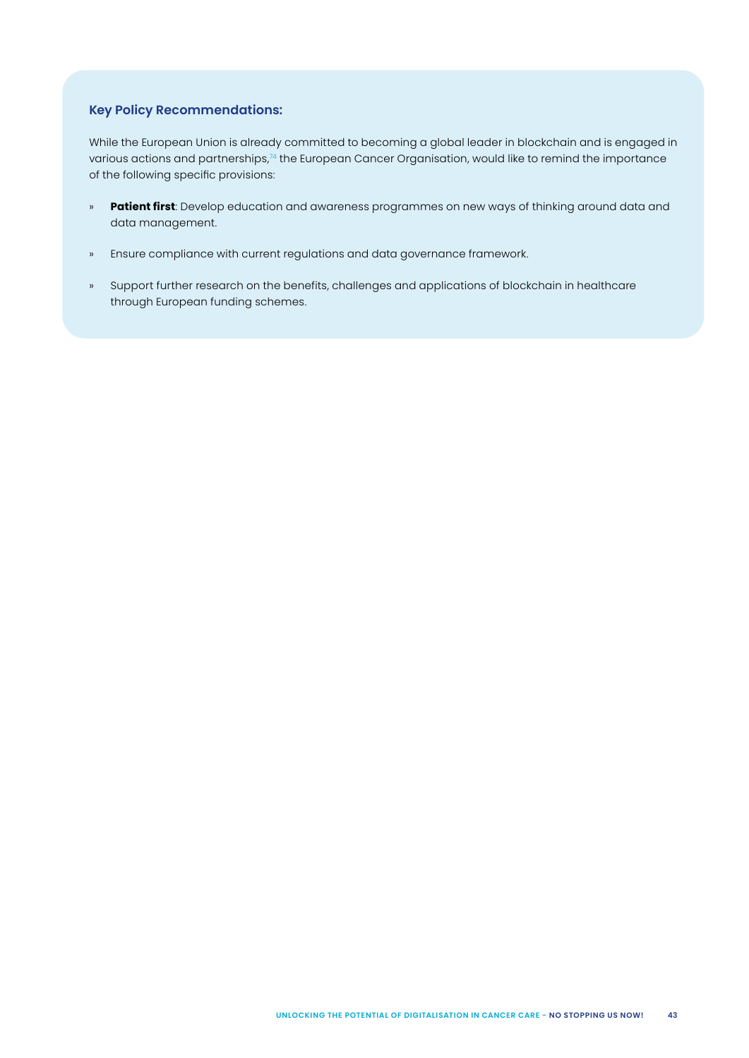### Key Policy Recommendations:

While the European Union is already committed to becoming a global leader in blockchain and is engaged in various actions and partnerships,[74] the European Cancer Organisation, would like to remind the importance of the following specific provisions:

- **Patient first**: Develop education and awareness programmes on new ways of thinking around data and data management.
- Ensure compliance with current regulations and data governance framework.
- Support further research on the benefits, challenges and applications of blockchain in healthcare through European funding schemes.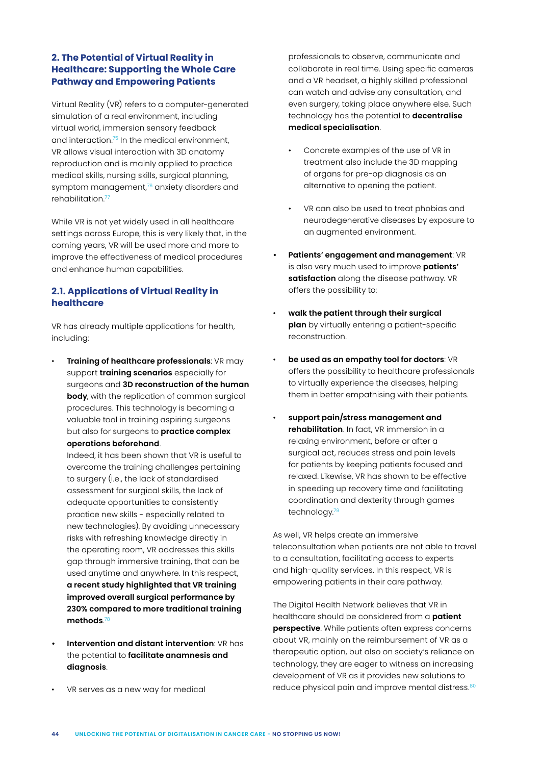## 2. The Potential of Virtual Reality in Healthcare: Supporting the Whole Care Pathway and Empowering Patients

Virtual Reality (VR) refers to a computer-generated simulation of a real environment, including virtual world, immersion sensory feedback and interaction.[75] In the medical environment, VR allows visual interaction with 3D anatomy reproduction and is mainly applied to practice medical skills, nursing skills, surgical planning, symptom management,[76] anxiety disorders and rehabilitation.[77]

While VR is not yet widely used in all healthcare settings across Europe, this is very likely that, in the coming years, VR will be used more and more to improve the effectiveness of medical procedures and enhance human capabilities.

### 2.1. Applications of Virtual Reality in healthcare

VR has already multiple applications for health, including:

- **Training of healthcare professionals**: VR may support **training scenarios** especially for surgeons and **3D reconstruction of the human body**, with the replication of common surgical procedures. This technology is becoming a valuable tool in training aspiring surgeons but also for surgeons to **practice complex operations beforehand**.
  Indeed, it has been shown that VR is useful to overcome the training challenges pertaining to surgery (i.e., the lack of standardised assessment for surgical skills, the lack of adequate opportunities to consistently practice new skills - especially related to new technologies). By avoiding unnecessary risks with refreshing knowledge directly in the operating room, VR addresses this skills gap through immersive training, that can be used anytime and anywhere. In this respect, **a recent study highlighted that VR training improved overall surgical performance by 230% compared to more traditional training methods**.[78]

- **Intervention and distant intervention**: VR has the potential to **facilitate anamnesis and diagnosis**.

- VR serves as a new way for medical professionals to observe, communicate and collaborate in real time. Using specific cameras and a VR headset, a highly skilled professional can watch and advise any consultation, and even surgery, taking place anywhere else. Such technology has the potential to **decentralise medical specialisation**.

  - Concrete examples of the use of VR in treatment also include the 3D mapping of organs for pre-op diagnosis as an alternative to opening the patient.

  - VR can also be used to treat phobias and neurodegenerative diseases by exposure to an augmented environment.

- **Patients' engagement and management**: VR is also very much used to improve **patients' satisfaction** along the disease pathway. VR offers the possibility to:

- **walk the patient through their surgical plan** by virtually entering a patient-specific reconstruction.

- **be used as an empathy tool for doctors**: VR offers the possibility to healthcare professionals to virtually experience the diseases, helping them in better empathising with their patients.

- **support pain/stress management and rehabilitation**. In fact, VR immersion in a relaxing environment, before or after a surgical act, reduces stress and pain levels for patients by keeping patients focused and relaxed. Likewise, VR has shown to be effective in speeding up recovery time and facilitating coordination and dexterity through games technology.[79]

As well, VR helps create an immersive teleconsultation when patients are not able to travel to a consultation, facilitating access to experts and high-quality services. In this respect, VR is empowering patients in their care pathway.

The Digital Health Network believes that VR in healthcare should be considered from a **patient perspective**. While patients often express concerns about VR, mainly on the reimbursement of VR as a therapeutic option, but also on society's reliance on technology, they are eager to witness an increasing development of VR as it provides new solutions to reduce physical pain and improve mental distress.[80]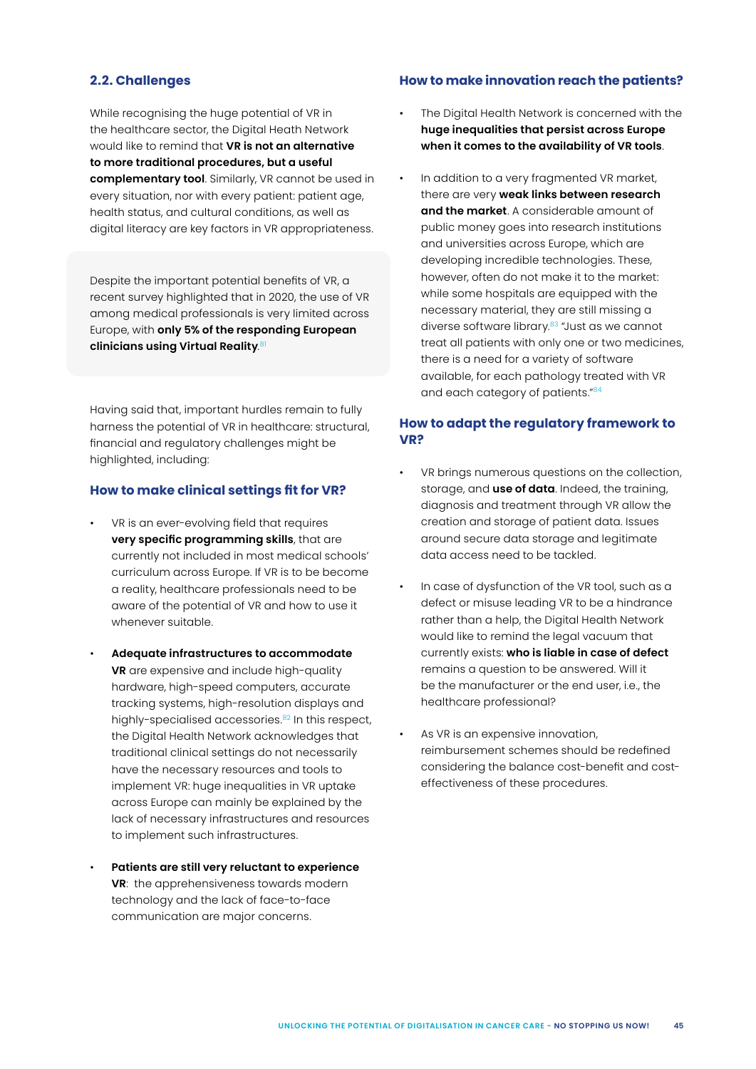## 2.2. Challenges

While recognising the huge potential of VR in the healthcare sector, the Digital Heath Network would like to remind that **VR is not an alternative to more traditional procedures, but a useful complementary tool**. Similarly, VR cannot be used in every situation, nor with every patient: patient age, health status, and cultural conditions, as well as digital literacy are key factors in VR appropriateness.

Despite the important potential benefits of VR, a recent survey highlighted that in 2020, the use of VR among medical professionals is very limited across Europe, with **only 5% of the responding European clinicians using Virtual Reality**.[81]

Having said that, important hurdles remain to fully harness the potential of VR in healthcare: structural, financial and regulatory challenges might be highlighted, including:

### How to make clinical settings fit for VR?

- VR is an ever-evolving field that requires **very specific programming skills**, that are currently not included in most medical schools' curriculum across Europe. If VR is to be become a reality, healthcare professionals need to be aware of the potential of VR and how to use it whenever suitable.
- **Adequate infrastructures to accommodate VR** are expensive and include high-quality hardware, high-speed computers, accurate tracking systems, high-resolution displays and highly-specialised accessories.[82] In this respect, the Digital Health Network acknowledges that traditional clinical settings do not necessarily have the necessary resources and tools to implement VR: huge inequalities in VR uptake across Europe can mainly be explained by the lack of necessary infrastructures and resources to implement such infrastructures.
- **Patients are still very reluctant to experience VR**: the apprehensiveness towards modern technology and the lack of face-to-face communication are major concerns.

### How to make innovation reach the patients?

- The Digital Health Network is concerned with the **huge inequalities that persist across Europe when it comes to the availability of VR tools**.
- In addition to a very fragmented VR market, there are very **weak links between research and the market**. A considerable amount of public money goes into research institutions and universities across Europe, which are developing incredible technologies. These, however, often do not make it to the market: while some hospitals are equipped with the necessary material, they are still missing a diverse software library.[83] "Just as we cannot treat all patients with only one or two medicines, there is a need for a variety of software available, for each pathology treated with VR and each category of patients."[84]

### How to adapt the regulatory framework to VR?

- VR brings numerous questions on the collection, storage, and **use of data**. Indeed, the training, diagnosis and treatment through VR allow the creation and storage of patient data. Issues around secure data storage and legitimate data access need to be tackled.
- In case of dysfunction of the VR tool, such as a defect or misuse leading VR to be a hindrance rather than a help, the Digital Health Network would like to remind the legal vacuum that currently exists: **who is liable in case of defect** remains a question to be answered. Will it be the manufacturer or the end user, i.e., the healthcare professional?
- As VR is an expensive innovation, reimbursement schemes should be redefined considering the balance cost-benefit and cost-effectiveness of these procedures.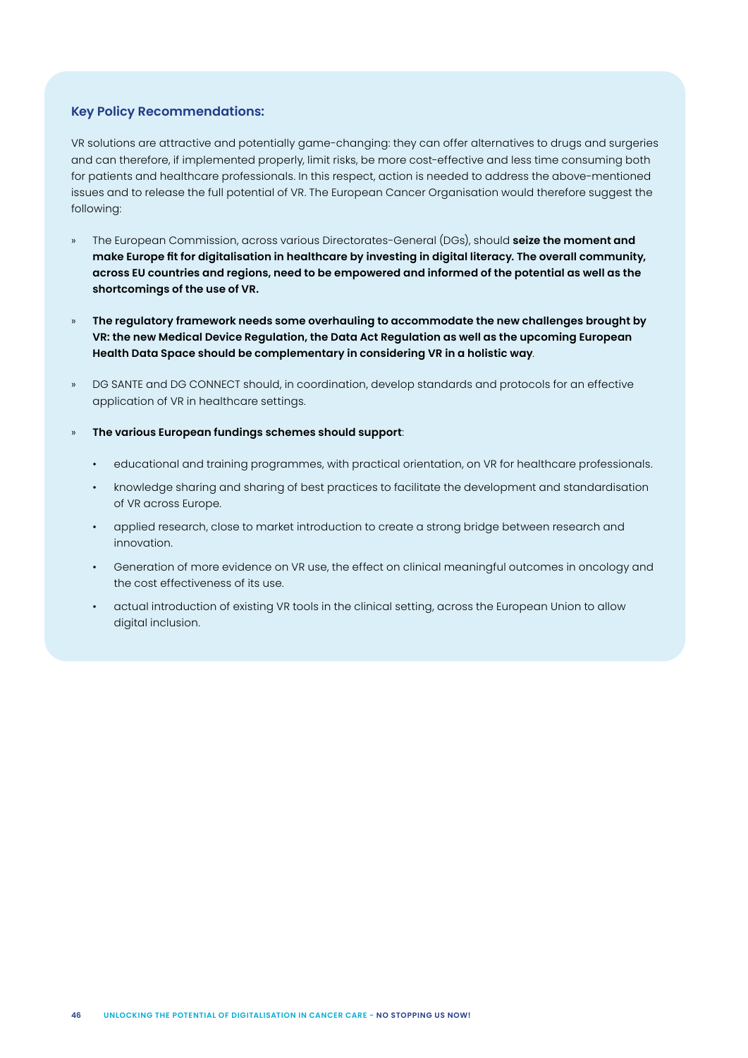### Key Policy Recommendations:

VR solutions are attractive and potentially game-changing: they can offer alternatives to drugs and surgeries and can therefore, if implemented properly, limit risks, be more cost-effective and less time consuming both for patients and healthcare professionals. In this respect, action is needed to address the above-mentioned issues and to release the full potential of VR. The European Cancer Organisation would therefore suggest the following:

- The European Commission, across various Directorates-General (DGs), should **seize the moment and make Europe fit for digitalisation in healthcare by investing in digital literacy. The overall community, across EU countries and regions, need to be empowered and informed of the potential as well as the shortcomings of the use of VR.**
- **The regulatory framework needs some overhauling to accommodate the new challenges brought by VR: the new Medical Device Regulation, the Data Act Regulation as well as the upcoming European Health Data Space should be complementary in considering VR in a holistic way**.
- DG SANTE and DG CONNECT should, in coordination, develop standards and protocols for an effective application of VR in healthcare settings.
- **The various European fundings schemes should support**:
  - educational and training programmes, with practical orientation, on VR for healthcare professionals.
  - knowledge sharing and sharing of best practices to facilitate the development and standardisation of VR across Europe.
  - applied research, close to market introduction to create a strong bridge between research and innovation.
  - Generation of more evidence on VR use, the effect on clinical meaningful outcomes in oncology and the cost effectiveness of its use.
  - actual introduction of existing VR tools in the clinical setting, across the European Union to allow digital inclusion.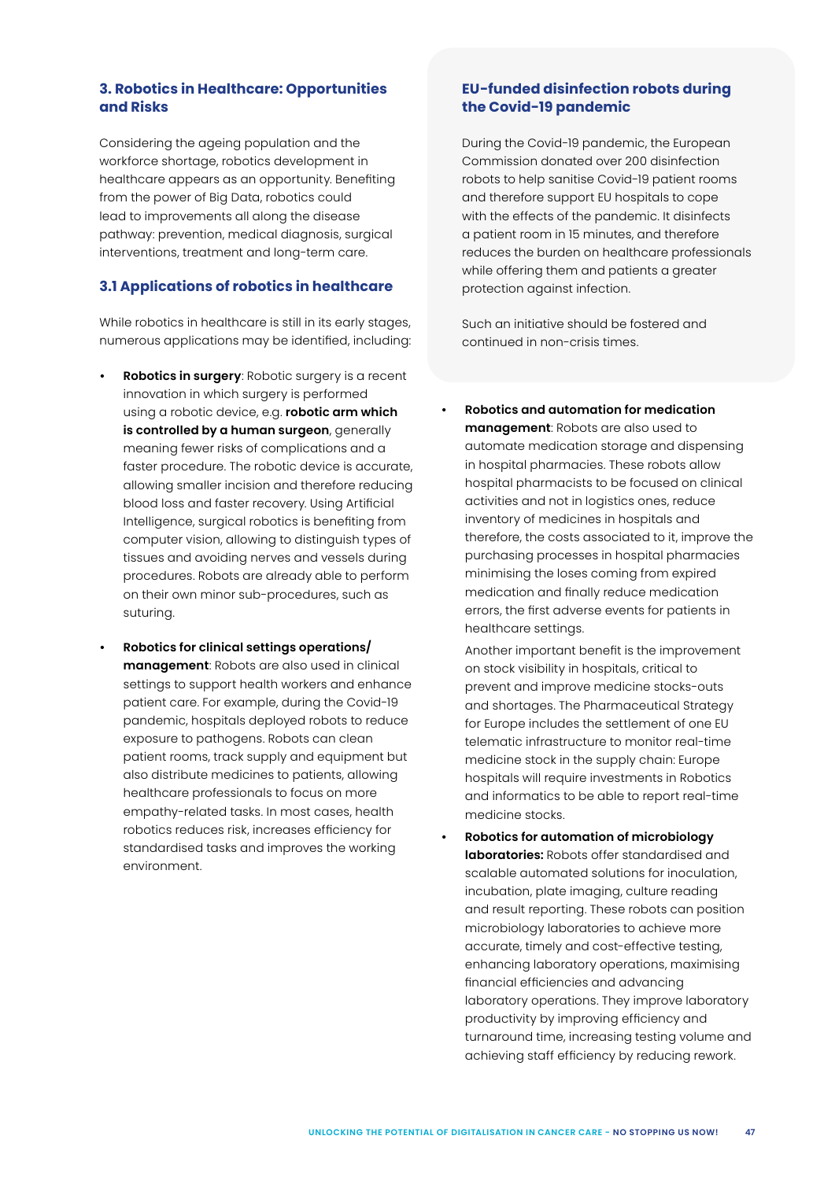## 3. Robotics in Healthcare: Opportunities and Risks

Considering the ageing population and the workforce shortage, robotics development in healthcare appears as an opportunity. Benefiting from the power of Big Data, robotics could lead to improvements all along the disease pathway: prevention, medical diagnosis, surgical interventions, treatment and long-term care.

### 3.1 Applications of robotics in healthcare

While robotics in healthcare is still in its early stages, numerous applications may be identified, including:

- **Robotics in surgery**: Robotic surgery is a recent innovation in which surgery is performed using a robotic device, e.g. **robotic arm which is controlled by a human surgeon**, generally meaning fewer risks of complications and a faster procedure. The robotic device is accurate, allowing smaller incision and therefore reducing blood loss and faster recovery. Using Artificial Intelligence, surgical robotics is benefiting from computer vision, allowing to distinguish types of tissues and avoiding nerves and vessels during procedures. Robots are already able to perform on their own minor sub-procedures, such as suturing.

- **Robotics for clinical settings operations/ management**: Robots are also used in clinical settings to support health workers and enhance patient care. For example, during the Covid-19 pandemic, hospitals deployed robots to reduce exposure to pathogens. Robots can clean patient rooms, track supply and equipment but also distribute medicines to patients, allowing healthcare professionals to focus on more empathy-related tasks. In most cases, health robotics reduces risk, increases efficiency for standardised tasks and improves the working environment.

### EU-funded disinfection robots during the Covid-19 pandemic

During the Covid-19 pandemic, the European Commission donated over 200 disinfection robots to help sanitise Covid-19 patient rooms and therefore support EU hospitals to cope with the effects of the pandemic. It disinfects a patient room in 15 minutes, and therefore reduces the burden on healthcare professionals while offering them and patients a greater protection against infection.

Such an initiative should be fostered and continued in non-crisis times.

- **Robotics and automation for medication management**: Robots are also used to automate medication storage and dispensing in hospital pharmacies. These robots allow hospital pharmacists to be focused on clinical activities and not in logistics ones, reduce inventory of medicines in hospitals and therefore, the costs associated to it, improve the purchasing processes in hospital pharmacies minimising the loses coming from expired medication and finally reduce medication errors, the first adverse events for patients in healthcare settings.

  Another important benefit is the improvement on stock visibility in hospitals, critical to prevent and improve medicine stocks-outs and shortages. The Pharmaceutical Strategy for Europe includes the settlement of one EU telematic infrastructure to monitor real-time medicine stock in the supply chain: Europe hospitals will require investments in Robotics and informatics to be able to report real-time medicine stocks.

- **Robotics for automation of microbiology laboratories:** Robots offer standardised and scalable automated solutions for inoculation, incubation, plate imaging, culture reading and result reporting. These robots can position microbiology laboratories to achieve more accurate, timely and cost-effective testing, enhancing laboratory operations, maximising financial efficiencies and advancing laboratory operations. They improve laboratory productivity by improving efficiency and turnaround time, increasing testing volume and achieving staff efficiency by reducing rework.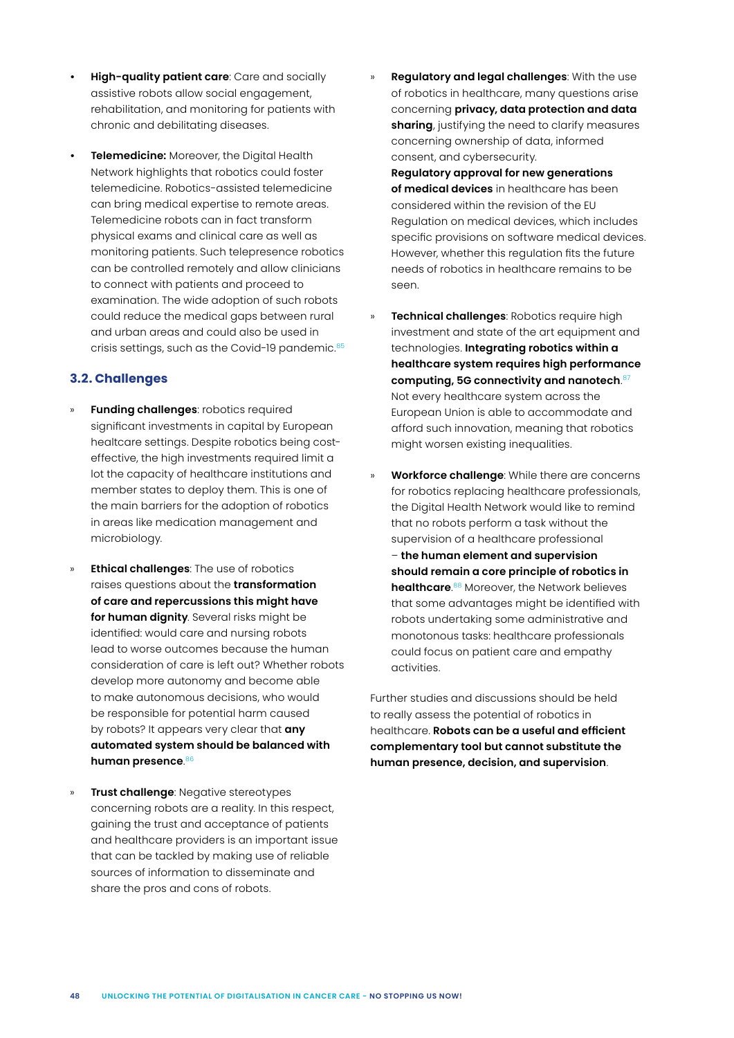- **High-quality patient care**: Care and socially assistive robots allow social engagement, rehabilitation, and monitoring for patients with chronic and debilitating diseases.

- **Telemedicine:** Moreover, the Digital Health Network highlights that robotics could foster telemedicine. Robotics-assisted telemedicine can bring medical expertise to remote areas. Telemedicine robots can in fact transform physical exams and clinical care as well as monitoring patients. Such telepresence robotics can be controlled remotely and allow clinicians to connect with patients and proceed to examination. The wide adoption of such robots could reduce the medical gaps between rural and urban areas and could also be used in crisis settings, such as the Covid-19 pandemic.[85]

### 3.2. Challenges

- **Funding challenges**: robotics required significant investments in capital by European healtcare settings. Despite robotics being cost-effective, the high investments required limit a lot the capacity of healthcare institutions and member states to deploy them. This is one of the main barriers for the adoption of robotics in areas like medication management and microbiology.

- **Ethical challenges**: The use of robotics raises questions about the **transformation of care and repercussions this might have for human dignity**. Several risks might be identified: would care and nursing robots lead to worse outcomes because the human consideration of care is left out? Whether robots develop more autonomy and become able to make autonomous decisions, who would be responsible for potential harm caused by robots? It appears very clear that **any automated system should be balanced with human presence**.[86]

- **Trust challenge**: Negative stereotypes concerning robots are a reality. In this respect, gaining the trust and acceptance of patients and healthcare providers is an important issue that can be tackled by making use of reliable sources of information to disseminate and share the pros and cons of robots.

- **Regulatory and legal challenges**: With the use of robotics in healthcare, many questions arise concerning **privacy, data protection and data sharing**, justifying the need to clarify measures concerning ownership of data, informed consent, and cybersecurity.
  **Regulatory approval for new generations of medical devices** in healthcare has been considered within the revision of the EU Regulation on medical devices, which includes specific provisions on software medical devices. However, whether this regulation fits the future needs of robotics in healthcare remains to be seen.

- **Technical challenges**: Robotics require high investment and state of the art equipment and technologies. **Integrating robotics within a healthcare system requires high performance computing, 5G connectivity and nanotech**.[87] Not every healthcare system across the European Union is able to accommodate and afford such innovation, meaning that robotics might worsen existing inequalities.

- **Workforce challenge**: While there are concerns for robotics replacing healthcare professionals, the Digital Health Network would like to remind that no robots perform a task without the supervision of a healthcare professional – **the human element and supervision should remain a core principle of robotics in healthcare**.[88] Moreover, the Network believes that some advantages might be identified with robots undertaking some administrative and monotonous tasks: healthcare professionals could focus on patient care and empathy activities.

Further studies and discussions should be held to really assess the potential of robotics in healthcare. **Robots can be a useful and efficient complementary tool but cannot substitute the human presence, decision, and supervision**.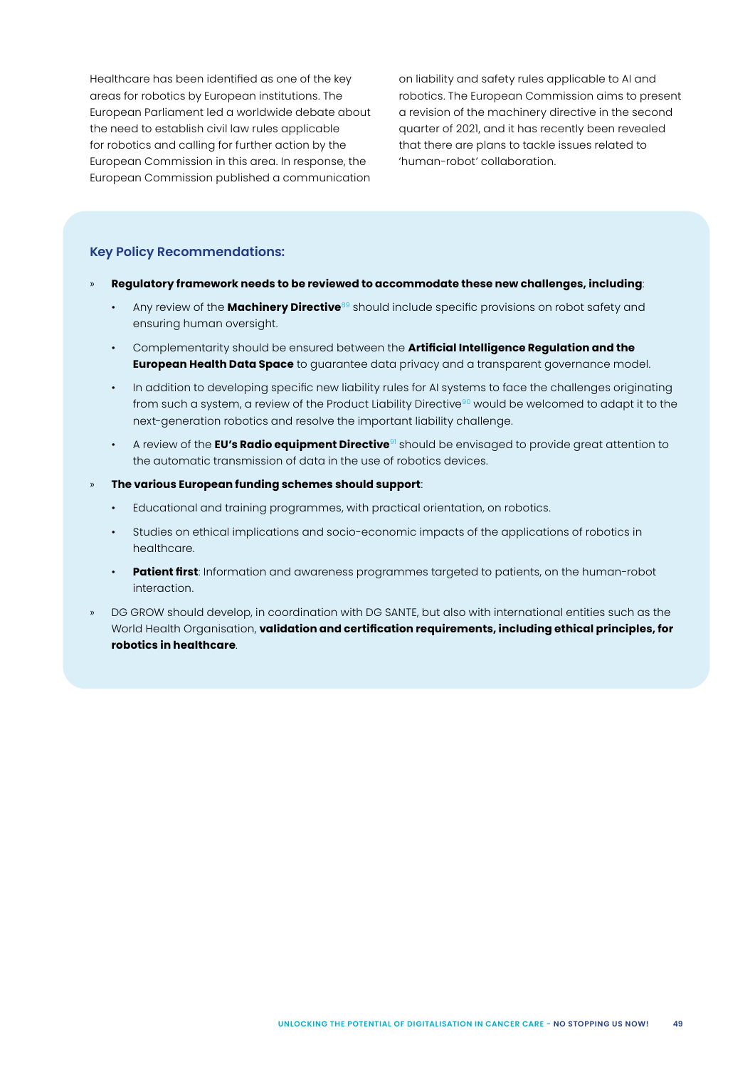Healthcare has been identified as one of the key areas for robotics by European institutions. The European Parliament led a worldwide debate about the need to establish civil law rules applicable for robotics and calling for further action by the European Commission in this area. In response, the European Commission published a communication on liability and safety rules applicable to AI and robotics. The European Commission aims to present a revision of the machinery directive in the second quarter of 2021, and it has recently been revealed that there are plans to tackle issues related to 'human-robot' collaboration.

### Key Policy Recommendations:

- **Regulatory framework needs to be reviewed to accommodate these new challenges, including**:
  - Any review of the **Machinery Directive**[89] should include specific provisions on robot safety and ensuring human oversight.
  - Complementarity should be ensured between the **Artificial Intelligence Regulation and the European Health Data Space** to guarantee data privacy and a transparent governance model.
  - In addition to developing specific new liability rules for AI systems to face the challenges originating from such a system, a review of the Product Liability Directive[90] would be welcomed to adapt it to the next-generation robotics and resolve the important liability challenge.
  - A review of the **EU's Radio equipment Directive**[91] should be envisaged to provide great attention to the automatic transmission of data in the use of robotics devices.
- **The various European funding schemes should support**:
  - Educational and training programmes, with practical orientation, on robotics.
  - Studies on ethical implications and socio-economic impacts of the applications of robotics in healthcare.
  - **Patient first**: Information and awareness programmes targeted to patients, on the human-robot interaction.
- DG GROW should develop, in coordination with DG SANTE, but also with international entities such as the World Health Organisation, **validation and certification requirements, including ethical principles, for robotics in healthcare**.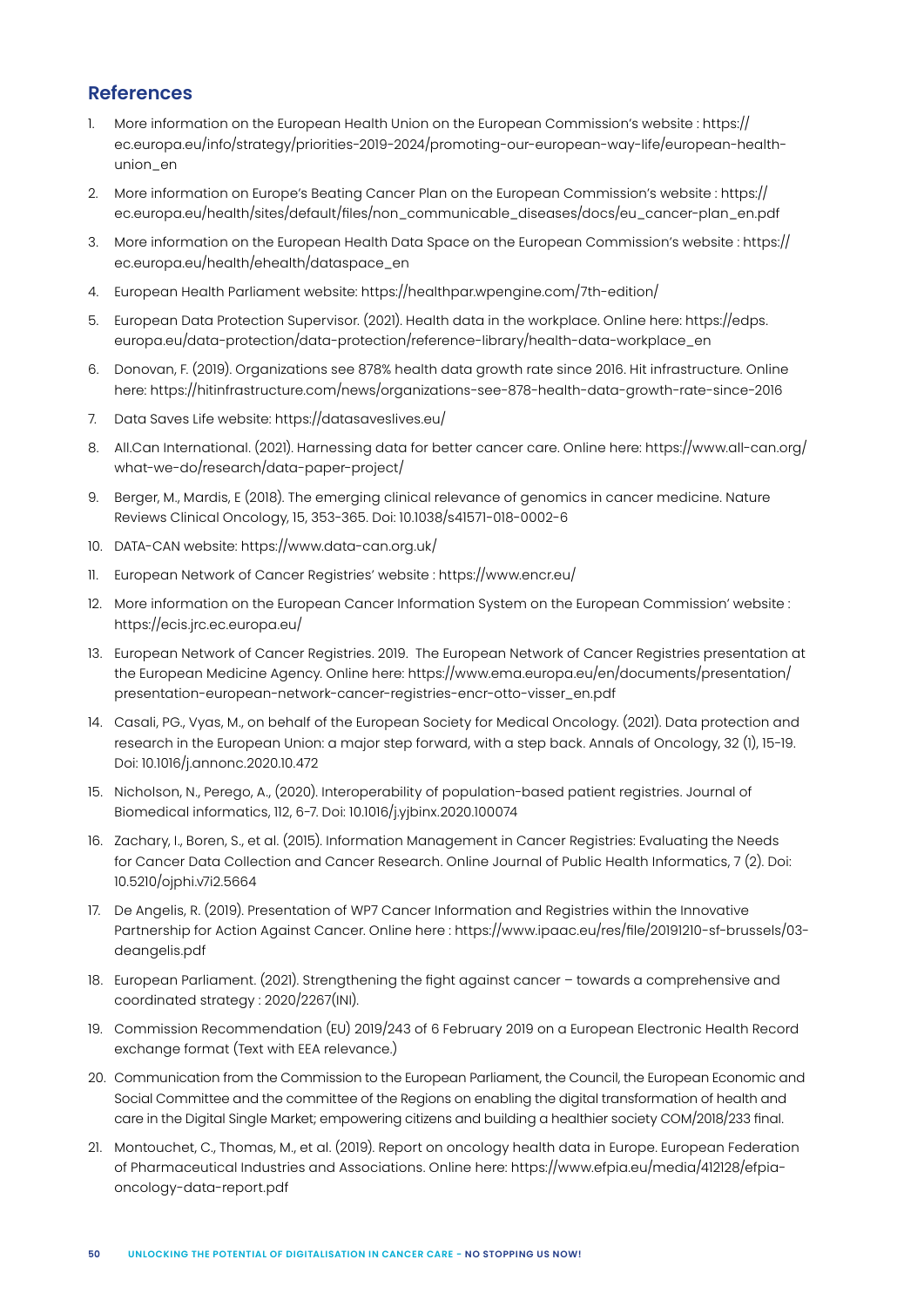## References

1. More information on the European Health Union on the European Commission's website : https://ec.europa.eu/info/strategy/priorities-2019-2024/promoting-our-european-way-life/european-health-union_en
2. More information on Europe's Beating Cancer Plan on the European Commission's website : https://ec.europa.eu/health/sites/default/files/non_communicable_diseases/docs/eu_cancer-plan_en.pdf
3. More information on the European Health Data Space on the European Commission's website : https://ec.europa.eu/health/ehealth/dataspace_en
4. European Health Parliament website: https://healthpar.wpengine.com/7th-edition/
5. European Data Protection Supervisor. (2021). Health data in the workplace. Online here: https://edps.europa.eu/data-protection/data-protection/reference-library/health-data-workplace_en
6. Donovan, F. (2019). Organizations see 878% health data growth rate since 2016. Hit infrastructure. Online here: https://hitinfrastructure.com/news/organizations-see-878-health-data-growth-rate-since-2016
7. Data Saves Life website: https://datasaveslives.eu/
8. All.Can International. (2021). Harnessing data for better cancer care. Online here: https://www.all-can.org/what-we-do/research/data-paper-project/
9. Berger, M., Mardis, E (2018). The emerging clinical relevance of genomics in cancer medicine. Nature Reviews Clinical Oncology, 15, 353-365. Doi: 10.1038/s41571-018-0002-6
10. DATA-CAN website: https://www.data-can.org.uk/
11. European Network of Cancer Registries' website : https://www.encr.eu/
12. More information on the European Cancer Information System on the European Commission' website : https://ecis.jrc.ec.europa.eu/
13. European Network of Cancer Registries. 2019. The European Network of Cancer Registries presentation at the European Medicine Agency. Online here: https://www.ema.europa.eu/en/documents/presentation/presentation-european-network-cancer-registries-encr-otto-visser_en.pdf
14. Casali, PG., Vyas, M., on behalf of the European Society for Medical Oncology. (2021). Data protection and research in the European Union: a major step forward, with a step back. Annals of Oncology, 32 (1), 15-19. Doi: 10.1016/j.annonc.2020.10.472
15. Nicholson, N., Perego, A., (2020). Interoperability of population-based patient registries. Journal of Biomedical informatics, 112, 6-7. Doi: 10.1016/j.yjbinx.2020.100074
16. Zachary, I., Boren, S., et al. (2015). Information Management in Cancer Registries: Evaluating the Needs for Cancer Data Collection and Cancer Research. Online Journal of Public Health Informatics, 7 (2). Doi: 10.5210/ojphi.v7i2.5664
17. De Angelis, R. (2019). Presentation of WP7 Cancer Information and Registries within the Innovative Partnership for Action Against Cancer. Online here : https://www.ipaac.eu/res/file/20191210-sf-brussels/03-deangelis.pdf
18. European Parliament. (2021). Strengthening the fight against cancer – towards a comprehensive and coordinated strategy : 2020/2267(INI).
19. Commission Recommendation (EU) 2019/243 of 6 February 2019 on a European Electronic Health Record exchange format (Text with EEA relevance.)
20. Communication from the Commission to the European Parliament, the Council, the European Economic and Social Committee and the committee of the Regions on enabling the digital transformation of health and care in the Digital Single Market; empowering citizens and building a healthier society COM/2018/233 final.
21. Montouchet, C., Thomas, M., et al. (2019). Report on oncology health data in Europe. European Federation of Pharmaceutical Industries and Associations. Online here: https://www.efpia.eu/media/412128/efpia-oncology-data-report.pdf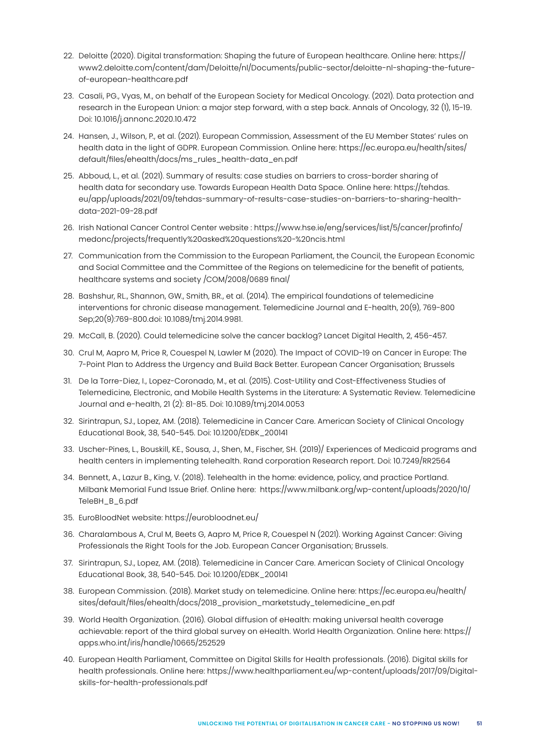22. Deloitte (2020). Digital transformation: Shaping the future of European healthcare. Online here: https://www2.deloitte.com/content/dam/Deloitte/nl/Documents/public-sector/deloitte-nl-shaping-the-future-of-european-healthcare.pdf
23. Casali, PG., Vyas, M., on behalf of the European Society for Medical Oncology. (2021). Data protection and research in the European Union: a major step forward, with a step back. Annals of Oncology, 32 (1), 15-19. Doi: 10.1016/j.annonc.2020.10.472
24. Hansen, J., Wilson, P., et al. (2021). European Commission, Assessment of the EU Member States' rules on health data in the light of GDPR. European Commission. Online here: https://ec.europa.eu/health/sites/default/files/ehealth/docs/ms_rules_health-data_en.pdf
25. Abboud, L., et al. (2021). Summary of results: case studies on barriers to cross-border sharing of health data for secondary use. Towards European Health Data Space. Online here: https://tehdas.eu/app/uploads/2021/09/tehdas-summary-of-results-case-studies-on-barriers-to-sharing-health-data-2021-09-28.pdf
26. Irish National Cancer Control Center website : https://www.hse.ie/eng/services/list/5/cancer/profinfo/medonc/projects/frequently%20asked%20questions%20-%20ncis.html
27. Communication from the Commission to the European Parliament, the Council, the European Economic and Social Committee and the Committee of the Regions on telemedicine for the benefit of patients, healthcare systems and society /COM/2008/0689 final/
28. Bashshur, RL., Shannon, GW., Smith, BR., et al. (2014). The empirical foundations of telemedicine interventions for chronic disease management. Telemedicine Journal and E-health, 20(9), 769-800 Sep;20(9):769-800.doi: 10.1089/tmj.2014.9981.
29. McCall, B. (2020). Could telemedicine solve the cancer backlog? Lancet Digital Health, 2, 456-457.
30. Crul M, Aapro M, Price R, Couespel N, Lawler M (2020). The Impact of COVID-19 on Cancer in Europe: The 7-Point Plan to Address the Urgency and Build Back Better. European Cancer Organisation; Brussels
31. De la Torre-Diez, I., Lopez-Coronado, M., et al. (2015). Cost-Utility and Cost-Effectiveness Studies of Telemedicine, Electronic, and Mobile Health Systems in the Literature: A Systematic Review. Telemedicine Journal and e-health, 21 (2): 81-85. Doi: 10.1089/tmj.2014.0053
32. Sirintrapun, SJ., Lopez, AM. (2018). Telemedicine in Cancer Care. American Society of Clinical Oncology Educational Book, 38, 540-545. Doi: 10.1200/EDBK_200141
33. Uscher-Pines, L., Bouskill, KE., Sousa, J., Shen, M., Fischer, SH. (2019)/ Experiences of Medicaid programs and health centers in implementing telehealth. Rand corporation Research report. Doi: 10.7249/RR2564
34. Bennett, A., Lazur B., King, V. (2018). Telehealth in the home: evidence, policy, and practice Portland. Milbank Memorial Fund Issue Brief. Online here: https://www.milbank.org/wp-content/uploads/2020/10/TeleBH_B_6.pdf
35. EuroBloodNet website: https://eurobloodnet.eu/
36. Charalambous A, Crul M, Beets G, Aapro M, Price R, Couespel N (2021). Working Against Cancer: Giving Professionals the Right Tools for the Job. European Cancer Organisation; Brussels.
37. Sirintrapun, SJ., Lopez, AM. (2018). Telemedicine in Cancer Care. American Society of Clinical Oncology Educational Book, 38, 540-545. Doi: 10.1200/EDBK_200141
38. European Commission. (2018). Market study on telemedicine. Online here: https://ec.europa.eu/health/sites/default/files/ehealth/docs/2018_provision_marketstudy_telemedicine_en.pdf
39. World Health Organization. (2016). Global diffusion of eHealth: making universal health coverage achievable: report of the third global survey on eHealth. World Health Organization. Online here: https://apps.who.int/iris/handle/10665/252529
40. European Health Parliament, Committee on Digital Skills for Health professionals. (2016). Digital skills for health professionals. Online here: https://www.healthparliament.eu/wp-content/uploads/2017/09/Digital-skills-for-health-professionals.pdf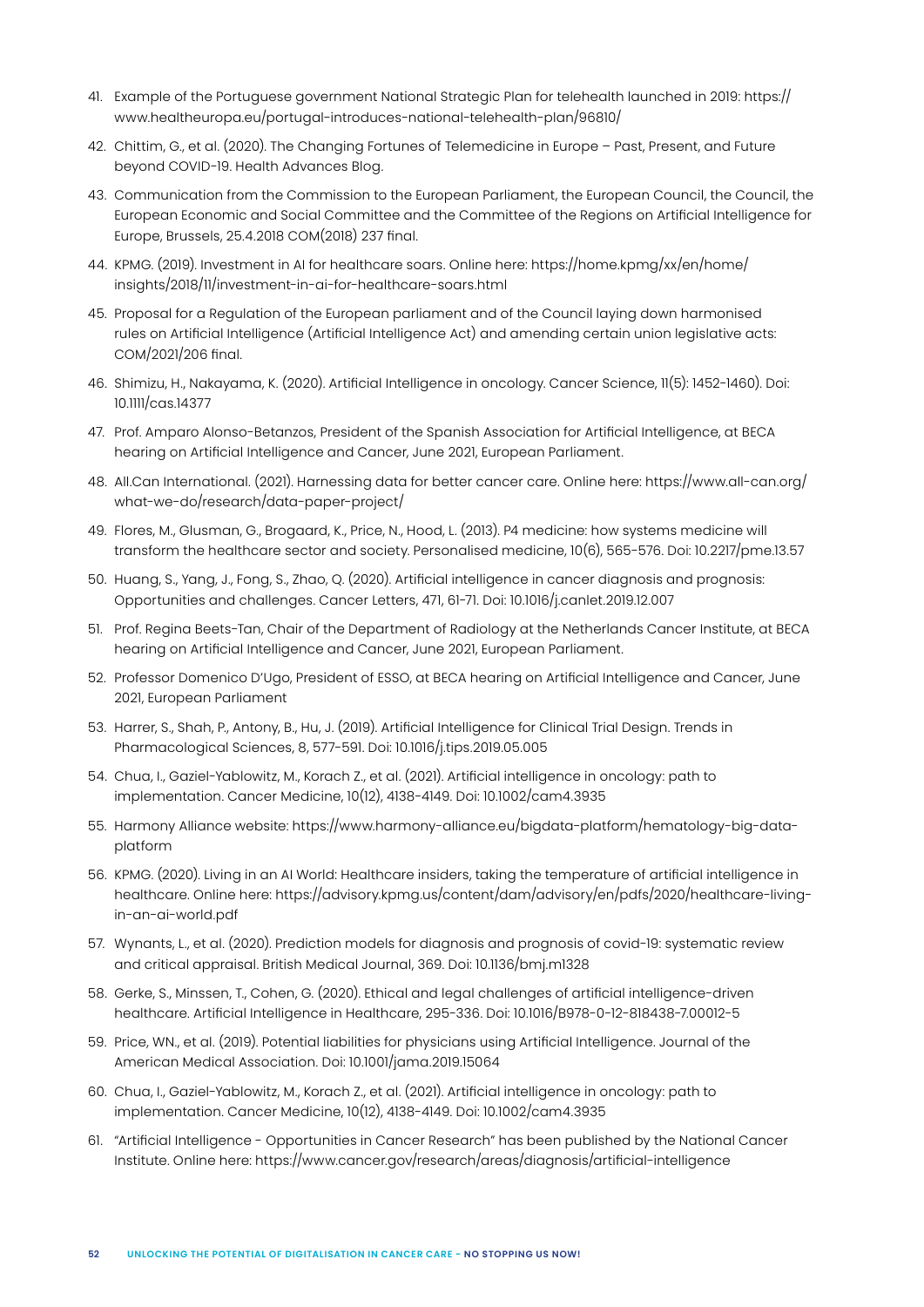41. Example of the Portuguese government National Strategic Plan for telehealth launched in 2019: https://www.healtheuropa.eu/portugal-introduces-national-telehealth-plan/96810/
42. Chittim, G., et al. (2020). The Changing Fortunes of Telemedicine in Europe – Past, Present, and Future beyond COVID-19. Health Advances Blog.
43. Communication from the Commission to the European Parliament, the European Council, the Council, the European Economic and Social Committee and the Committee of the Regions on Artificial Intelligence for Europe, Brussels, 25.4.2018 COM(2018) 237 final.
44. KPMG. (2019). Investment in AI for healthcare soars. Online here: https://home.kpmg/xx/en/home/insights/2018/11/investment-in-ai-for-healthcare-soars.html
45. Proposal for a Regulation of the European parliament and of the Council laying down harmonised rules on Artificial Intelligence (Artificial Intelligence Act) and amending certain union legislative acts: COM/2021/206 final.
46. Shimizu, H., Nakayama, K. (2020). Artificial Intelligence in oncology. Cancer Science, 11(5): 1452-1460). Doi: 10.1111/cas.14377
47. Prof. Amparo Alonso-Betanzos, President of the Spanish Association for Artificial Intelligence, at BECA hearing on Artificial Intelligence and Cancer, June 2021, European Parliament.
48. All.Can International. (2021). Harnessing data for better cancer care. Online here: https://www.all-can.org/what-we-do/research/data-paper-project/
49. Flores, M., Glusman, G., Brogaard, K., Price, N., Hood, L. (2013). P4 medicine: how systems medicine will transform the healthcare sector and society. Personalised medicine, 10(6), 565-576. Doi: 10.2217/pme.13.57
50. Huang, S., Yang, J., Fong, S., Zhao, Q. (2020). Artificial intelligence in cancer diagnosis and prognosis: Opportunities and challenges. Cancer Letters, 471, 61-71. Doi: 10.1016/j.canlet.2019.12.007
51. Prof. Regina Beets-Tan, Chair of the Department of Radiology at the Netherlands Cancer Institute, at BECA hearing on Artificial Intelligence and Cancer, June 2021, European Parliament.
52. Professor Domenico D'Ugo, President of ESSO, at BECA hearing on Artificial Intelligence and Cancer, June 2021, European Parliament
53. Harrer, S., Shah, P., Antony, B., Hu, J. (2019). Artificial Intelligence for Clinical Trial Design. Trends in Pharmacological Sciences, 8, 577-591. Doi: 10.1016/j.tips.2019.05.005
54. Chua, I., Gaziel-Yablowitz, M., Korach Z., et al. (2021). Artificial intelligence in oncology: path to implementation. Cancer Medicine, 10(12), 4138-4149. Doi: 10.1002/cam4.3935
55. Harmony Alliance website: https://www.harmony-alliance.eu/bigdata-platform/hematology-big-data-platform
56. KPMG. (2020). Living in an AI World: Healthcare insiders, taking the temperature of artificial intelligence in healthcare. Online here: https://advisory.kpmg.us/content/dam/advisory/en/pdfs/2020/healthcare-living-in-an-ai-world.pdf
57. Wynants, L., et al. (2020). Prediction models for diagnosis and prognosis of covid-19: systematic review and critical appraisal. British Medical Journal, 369. Doi: 10.1136/bmj.m1328
58. Gerke, S., Minssen, T., Cohen, G. (2020). Ethical and legal challenges of artificial intelligence-driven healthcare. Artificial Intelligence in Healthcare, 295-336. Doi: 10.1016/B978-0-12-818438-7.00012-5
59. Price, WN., et al. (2019). Potential liabilities for physicians using Artificial Intelligence. Journal of the American Medical Association. Doi: 10.1001/jama.2019.15064
60. Chua, I., Gaziel-Yablowitz, M., Korach Z., et al. (2021). Artificial intelligence in oncology: path to implementation. Cancer Medicine, 10(12), 4138-4149. Doi: 10.1002/cam4.3935
61. "Artificial Intelligence - Opportunities in Cancer Research" has been published by the National Cancer Institute. Online here: https://www.cancer.gov/research/areas/diagnosis/artificial-intelligence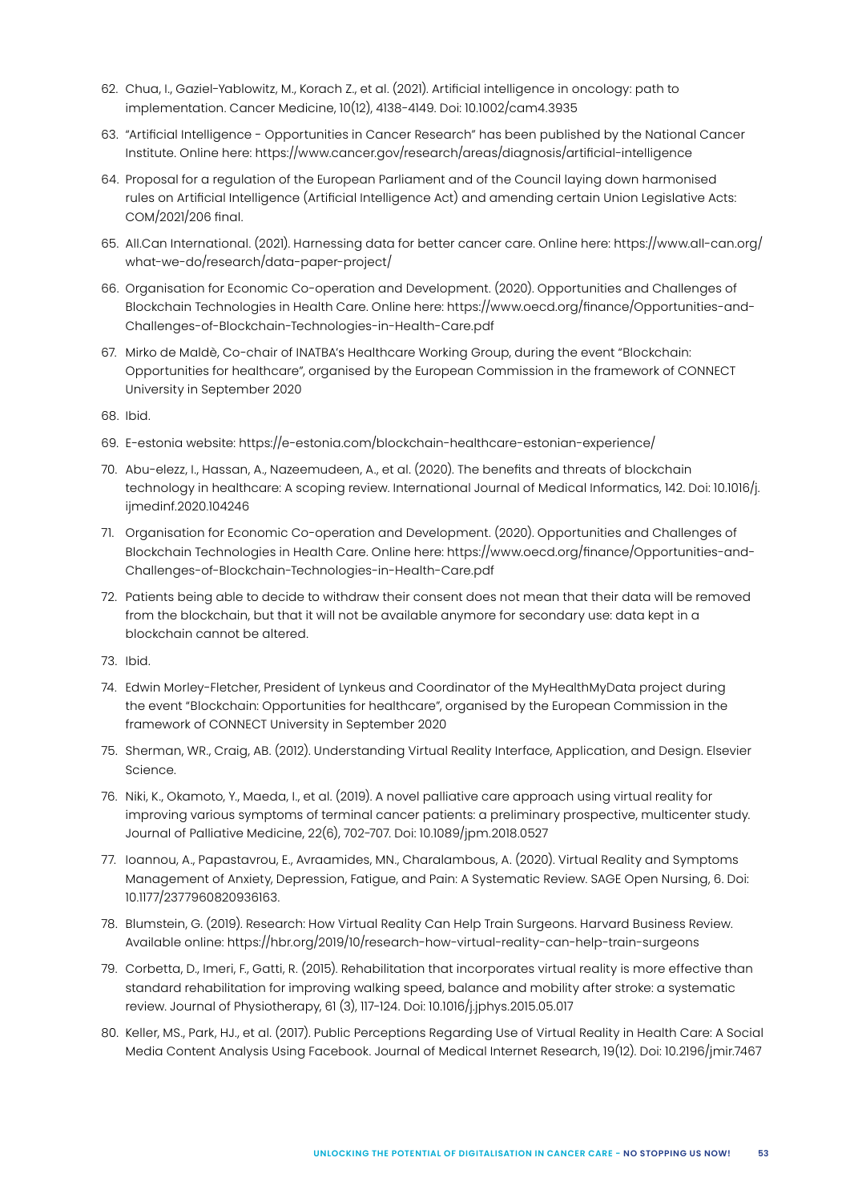62. Chua, I., Gaziel-Yablowitz, M., Korach Z., et al. (2021). Artificial intelligence in oncology: path to implementation. Cancer Medicine, 10(12), 4138-4149. Doi: 10.1002/cam4.3935

63. "Artificial Intelligence - Opportunities in Cancer Research" has been published by the National Cancer Institute. Online here: https://www.cancer.gov/research/areas/diagnosis/artificial-intelligence

64. Proposal for a regulation of the European Parliament and of the Council laying down harmonised rules on Artificial Intelligence (Artificial Intelligence Act) and amending certain Union Legislative Acts: COM/2021/206 final.

65. All.Can International. (2021). Harnessing data for better cancer care. Online here: https://www.all-can.org/what-we-do/research/data-paper-project/

66. Organisation for Economic Co-operation and Development. (2020). Opportunities and Challenges of Blockchain Technologies in Health Care. Online here: https://www.oecd.org/finance/Opportunities-and-Challenges-of-Blockchain-Technologies-in-Health-Care.pdf

67. Mirko de Maldè, Co-chair of INATBA's Healthcare Working Group, during the event "Blockchain: Opportunities for healthcare", organised by the European Commission in the framework of CONNECT University in September 2020

68. Ibid.

69. E-estonia website: https://e-estonia.com/blockchain-healthcare-estonian-experience/

70. Abu-elezz, I., Hassan, A., Nazeemudeen, A., et al. (2020). The benefits and threats of blockchain technology in healthcare: A scoping review. International Journal of Medical Informatics, 142. Doi: 10.1016/j.ijmedinf.2020.104246

71. Organisation for Economic Co-operation and Development. (2020). Opportunities and Challenges of Blockchain Technologies in Health Care. Online here: https://www.oecd.org/finance/Opportunities-and-Challenges-of-Blockchain-Technologies-in-Health-Care.pdf

72. Patients being able to decide to withdraw their consent does not mean that their data will be removed from the blockchain, but that it will not be available anymore for secondary use: data kept in a blockchain cannot be altered.

73. Ibid.

74. Edwin Morley-Fletcher, President of Lynkeus and Coordinator of the MyHealthMyData project during the event "Blockchain: Opportunities for healthcare", organised by the European Commission in the framework of CONNECT University in September 2020

75. Sherman, WR., Craig, AB. (2012). Understanding Virtual Reality Interface, Application, and Design. Elsevier Science.

76. Niki, K., Okamoto, Y., Maeda, I., et al. (2019). A novel palliative care approach using virtual reality for improving various symptoms of terminal cancer patients: a preliminary prospective, multicenter study. Journal of Palliative Medicine, 22(6), 702-707. Doi: 10.1089/jpm.2018.0527

77. Ioannou, A., Papastavrou, E., Avraamides, MN., Charalambous, A. (2020). Virtual Reality and Symptoms Management of Anxiety, Depression, Fatigue, and Pain: A Systematic Review. SAGE Open Nursing, 6. Doi: 10.1177/2377960820936163.

78. Blumstein, G. (2019). Research: How Virtual Reality Can Help Train Surgeons. Harvard Business Review. Available online: https://hbr.org/2019/10/research-how-virtual-reality-can-help-train-surgeons

79. Corbetta, D., Imeri, F., Gatti, R. (2015). Rehabilitation that incorporates virtual reality is more effective than standard rehabilitation for improving walking speed, balance and mobility after stroke: a systematic review. Journal of Physiotherapy, 61 (3), 117-124. Doi: 10.1016/j.jphys.2015.05.017

80. Keller, MS., Park, HJ., et al. (2017). Public Perceptions Regarding Use of Virtual Reality in Health Care: A Social Media Content Analysis Using Facebook. Journal of Medical Internet Research, 19(12). Doi: 10.2196/jmir.7467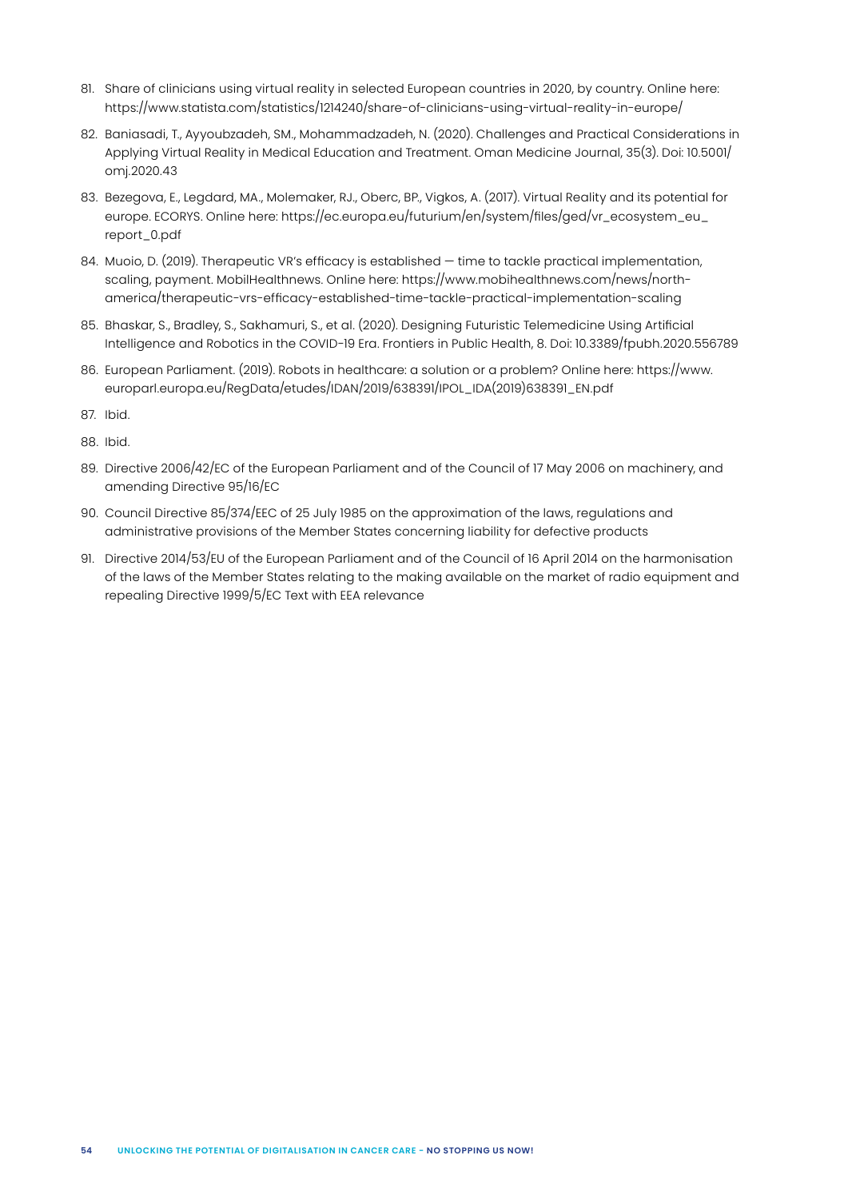81. Share of clinicians using virtual reality in selected European countries in 2020, by country. Online here: https://www.statista.com/statistics/1214240/share-of-clinicians-using-virtual-reality-in-europe/
82. Baniasadi, T., Ayyoubzadeh, SM., Mohammadzadeh, N. (2020). Challenges and Practical Considerations in Applying Virtual Reality in Medical Education and Treatment. Oman Medicine Journal, 35(3). Doi: 10.5001/omj.2020.43
83. Bezegova, E., Legdard, MA., Molemaker, RJ., Oberc, BP., Vigkos, A. (2017). Virtual Reality and its potential for europe. ECORYS. Online here: https://ec.europa.eu/futurium/en/system/files/ged/vr_ecosystem_eu_report_0.pdf
84. Muoio, D. (2019). Therapeutic VR's efficacy is established — time to tackle practical implementation, scaling, payment. MobilHealthnews. Online here: https://www.mobihealthnews.com/news/north-america/therapeutic-vrs-efficacy-established-time-tackle-practical-implementation-scaling
85. Bhaskar, S., Bradley, S., Sakhamuri, S., et al. (2020). Designing Futuristic Telemedicine Using Artificial Intelligence and Robotics in the COVID-19 Era. Frontiers in Public Health, 8. Doi: 10.3389/fpubh.2020.556789
86. European Parliament. (2019). Robots in healthcare: a solution or a problem? Online here: https://www.europarl.europa.eu/RegData/etudes/IDAN/2019/638391/IPOL_IDA(2019)638391_EN.pdf
87. Ibid.
88. Ibid.
89. Directive 2006/42/EC of the European Parliament and of the Council of 17 May 2006 on machinery, and amending Directive 95/16/EC
90. Council Directive 85/374/EEC of 25 July 1985 on the approximation of the laws, regulations and administrative provisions of the Member States concerning liability for defective products
91. Directive 2014/53/EU of the European Parliament and of the Council of 16 April 2014 on the harmonisation of the laws of the Member States relating to the making available on the market of radio equipment and repealing Directive 1999/5/EC Text with EEA relevance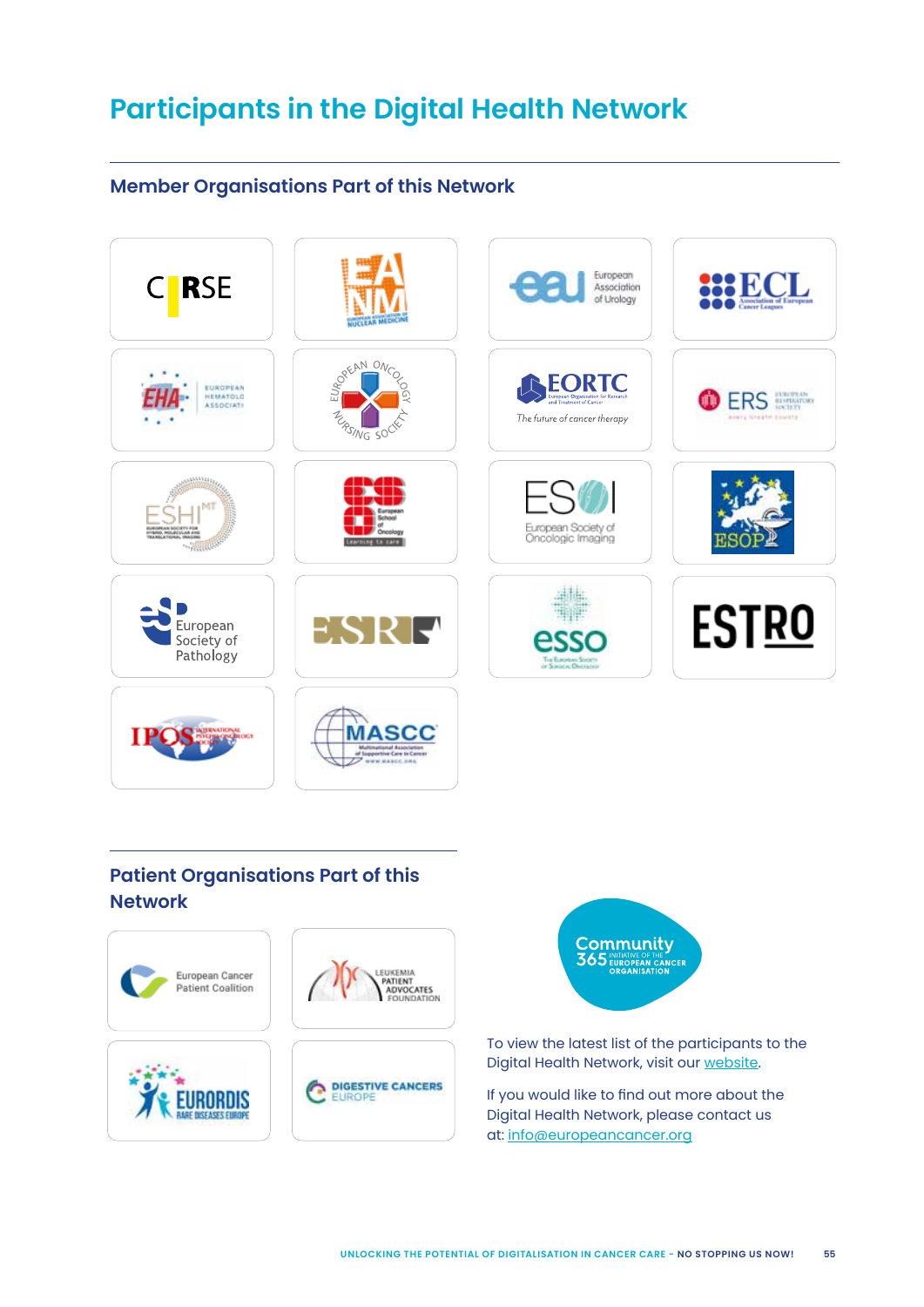# Participants in the Digital Health Network

## Member Organisations Part of this Network

CIRSE

European Association of Nuclear Medicine

European Association of Urology

ECL Association of European Cancer Leagues

EHA European Hematology Association

European Oncology Nursing Society

EORTC European Organisation for Research and Treatment of Cancer – The future of cancer therapy

ERS European Respiratory Society

ESHI European Society for Hybrid, Molecular and Translational Imaging

ESO European School of Oncology

ESOI European Society of Oncologic Imaging

ESOP

European Society of Pathology

ESR

ESSO The European Society of Surgical Oncology

ESTRO

IPOS International Psycho-Oncology Society

MASCC Multinational Association of Supportive Care in Cancer

## Patient Organisations Part of this Network

European Cancer Patient Coalition

Leukemia Patient Advocates Foundation

EURORDIS Rare Diseases Europe

Digestive Cancers Europe

Community 365 – Initiative of the European Cancer Organisation

To view the latest list of the participants to the Digital Health Network, visit our website.

If you would like to find out more about the Digital Health Network, please contact us at: info@europeancancer.org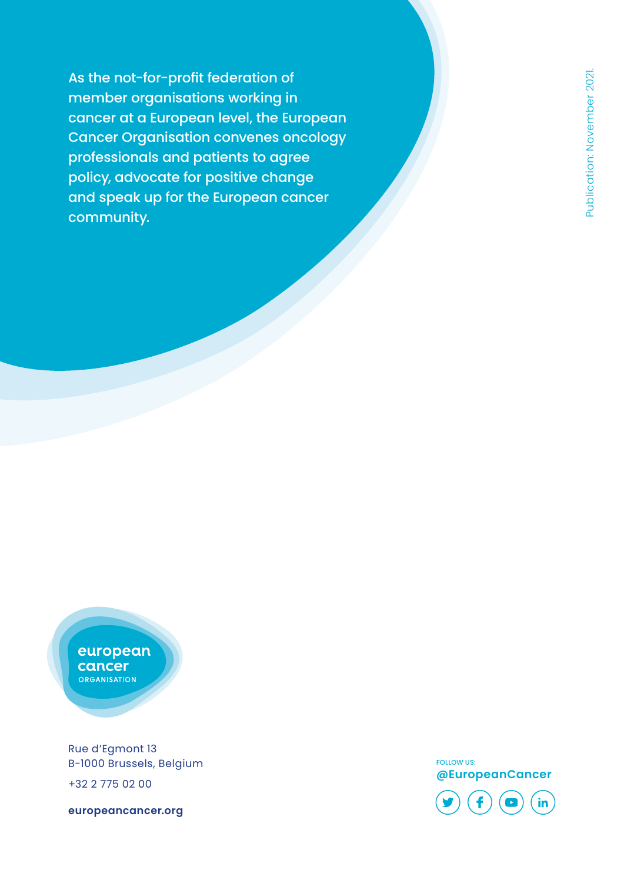As the not-for-profit federation of member organisations working in cancer at a European level, the European Cancer Organisation convenes oncology professionals and patients to agree policy, advocate for positive change and speak up for the European cancer community.

Publication: November 2021.

european cancer ORGANISATION

Rue d'Egmont 13
B-1000 Brussels, Belgium

+32 2 775 02 00

**europeancancer.org**

FOLLOW US:
**@EuropeanCancer**